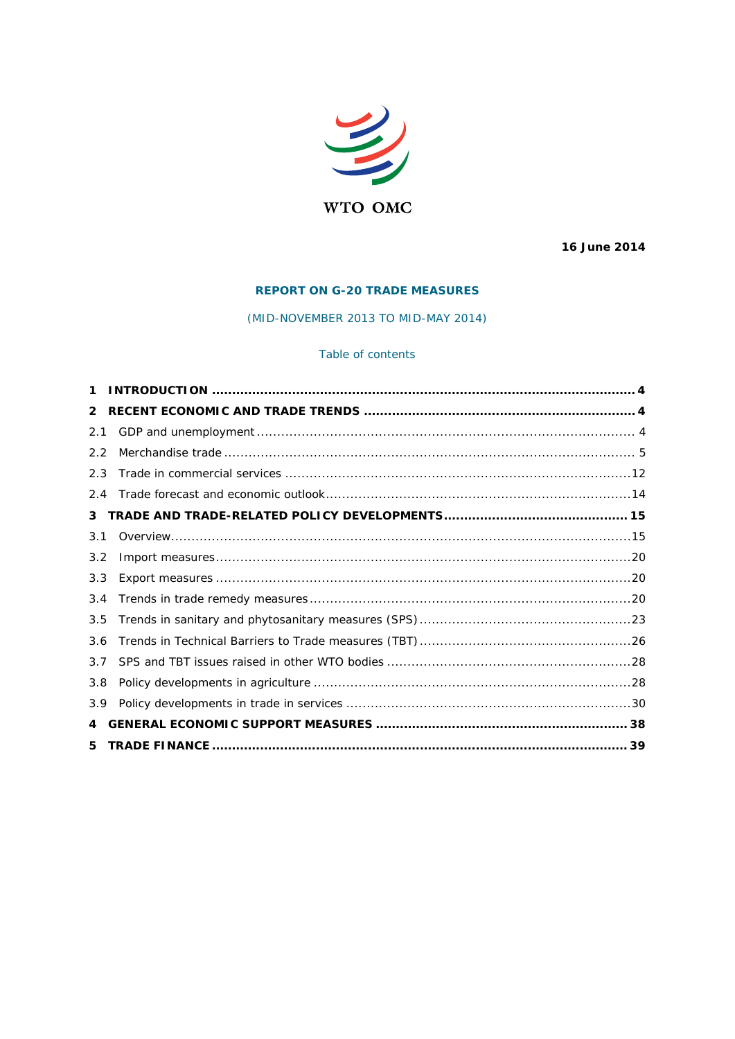WTO OMC

**16 June 2014**

## REPORT ON G-20 TRADE MEASURES

(MID-NOVEMBER 2013 TO MID-MAY 2014)

Table of contents

| | |
|---|---|
| **1 INTRODUCTION** | **4** |
| **2 RECENT ECONOMIC AND TRADE TRENDS** | **4** |
| 2.1 GDP and unemployment | 4 |
| 2.2 Merchandise trade | 5 |
| 2.3 Trade in commercial services | 12 |
| 2.4 Trade forecast and economic outlook | 14 |
| **3 TRADE AND TRADE-RELATED POLICY DEVELOPMENTS** | **15** |
| 3.1 Overview | 15 |
| 3.2 Import measures | 20 |
| 3.3 Export measures | 20 |
| 3.4 Trends in trade remedy measures | 20 |
| 3.5 Trends in sanitary and phytosanitary measures (SPS) | 23 |
| 3.6 Trends in Technical Barriers to Trade measures (TBT) | 26 |
| 3.7 SPS and TBT issues raised in other WTO bodies | 28 |
| 3.8 Policy developments in agriculture | 28 |
| 3.9 Policy developments in trade in services | 30 |
| **4 GENERAL ECONOMIC SUPPORT MEASURES** | **38** |
| **5 TRADE FINANCE** | **39** |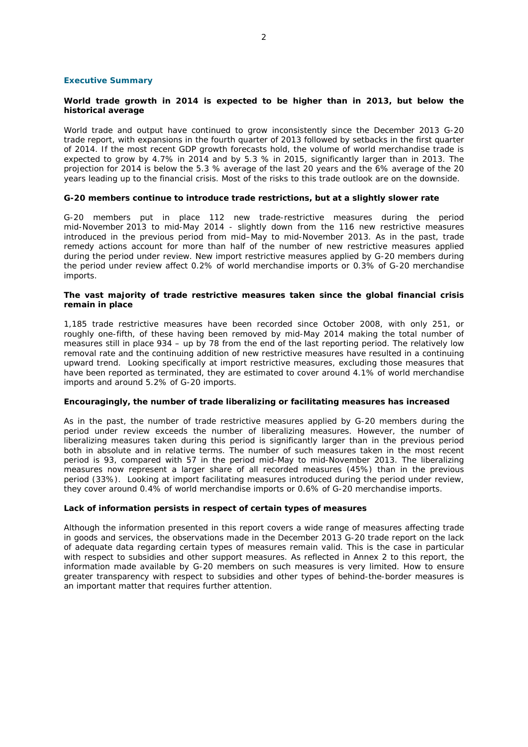## Executive Summary

### World trade growth in 2014 is expected to be higher than in 2013, but below the historical average

World trade and output have continued to grow inconsistently since the December 2013 G-20 trade report, with expansions in the fourth quarter of 2013 followed by setbacks in the first quarter of 2014. If the most recent GDP growth forecasts hold, the volume of world merchandise trade is expected to grow by 4.7% in 2014 and by 5.3 % in 2015, significantly larger than in 2013. The projection for 2014 is below the 5.3 % average of the last 20 years and the 6% average of the 20 years leading up to the financial crisis. Most of the risks to this trade outlook are on the downside.

### G-20 members continue to introduce trade restrictions, but at a slightly slower rate

G-20 members put in place 112 new trade-restrictive measures during the period mid-November 2013 to mid-May 2014 - slightly down from the 116 new restrictive measures introduced in the previous period from mid–May to mid-November 2013. As in the past, trade remedy actions account for more than half of the number of new restrictive measures applied during the period under review. New import restrictive measures applied by G-20 members during the period under review affect 0.2% of world merchandise imports or 0.3% of G-20 merchandise imports.

### The vast majority of trade restrictive measures taken since the global financial crisis remain in place

1,185 trade restrictive measures have been recorded since October 2008, with only 251, or roughly one-fifth, of these having been removed by mid-May 2014 making the total number of measures still in place 934 – up by 78 from the end of the last reporting period. The relatively low removal rate and the continuing addition of new restrictive measures have resulted in a continuing upward trend. Looking specifically at import restrictive measures, excluding those measures that have been reported as terminated, they are estimated to cover around 4.1% of world merchandise imports and around 5.2% of G-20 imports.

### Encouragingly, the number of trade liberalizing or facilitating measures has increased

As in the past, the number of trade restrictive measures applied by G-20 members during the period under review exceeds the number of liberalizing measures. However, the number of liberalizing measures taken during this period is significantly larger than in the previous period both in absolute and in relative terms. The number of such measures taken in the most recent period is 93, compared with 57 in the period mid-May to mid-November 2013. The liberalizing measures now represent a larger share of all recorded measures (45%) than in the previous period (33%). Looking at import facilitating measures introduced during the period under review, they cover around 0.4% of world merchandise imports or 0.6% of G-20 merchandise imports.

### Lack of information persists in respect of certain types of measures

Although the information presented in this report covers a wide range of measures affecting trade in goods and services, the observations made in the December 2013 G-20 trade report on the lack of adequate data regarding certain types of measures remain valid. This is the case in particular with respect to subsidies and other support measures. As reflected in Annex 2 to this report, the information made available by G-20 members on such measures is very limited. How to ensure greater transparency with respect to subsidies and other types of behind-the-border measures is an important matter that requires further attention.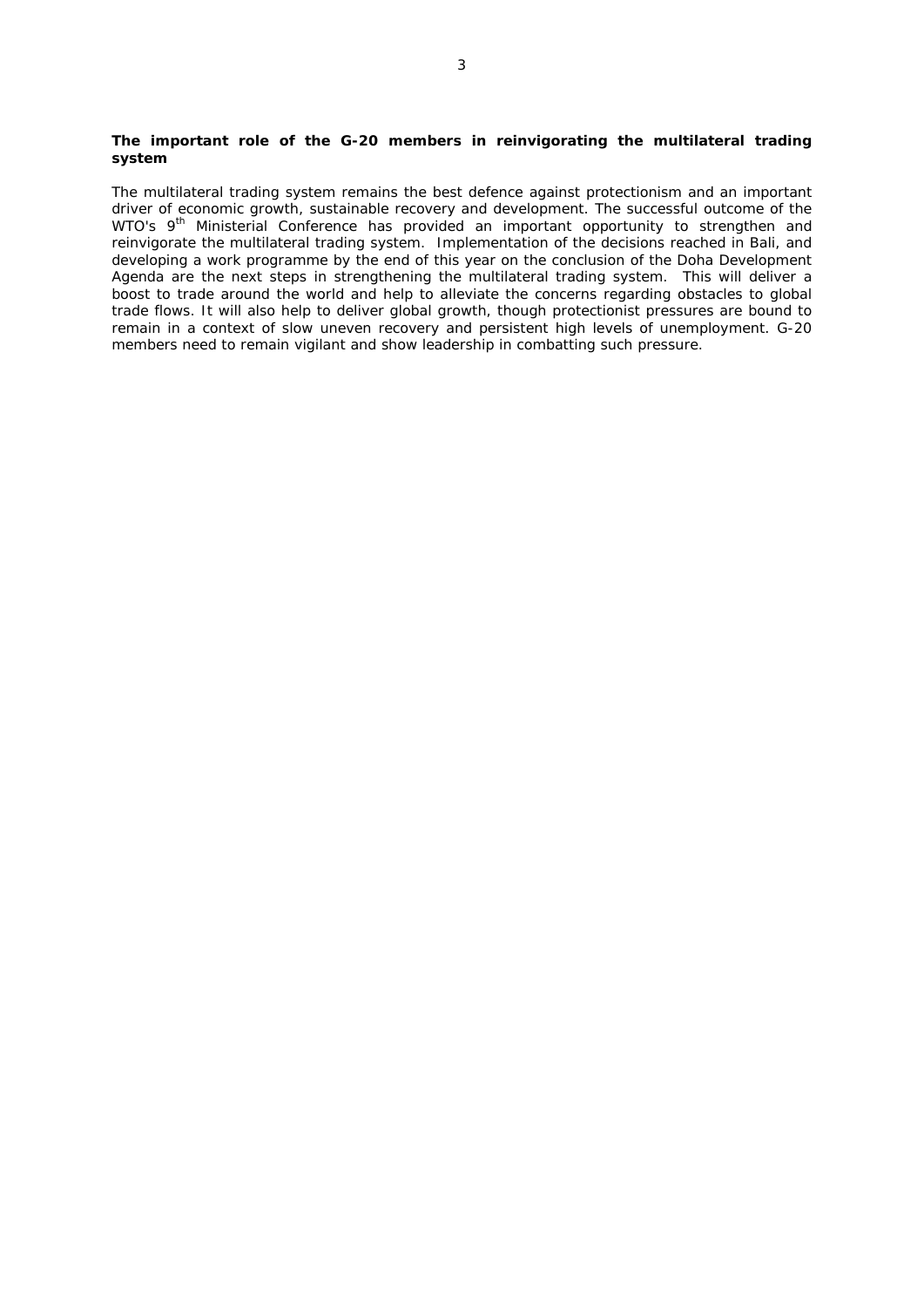**The important role of the G-20 members in reinvigorating the multilateral trading system**

The multilateral trading system remains the best defence against protectionism and an important driver of economic growth, sustainable recovery and development. The successful outcome of the WTO's 9th Ministerial Conference has provided an important opportunity to strengthen and reinvigorate the multilateral trading system. Implementation of the decisions reached in Bali, and developing a work programme by the end of this year on the conclusion of the Doha Development Agenda are the next steps in strengthening the multilateral trading system. This will deliver a boost to trade around the world and help to alleviate the concerns regarding obstacles to global trade flows. It will also help to deliver global growth, though protectionist pressures are bound to remain in a context of slow uneven recovery and persistent high levels of unemployment. G-20 members need to remain vigilant and show leadership in combatting such pressure.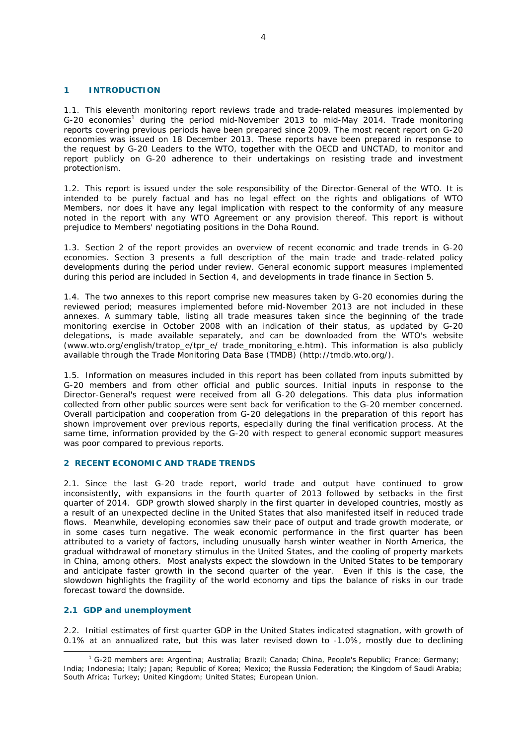## 1 INTRODUCTION

1.1. This eleventh monitoring report reviews trade and trade-related measures implemented by G-20 economies[1] during the period mid-November 2013 to mid-May 2014. Trade monitoring reports covering previous periods have been prepared since 2009. The most recent report on G-20 economies was issued on 18 December 2013. These reports have been prepared in response to the request by G-20 Leaders to the WTO, together with the OECD and UNCTAD, to monitor and report publicly on G-20 adherence to their undertakings on resisting trade and investment protectionism.

1.2. This report is issued under the sole responsibility of the Director-General of the WTO. It is intended to be purely factual and has no legal effect on the rights and obligations of WTO Members, nor does it have any legal implication with respect to the conformity of any measure noted in the report with any WTO Agreement or any provision thereof. This report is without prejudice to Members' negotiating positions in the Doha Round.

1.3. Section 2 of the report provides an overview of recent economic and trade trends in G-20 economies. Section 3 presents a full description of the main trade and trade-related policy developments during the period under review. General economic support measures implemented during this period are included in Section 4, and developments in trade finance in Section 5.

1.4. The two annexes to this report comprise new measures taken by G-20 economies during the reviewed period; measures implemented before mid-November 2013 are not included in these annexes. A summary table, listing all trade measures taken since the beginning of the trade monitoring exercise in October 2008 with an indication of their status, as updated by G-20 delegations, is made available separately, and can be downloaded from the WTO's website (www.wto.org/english/tratop_e/tpr_e/ trade_monitoring_e.htm). This information is also publicly available through the Trade Monitoring Data Base (TMDB) (http://tmdb.wto.org/).

1.5. Information on measures included in this report has been collated from inputs submitted by G-20 members and from other official and public sources. Initial inputs in response to the Director-General's request were received from all G-20 delegations. This data plus information collected from other public sources were sent back for verification to the G-20 member concerned. Overall participation and cooperation from G-20 delegations in the preparation of this report has shown improvement over previous reports, especially during the final verification process. At the same time, information provided by the G-20 with respect to general economic support measures was poor compared to previous reports.

## 2 RECENT ECONOMIC AND TRADE TRENDS

2.1. Since the last G-20 trade report, world trade and output have continued to grow inconsistently, with expansions in the fourth quarter of 2013 followed by setbacks in the first quarter of 2014. GDP growth slowed sharply in the first quarter in developed countries, mostly as a result of an unexpected decline in the United States that also manifested itself in reduced trade flows. Meanwhile, developing economies saw their pace of output and trade growth moderate, or in some cases turn negative. The weak economic performance in the first quarter has been attributed to a variety of factors, including unusually harsh winter weather in North America, the gradual withdrawal of monetary stimulus in the United States, and the cooling of property markets in China, among others. Most analysts expect the slowdown in the United States to be temporary and anticipate faster growth in the second quarter of the year. Even if this is the case, the slowdown highlights the fragility of the world economy and tips the balance of risks in our trade forecast toward the downside.

### 2.1 GDP and unemployment

2.2. Initial estimates of first quarter GDP in the United States indicated stagnation, with growth of 0.1% at an annualized rate, but this was later revised down to -1.0%, mostly due to declining

[1] G-20 members are: Argentina; Australia; Brazil; Canada; China, People's Republic; France; Germany; India; Indonesia; Italy; Japan; Republic of Korea; Mexico; the Russia Federation; the Kingdom of Saudi Arabia; South Africa; Turkey; United Kingdom; United States; European Union.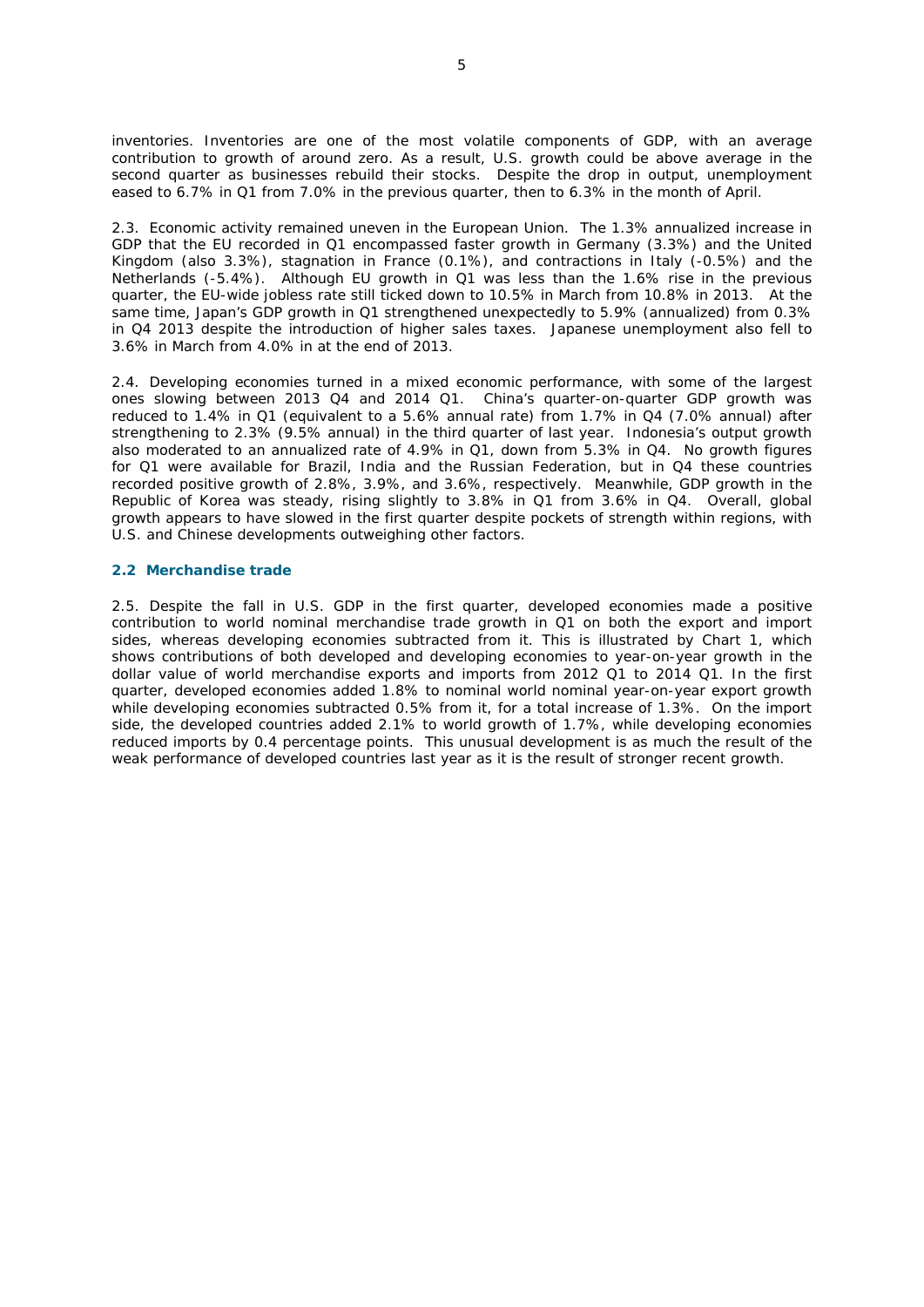inventories. Inventories are one of the most volatile components of GDP, with an average contribution to growth of around zero. As a result, U.S. growth could be above average in the second quarter as businesses rebuild their stocks. Despite the drop in output, unemployment eased to 6.7% in Q1 from 7.0% in the previous quarter, then to 6.3% in the month of April.

2.3. Economic activity remained uneven in the European Union. The 1.3% annualized increase in GDP that the EU recorded in Q1 encompassed faster growth in Germany (3.3%) and the United Kingdom (also 3.3%), stagnation in France (0.1%), and contractions in Italy (-0.5%) and the Netherlands (-5.4%). Although EU growth in Q1 was less than the 1.6% rise in the previous quarter, the EU-wide jobless rate still ticked down to 10.5% in March from 10.8% in 2013. At the same time, Japan's GDP growth in Q1 strengthened unexpectedly to 5.9% (annualized) from 0.3% in Q4 2013 despite the introduction of higher sales taxes. Japanese unemployment also fell to 3.6% in March from 4.0% in at the end of 2013.

2.4. Developing economies turned in a mixed economic performance, with some of the largest ones slowing between 2013 Q4 and 2014 Q1. China's quarter-on-quarter GDP growth was reduced to 1.4% in Q1 (equivalent to a 5.6% annual rate) from 1.7% in Q4 (7.0% annual) after strengthening to 2.3% (9.5% annual) in the third quarter of last year. Indonesia's output growth also moderated to an annualized rate of 4.9% in Q1, down from 5.3% in Q4. No growth figures for Q1 were available for Brazil, India and the Russian Federation, but in Q4 these countries recorded positive growth of 2.8%, 3.9%, and 3.6%, respectively. Meanwhile, GDP growth in the Republic of Korea was steady, rising slightly to 3.8% in Q1 from 3.6% in Q4. Overall, global growth appears to have slowed in the first quarter despite pockets of strength within regions, with U.S. and Chinese developments outweighing other factors.

### 2.2 Merchandise trade

2.5. Despite the fall in U.S. GDP in the first quarter, developed economies made a positive contribution to world nominal merchandise trade growth in Q1 on both the export and import sides, whereas developing economies subtracted from it. This is illustrated by Chart 1, which shows contributions of both developed and developing economies to year-on-year growth in the dollar value of world merchandise exports and imports from 2012 Q1 to 2014 Q1. In the first quarter, developed economies added 1.8% to nominal world nominal year-on-year export growth while developing economies subtracted 0.5% from it, for a total increase of 1.3%. On the import side, the developed countries added 2.1% to world growth of 1.7%, while developing economies reduced imports by 0.4 percentage points. This unusual development is as much the result of the weak performance of developed countries last year as it is the result of stronger recent growth.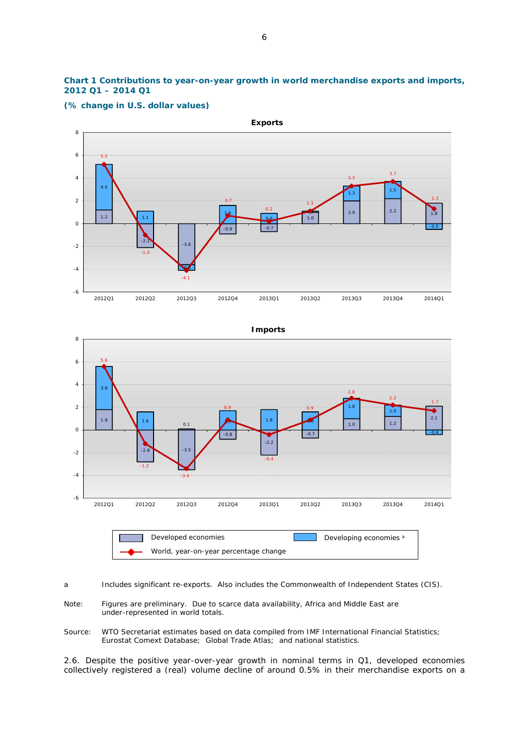**Chart 1 Contributions to year-on-year growth in world merchandise exports and imports, 2012 Q1 – 2014 Q1**

**(% change in U.S. dollar values)**

**Exports**

| | 2012Q1 | 2012Q2 | 2012Q3 | 2012Q4 | 2013Q1 | 2013Q2 | 2013Q3 | 2013Q4 | 2014Q1 |
|---|---|---|---|---|---|---|---|---|---|
| Developed economies | 1.2 | -2.1 | -3.6 | -0.9 | -0.7 | 1.0 | 2.0 | 2.2 | 1.8 |
| Developing economies [a] | 4.0 | 1.1 | -0.5 | 1.6 | 0.9 | | 1.3 | 1.5 | -0.5 |
| World, year-on-year percentage change | 5.2 | -1.0 | -4.1 | 0.7 | 0.2 | 1.1 | 3.3 | 3.7 | 1.3 |

**Imports**

| | 2012Q1 | 2012Q2 | 2012Q3 | 2012Q4 | 2013Q1 | 2013Q2 | 2013Q3 | 2013Q4 | 2014Q1 |
|---|---|---|---|---|---|---|---|---|---|
| Developed economies | 1.8 | -2.8 | -3.5 | -0.8 | -2.2 | -0.7 | 1.0 | 1.2 | 2.1 |
| Developing economies [a] | 3.8 | 1.6 | 0.1 | 1.7 | 1.8 | 1.6 | 1.8 | 1.0 | -0.4 |
| World, year-on-year percentage change | 5.6 | -1.2 | -3.4 | 0.9 | -0.4 | 0.9 | 2.8 | 2.2 | 1.7 |

a Includes significant re-exports. Also includes the Commonwealth of Independent States (CIS).

Note: Figures are preliminary. Due to scarce data availability, Africa and Middle East are under-represented in world totals.

Source: WTO Secretariat estimates based on data compiled from IMF International Financial Statistics; Eurostat Comext Database; Global Trade Atlas; and national statistics.

2.6. Despite the positive year-over-year growth in nominal terms in Q1, developed economies collectively registered a (real) volume decline of around 0.5% in their merchandise exports on a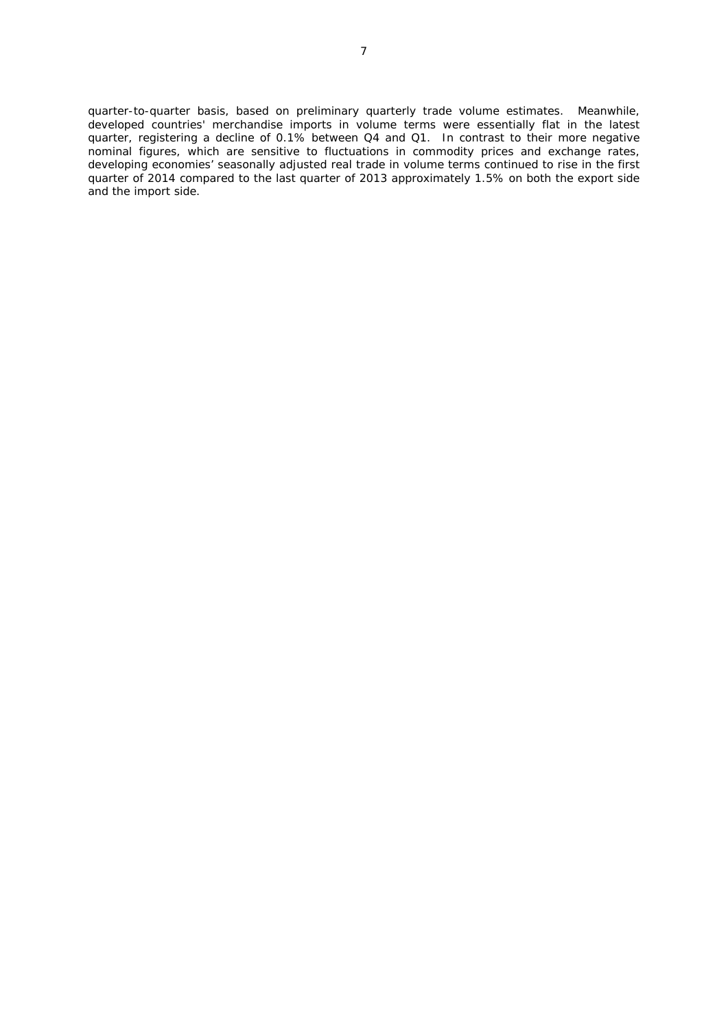quarter-to-quarter basis, based on preliminary quarterly trade volume estimates. Meanwhile, developed countries' merchandise imports in volume terms were essentially flat in the latest quarter, registering a decline of 0.1% between Q4 and Q1. In contrast to their more negative nominal figures, which are sensitive to fluctuations in commodity prices and exchange rates, developing economies' seasonally adjusted real trade in volume terms continued to rise in the first quarter of 2014 compared to the last quarter of 2013 approximately 1.5% on both the export side and the import side.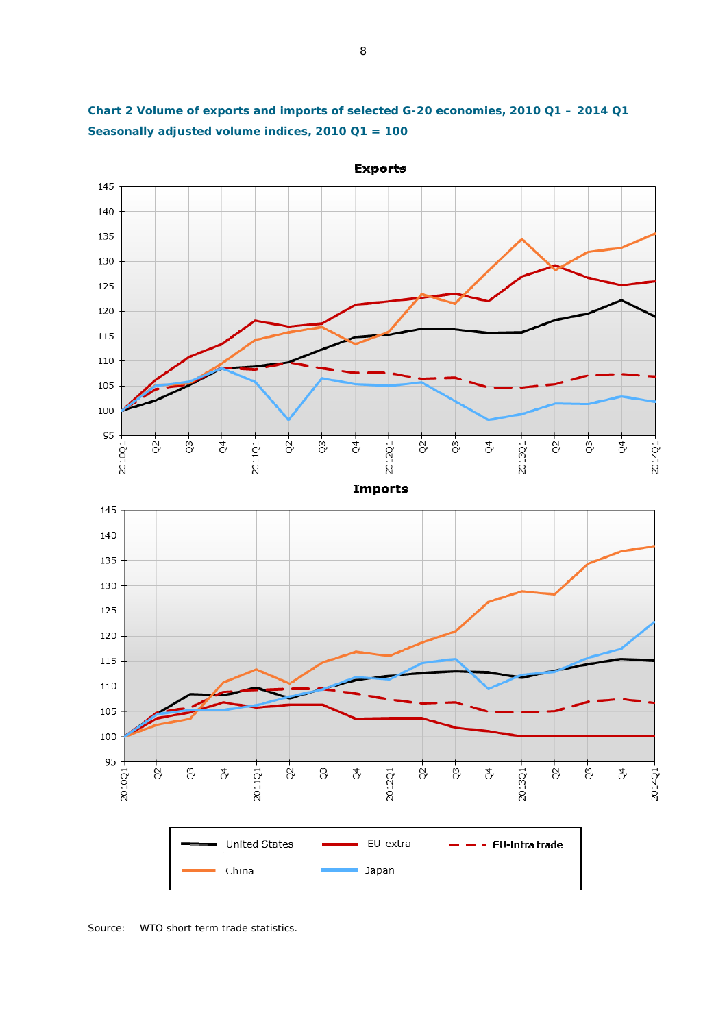**Chart 2 Volume of exports and imports of selected G-20 economies, 2010 Q1 – 2014 Q1**

**Seasonally adjusted volume indices, 2010 Q1 = 100**

Source: WTO short term trade statistics.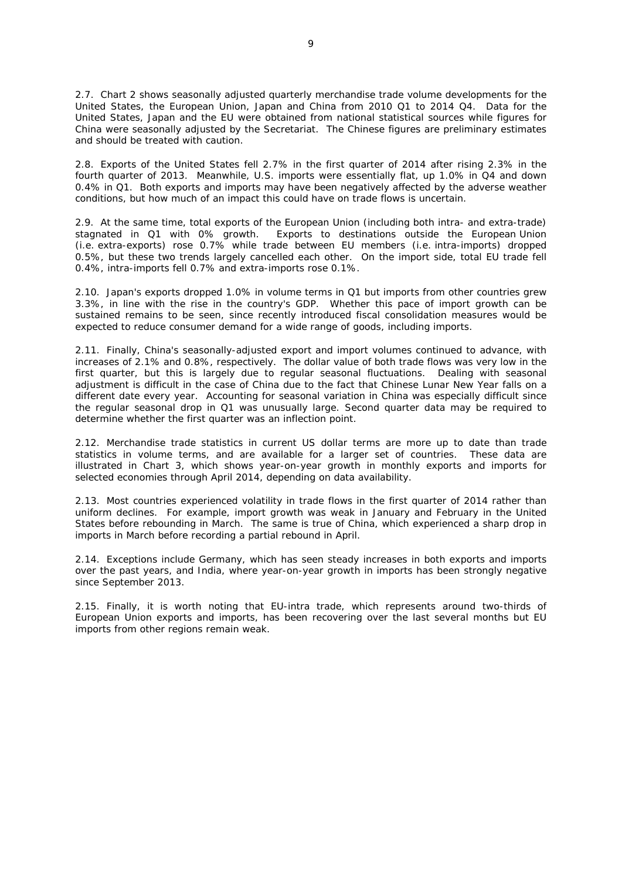2.7. Chart 2 shows seasonally adjusted quarterly merchandise trade volume developments for the United States, the European Union, Japan and China from 2010 Q1 to 2014 Q4. Data for the United States, Japan and the EU were obtained from national statistical sources while figures for China were seasonally adjusted by the Secretariat. The Chinese figures are preliminary estimates and should be treated with caution.

2.8. Exports of the United States fell 2.7% in the first quarter of 2014 after rising 2.3% in the fourth quarter of 2013. Meanwhile, U.S. imports were essentially flat, up 1.0% in Q4 and down 0.4% in Q1. Both exports and imports may have been negatively affected by the adverse weather conditions, but how much of an impact this could have on trade flows is uncertain.

2.9. At the same time, total exports of the European Union (including both intra- and extra-trade) stagnated in Q1 with 0% growth. Exports to destinations outside the European Union (i.e. extra-exports) rose 0.7% while trade between EU members (i.e. intra-imports) dropped 0.5%, but these two trends largely cancelled each other. On the import side, total EU trade fell 0.4%, intra-imports fell 0.7% and extra-imports rose 0.1%.

2.10. Japan's exports dropped 1.0% in volume terms in Q1 but imports from other countries grew 3.3%, in line with the rise in the country's GDP. Whether this pace of import growth can be sustained remains to be seen, since recently introduced fiscal consolidation measures would be expected to reduce consumer demand for a wide range of goods, including imports.

2.11. Finally, China's seasonally-adjusted export and import volumes continued to advance, with increases of 2.1% and 0.8%, respectively. The dollar value of both trade flows was very low in the first quarter, but this is largely due to regular seasonal fluctuations. Dealing with seasonal adjustment is difficult in the case of China due to the fact that Chinese Lunar New Year falls on a different date every year. Accounting for seasonal variation in China was especially difficult since the regular seasonal drop in Q1 was unusually large. Second quarter data may be required to determine whether the first quarter was an inflection point.

2.12. Merchandise trade statistics in current US dollar terms are more up to date than trade statistics in volume terms, and are available for a larger set of countries. These data are illustrated in Chart 3, which shows year-on-year growth in monthly exports and imports for selected economies through April 2014, depending on data availability.

2.13. Most countries experienced volatility in trade flows in the first quarter of 2014 rather than uniform declines. For example, import growth was weak in January and February in the United States before rebounding in March. The same is true of China, which experienced a sharp drop in imports in March before recording a partial rebound in April.

2.14. Exceptions include Germany, which has seen steady increases in both exports and imports over the past years, and India, where year-on-year growth in imports has been strongly negative since September 2013.

2.15. Finally, it is worth noting that EU-intra trade, which represents around two-thirds of European Union exports and imports, has been recovering over the last several months but EU imports from other regions remain weak.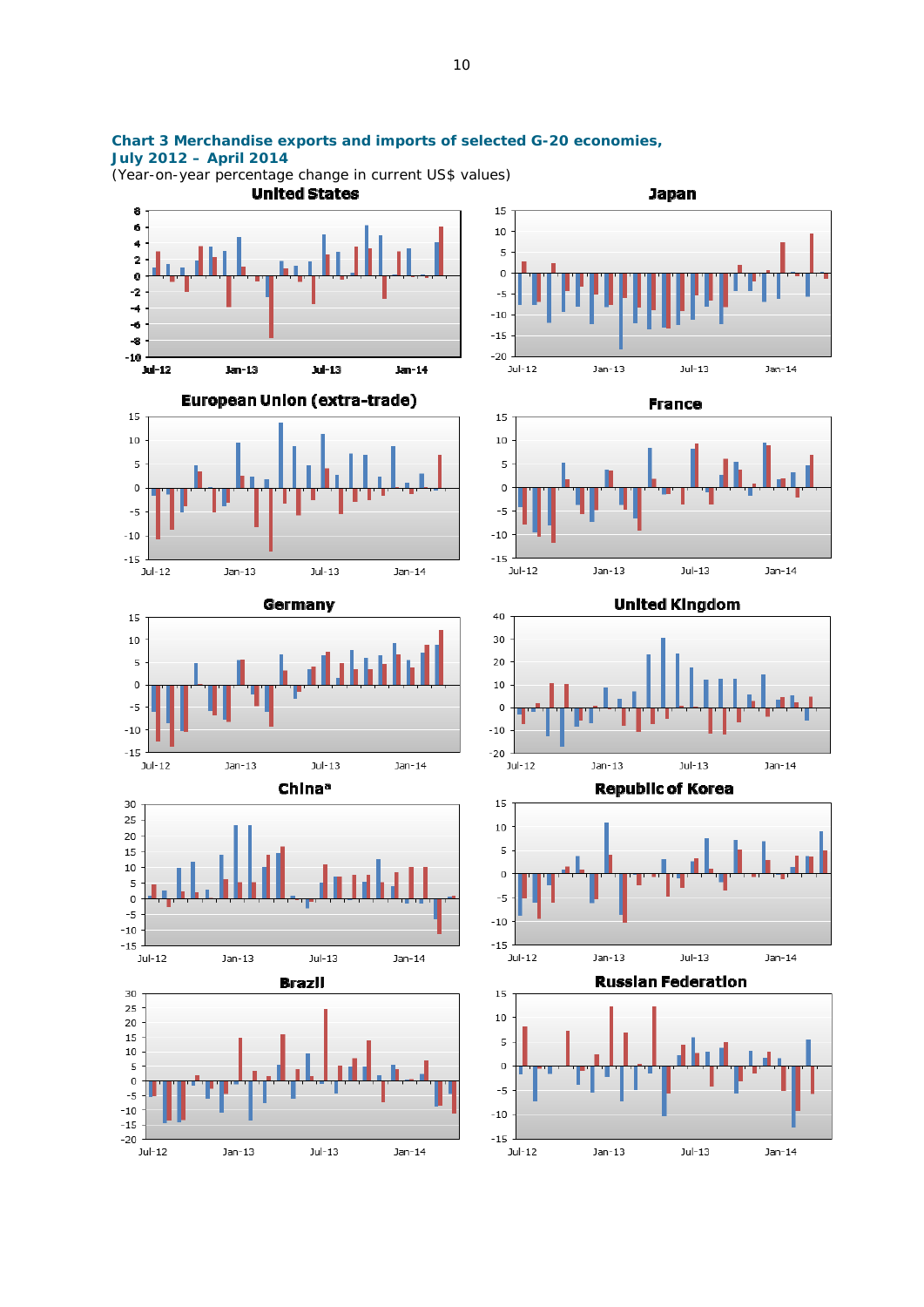### Chart 3 Merchandise exports and imports of selected G-20 economies, July 2012 – April 2014

(Year-on-year percentage change in current US$ values)

**United States**

**Japan**

**European Union (extra-trade)**

**France**

**Germany**

**United Kingdom**

**China[a]**

**Republic of Korea**

**Brazil**

**Russian Federation**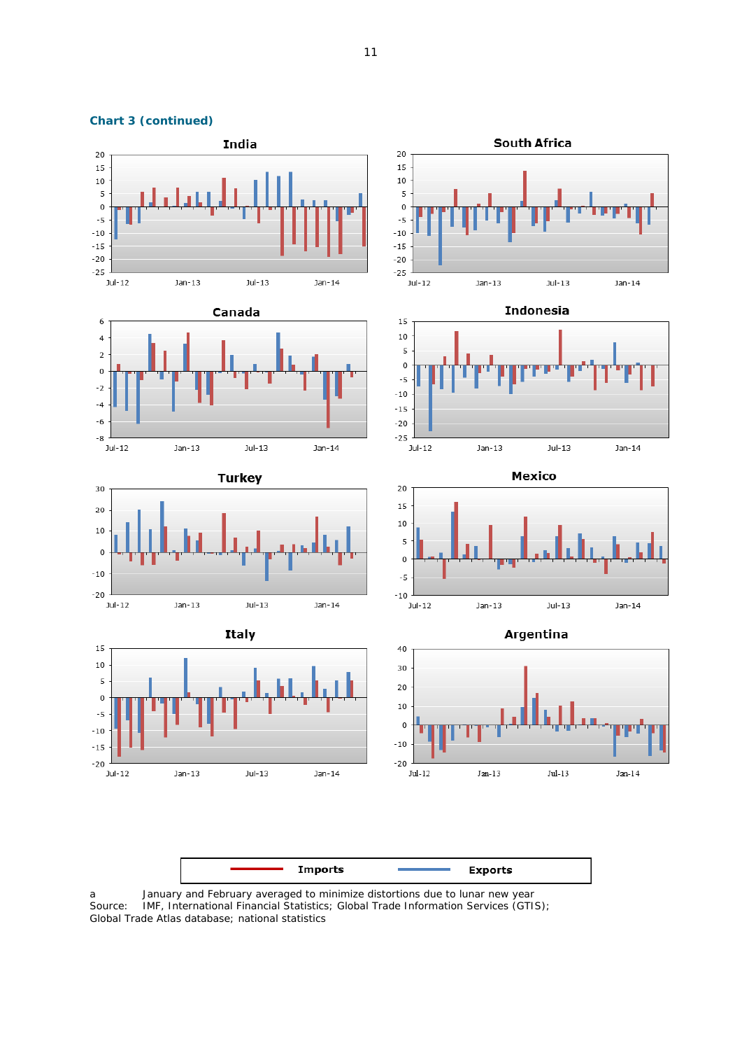**Chart 3 (continued)**

India

South Africa

Canada

Indonesia

Turkey

Mexico

Italy

Argentina

Imports Exports

a January and February averaged to minimize distortions due to lunar new year

Source: IMF, International Financial Statistics; Global Trade Information Services (GTIS); Global Trade Atlas database; national statistics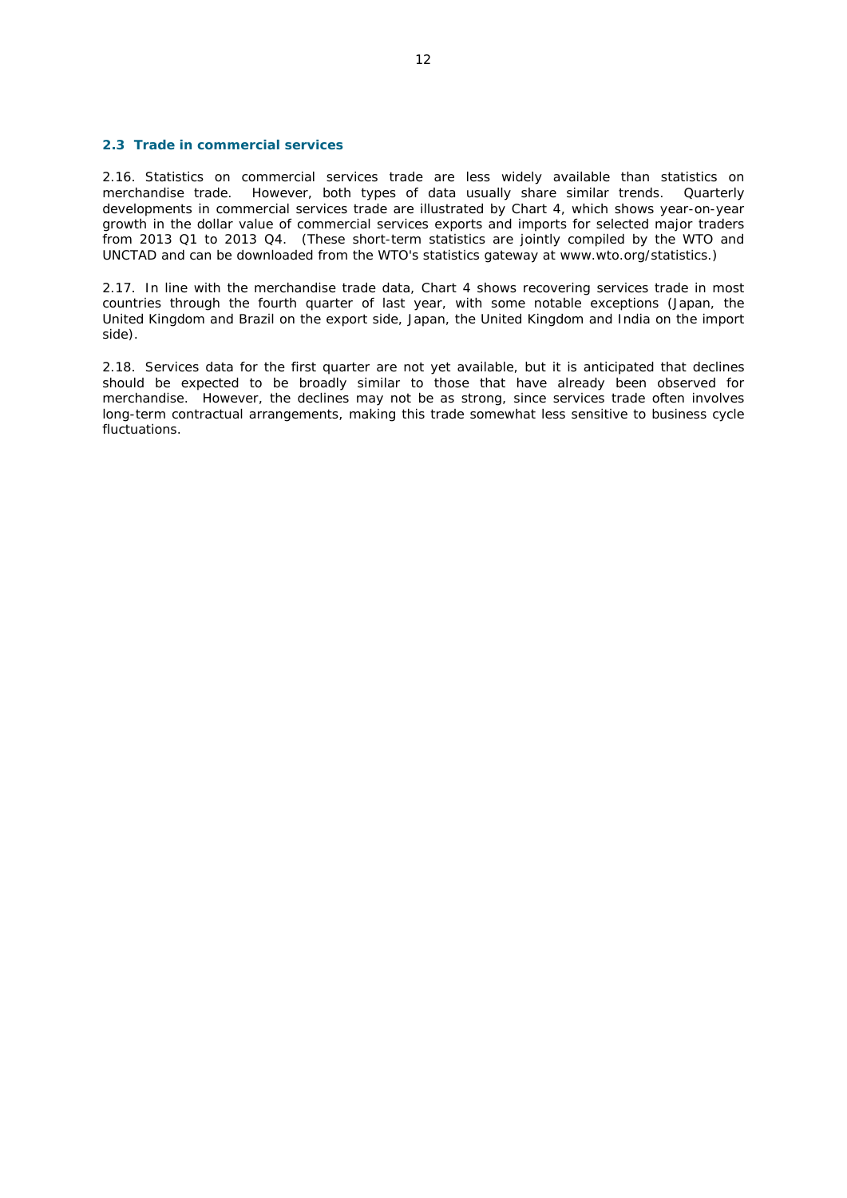### 2.3 Trade in commercial services

2.16. Statistics on commercial services trade are less widely available than statistics on merchandise trade. However, both types of data usually share similar trends. Quarterly developments in commercial services trade are illustrated by Chart 4, which shows year-on-year growth in the dollar value of commercial services exports and imports for selected major traders from 2013 Q1 to 2013 Q4. (These short-term statistics are jointly compiled by the WTO and UNCTAD and can be downloaded from the WTO's statistics gateway at www.wto.org/statistics.)

2.17. In line with the merchandise trade data, Chart 4 shows recovering services trade in most countries through the fourth quarter of last year, with some notable exceptions (Japan, the United Kingdom and Brazil on the export side, Japan, the United Kingdom and India on the import side).

2.18. Services data for the first quarter are not yet available, but it is anticipated that declines should be expected to be broadly similar to those that have already been observed for merchandise. However, the declines may not be as strong, since services trade often involves long-term contractual arrangements, making this trade somewhat less sensitive to business cycle fluctuations.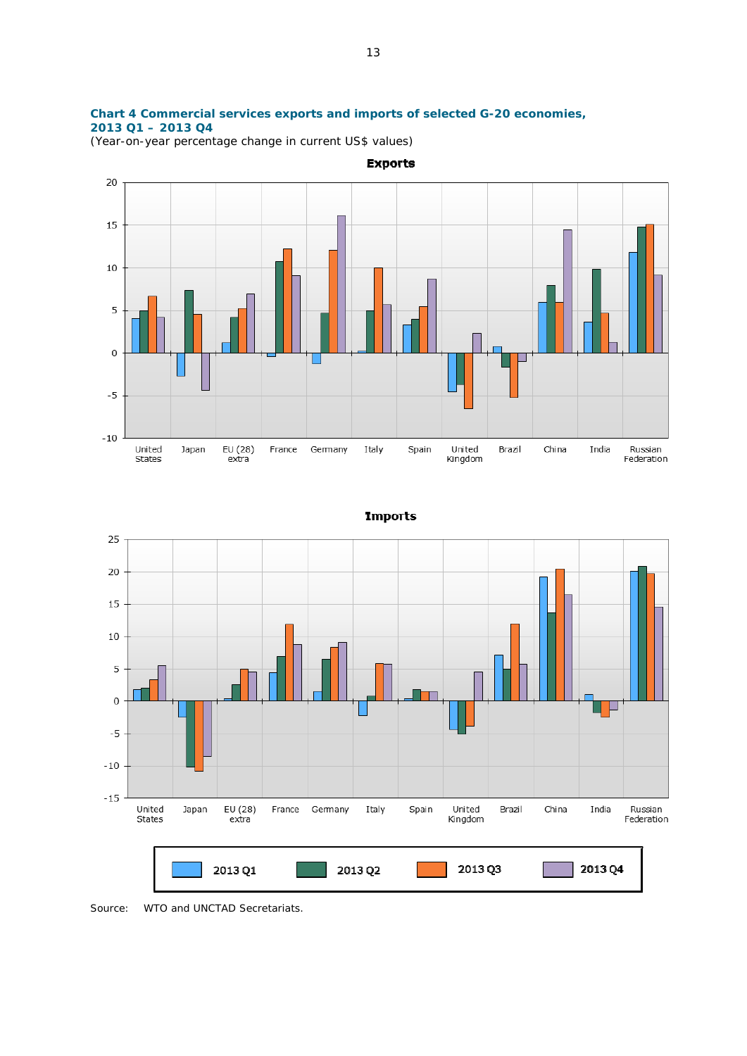**Chart 4 Commercial services exports and imports of selected G-20 economies, 2013 Q1 – 2013 Q4**

(Year-on-year percentage change in current US$ values)

Exports

Imports

2013 Q1 2013 Q2 2013 Q3 2013 Q4

Source: WTO and UNCTAD Secretariats.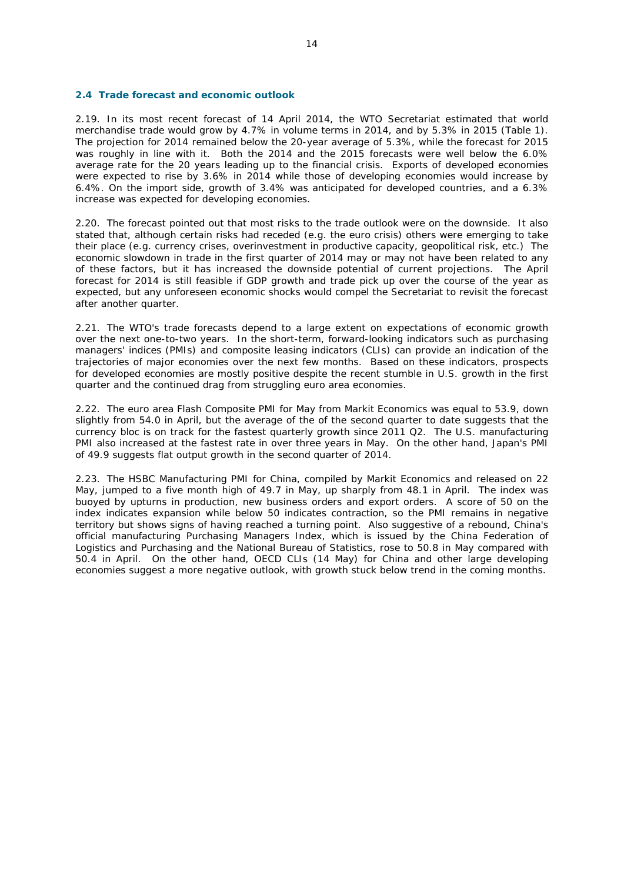### 2.4 Trade forecast and economic outlook

2.19. In its most recent forecast of 14 April 2014, the WTO Secretariat estimated that world merchandise trade would grow by 4.7% in volume terms in 2014, and by 5.3% in 2015 (Table 1). The projection for 2014 remained below the 20-year average of 5.3%, while the forecast for 2015 was roughly in line with it. Both the 2014 and the 2015 forecasts were well below the 6.0% average rate for the 20 years leading up to the financial crisis. Exports of developed economies were expected to rise by 3.6% in 2014 while those of developing economies would increase by 6.4%. On the import side, growth of 3.4% was anticipated for developed countries, and a 6.3% increase was expected for developing economies.

2.20. The forecast pointed out that most risks to the trade outlook were on the downside. It also stated that, although certain risks had receded (e.g. the euro crisis) others were emerging to take their place (e.g. currency crises, overinvestment in productive capacity, geopolitical risk, etc.) The economic slowdown in trade in the first quarter of 2014 may or may not have been related to any of these factors, but it has increased the downside potential of current projections. The April forecast for 2014 is still feasible if GDP growth and trade pick up over the course of the year as expected, but any unforeseen economic shocks would compel the Secretariat to revisit the forecast after another quarter.

2.21. The WTO's trade forecasts depend to a large extent on expectations of economic growth over the next one-to-two years. In the short-term, forward-looking indicators such as purchasing managers' indices (PMIs) and composite leasing indicators (CLIs) can provide an indication of the trajectories of major economies over the next few months. Based on these indicators, prospects for developed economies are mostly positive despite the recent stumble in U.S. growth in the first quarter and the continued drag from struggling euro area economies.

2.22. The euro area Flash Composite PMI for May from Markit Economics was equal to 53.9, down slightly from 54.0 in April, but the average of the of the second quarter to date suggests that the currency bloc is on track for the fastest quarterly growth since 2011 Q2. The U.S. manufacturing PMI also increased at the fastest rate in over three years in May. On the other hand, Japan's PMI of 49.9 suggests flat output growth in the second quarter of 2014.

2.23. The HSBC Manufacturing PMI for China, compiled by Markit Economics and released on 22 May, jumped to a five month high of 49.7 in May, up sharply from 48.1 in April. The index was buoyed by upturns in production, new business orders and export orders. A score of 50 on the index indicates expansion while below 50 indicates contraction, so the PMI remains in negative territory but shows signs of having reached a turning point. Also suggestive of a rebound, China's official manufacturing Purchasing Managers Index, which is issued by the China Federation of Logistics and Purchasing and the National Bureau of Statistics, rose to 50.8 in May compared with 50.4 in April. On the other hand, OECD CLIs (14 May) for China and other large developing economies suggest a more negative outlook, with growth stuck below trend in the coming months.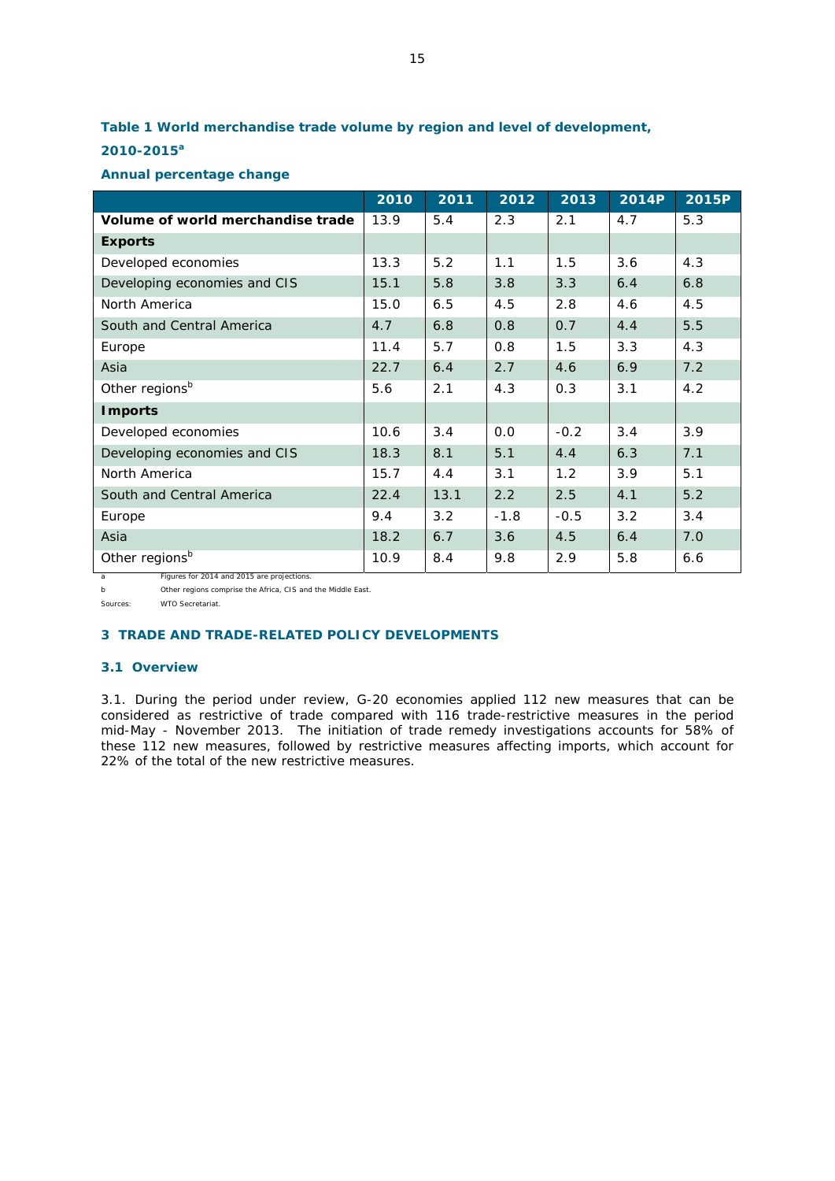**Table 1 World merchandise trade volume by region and level of development, 2010-2015[a]**

**Annual percentage change**

| | 2010 | 2011 | 2012 | 2013 | 2014P | 2015P |
|---|---|---|---|---|---|---|
| **Volume of world merchandise trade** | 13.9 | 5.4 | 2.3 | 2.1 | 4.7 | 5.3 |
| **Exports** | | | | | | |
| Developed economies | 13.3 | 5.2 | 1.1 | 1.5 | 3.6 | 4.3 |
| Developing economies and CIS | 15.1 | 5.8 | 3.8 | 3.3 | 6.4 | 6.8 |
| North America | 15.0 | 6.5 | 4.5 | 2.8 | 4.6 | 4.5 |
| South and Central America | 4.7 | 6.8 | 0.8 | 0.7 | 4.4 | 5.5 |
| Europe | 11.4 | 5.7 | 0.8 | 1.5 | 3.3 | 4.3 |
| Asia | 22.7 | 6.4 | 2.7 | 4.6 | 6.9 | 7.2 |
| Other regions[b] | 5.6 | 2.1 | 4.3 | 0.3 | 3.1 | 4.2 |
| **Imports** | | | | | | |
| Developed economies | 10.6 | 3.4 | 0.0 | -0.2 | 3.4 | 3.9 |
| Developing economies and CIS | 18.3 | 8.1 | 5.1 | 4.4 | 6.3 | 7.1 |
| North America | 15.7 | 4.4 | 3.1 | 1.2 | 3.9 | 5.1 |
| South and Central America | 22.4 | 13.1 | 2.2 | 2.5 | 4.1 | 5.2 |
| Europe | 9.4 | 3.2 | -1.8 | -0.5 | 3.2 | 3.4 |
| Asia | 18.2 | 6.7 | 3.6 | 4.5 | 6.4 | 7.0 |
| Other regions[b] | 10.9 | 8.4 | 9.8 | 2.9 | 5.8 | 6.6 |

a Figures for 2014 and 2015 are projections.

b Other regions comprise the Africa, CIS and the Middle East.

Sources: WTO Secretariat.

## 3 TRADE AND TRADE-RELATED POLICY DEVELOPMENTS

### 3.1 Overview

3.1. During the period under review, G-20 economies applied 112 new measures that can be considered as restrictive of trade compared with 116 trade-restrictive measures in the period mid-May - November 2013. The initiation of trade remedy investigations accounts for 58% of these 112 new measures, followed by restrictive measures affecting imports, which account for 22% of the total of the new restrictive measures.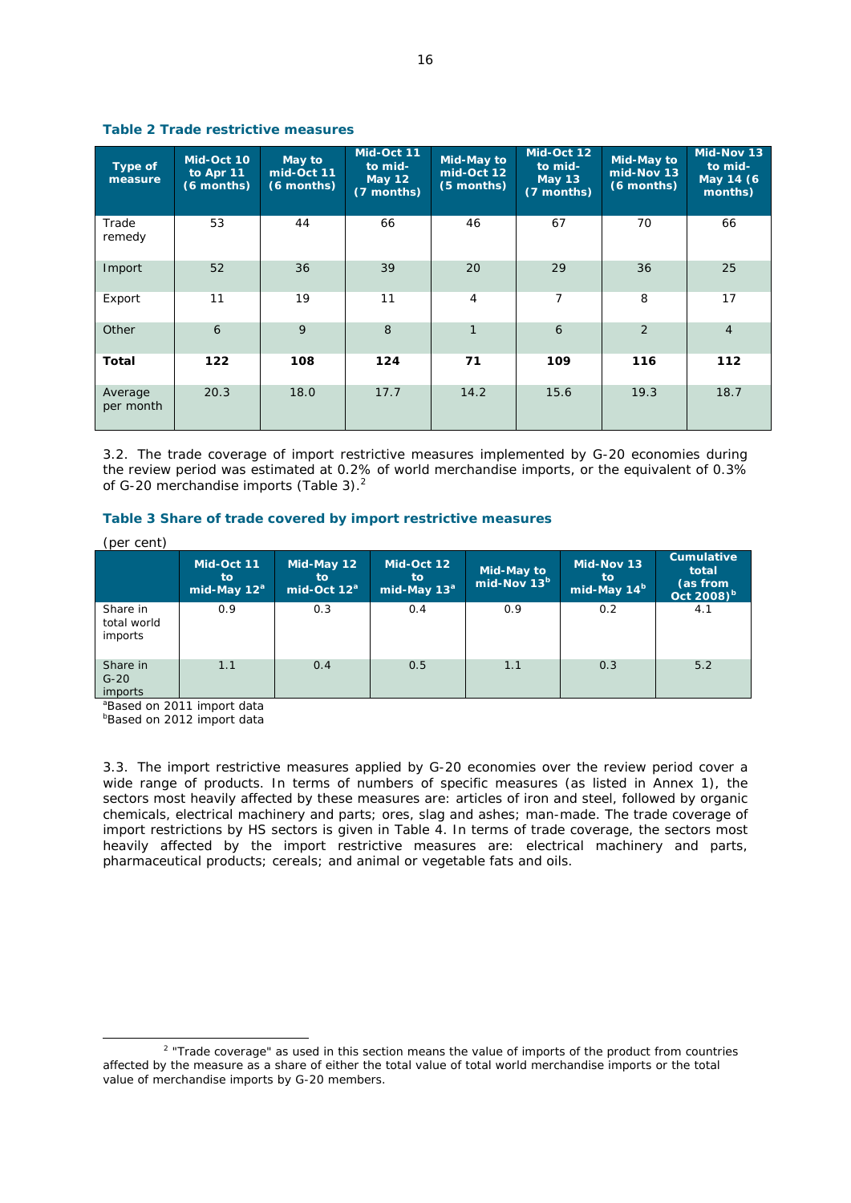### Table 2 Trade restrictive measures

| Type of measure | Mid-Oct 10 to Apr 11 (6 months) | May to mid-Oct 11 (6 months) | Mid-Oct 11 to mid-May 12 (7 months) | Mid-May to mid-Oct 12 (5 months) | Mid-Oct 12 to mid-May 13 (7 months) | Mid-May to mid-Nov 13 (6 months) | Mid-Nov 13 to mid-May 14 (6 months) |
|---|---|---|---|---|---|---|---|
| Trade remedy | 53 | 44 | 66 | 46 | 67 | 70 | 66 |
| Import | 52 | 36 | 39 | 20 | 29 | 36 | 25 |
| Export | 11 | 19 | 11 | 4 | 7 | 8 | 17 |
| Other | 6 | 9 | 8 | 1 | 6 | 2 | 4 |
| **Total** | **122** | **108** | **124** | **71** | **109** | **116** | **112** |
| Average per month | 20.3 | 18.0 | 17.7 | 14.2 | 15.6 | 19.3 | 18.7 |

3.2. The trade coverage of import restrictive measures implemented by G-20 economies during the review period was estimated at 0.2% of world merchandise imports, or the equivalent of 0.3% of G-20 merchandise imports (Table 3).[2]

### Table 3 Share of trade covered by import restrictive measures

(per cent)

| | Mid-Oct 11 to mid-May 12[a] | Mid-May 12 to mid-Oct 12[a] | Mid-Oct 12 to mid-May 13[a] | Mid-May to mid-Nov 13[b] | Mid-Nov 13 to mid-May 14[b] | Cumulative total (as from Oct 2008)[b] |
|---|---|---|---|---|---|---|
| Share in total world imports | 0.9 | 0.3 | 0.4 | 0.9 | 0.2 | 4.1 |
| Share in G-20 imports | 1.1 | 0.4 | 0.5 | 1.1 | 0.3 | 5.2 |

[a]Based on 2011 import data
[b]Based on 2012 import data

3.3. The import restrictive measures applied by G-20 economies over the review period cover a wide range of products. In terms of numbers of specific measures (as listed in Annex 1), the sectors most heavily affected by these measures are: articles of iron and steel, followed by organic chemicals, electrical machinery and parts; ores, slag and ashes; man-made. The trade coverage of import restrictions by HS sectors is given in Table 4. In terms of trade coverage, the sectors most heavily affected by the import restrictive measures are: electrical machinery and parts, pharmaceutical products; cereals; and animal or vegetable fats and oils.

---

[2] "Trade coverage" as used in this section means the value of imports of the product from countries affected by the measure as a share of either the total value of total world merchandise imports or the total value of merchandise imports by G-20 members.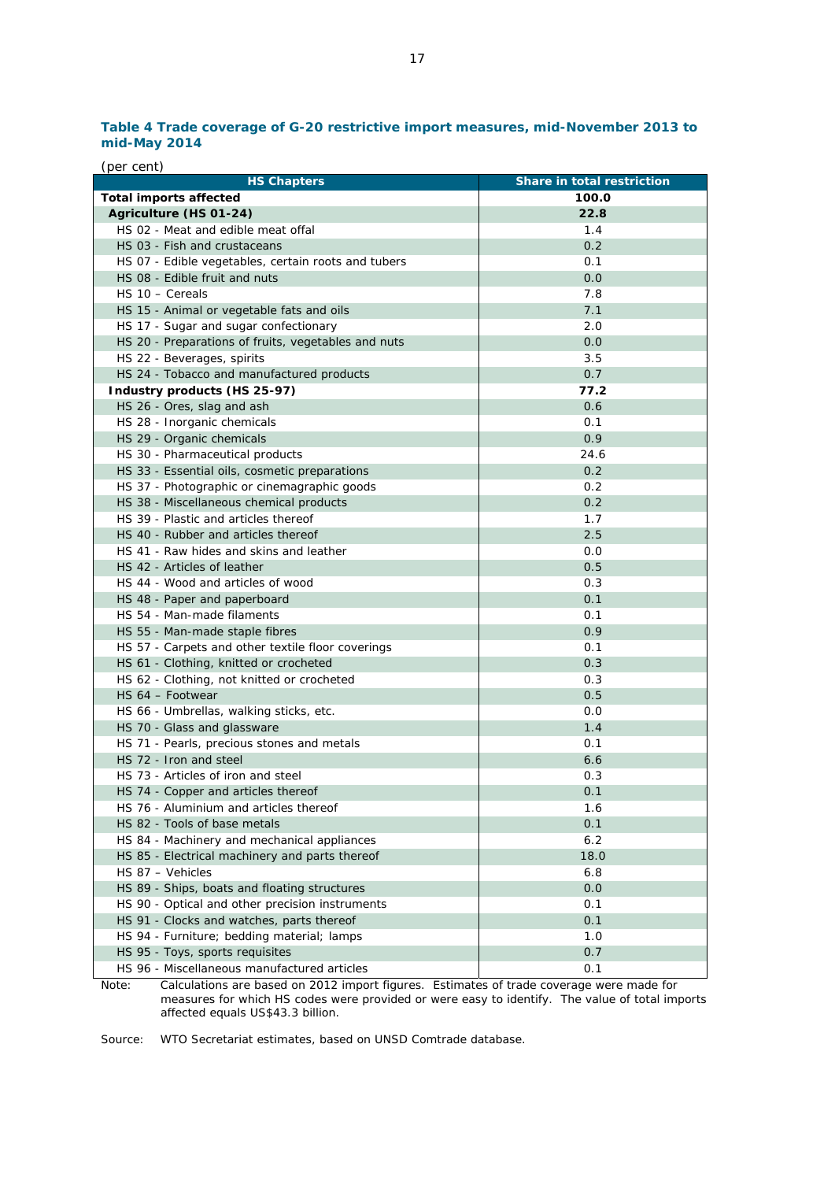**Table 4 Trade coverage of G-20 restrictive import measures, mid-November 2013 to mid-May 2014**

(per cent)

| HS Chapters | Share in total restriction |
|---|---|
| **Total imports affected** | **100.0** |
| **Agriculture (HS 01-24)** | **22.8** |
| HS 02 - Meat and edible meat offal | 1.4 |
| HS 03 - Fish and crustaceans | 0.2 |
| HS 07 - Edible vegetables, certain roots and tubers | 0.1 |
| HS 08 - Edible fruit and nuts | 0.0 |
| HS 10 – Cereals | 7.8 |
| HS 15 - Animal or vegetable fats and oils | 7.1 |
| HS 17 - Sugar and sugar confectionary | 2.0 |
| HS 20 - Preparations of fruits, vegetables and nuts | 0.0 |
| HS 22 - Beverages, spirits | 3.5 |
| HS 24 - Tobacco and manufactured products | 0.7 |
| **Industry products (HS 25-97)** | **77.2** |
| HS 26 - Ores, slag and ash | 0.6 |
| HS 28 - Inorganic chemicals | 0.1 |
| HS 29 - Organic chemicals | 0.9 |
| HS 30 - Pharmaceutical products | 24.6 |
| HS 33 - Essential oils, cosmetic preparations | 0.2 |
| HS 37 - Photographic or cinemagraphic goods | 0.2 |
| HS 38 - Miscellaneous chemical products | 0.2 |
| HS 39 - Plastic and articles thereof | 1.7 |
| HS 40 - Rubber and articles thereof | 2.5 |
| HS 41 - Raw hides and skins and leather | 0.0 |
| HS 42 - Articles of leather | 0.5 |
| HS 44 - Wood and articles of wood | 0.3 |
| HS 48 - Paper and paperboard | 0.1 |
| HS 54 - Man-made filaments | 0.1 |
| HS 55 - Man-made staple fibres | 0.9 |
| HS 57 - Carpets and other textile floor coverings | 0.1 |
| HS 61 - Clothing, knitted or crocheted | 0.3 |
| HS 62 - Clothing, not knitted or crocheted | 0.3 |
| HS 64 – Footwear | 0.5 |
| HS 66 - Umbrellas, walking sticks, etc. | 0.0 |
| HS 70 - Glass and glassware | 1.4 |
| HS 71 - Pearls, precious stones and metals | 0.1 |
| HS 72 - Iron and steel | 6.6 |
| HS 73 - Articles of iron and steel | 0.3 |
| HS 74 - Copper and articles thereof | 0.1 |
| HS 76 - Aluminium and articles thereof | 1.6 |
| HS 82 - Tools of base metals | 0.1 |
| HS 84 - Machinery and mechanical appliances | 6.2 |
| HS 85 - Electrical machinery and parts thereof | 18.0 |
| HS 87 – Vehicles | 6.8 |
| HS 89 - Ships, boats and floating structures | 0.0 |
| HS 90 - Optical and other precision instruments | 0.1 |
| HS 91 - Clocks and watches, parts thereof | 0.1 |
| HS 94 - Furniture; bedding material; lamps | 1.0 |
| HS 95 - Toys, sports requisites | 0.7 |
| HS 96 - Miscellaneous manufactured articles | 0.1 |

Note: Calculations are based on 2012 import figures. Estimates of trade coverage were made for measures for which HS codes were provided or were easy to identify. The value of total imports affected equals US$43.3 billion.

Source: WTO Secretariat estimates, based on UNSD Comtrade database.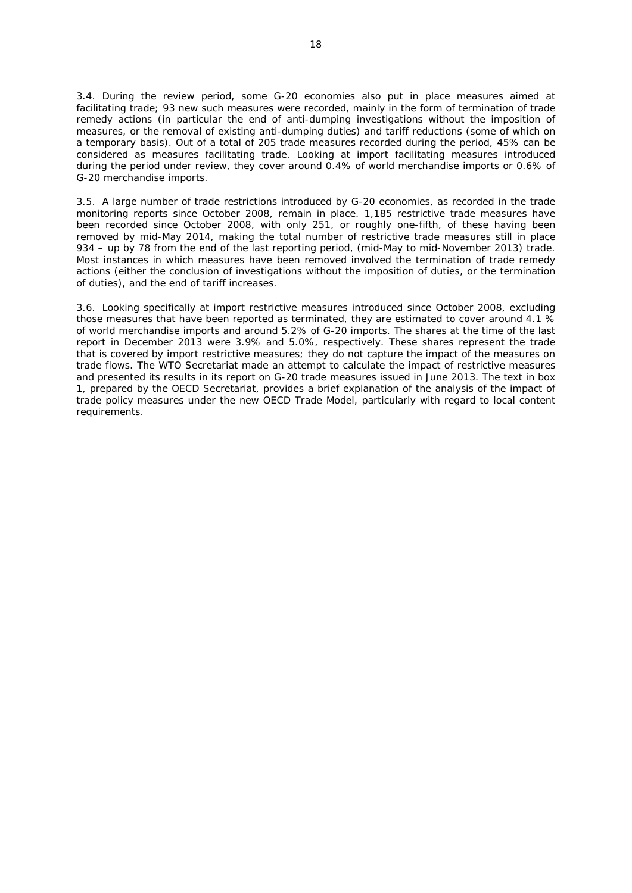3.4. During the review period, some G-20 economies also put in place measures aimed at facilitating trade; 93 new such measures were recorded, mainly in the form of termination of trade remedy actions (in particular the end of anti-dumping investigations without the imposition of measures, or the removal of existing anti-dumping duties) and tariff reductions (some of which on a temporary basis). Out of a total of 205 trade measures recorded during the period, 45% can be considered as measures facilitating trade. Looking at import facilitating measures introduced during the period under review, they cover around 0.4% of world merchandise imports or 0.6% of G-20 merchandise imports.

3.5. A large number of trade restrictions introduced by G-20 economies, as recorded in the trade monitoring reports since October 2008, remain in place. 1,185 restrictive trade measures have been recorded since October 2008, with only 251, or roughly one-fifth, of these having been removed by mid-May 2014, making the total number of restrictive trade measures still in place 934 – up by 78 from the end of the last reporting period, (mid-May to mid-November 2013) trade. Most instances in which measures have been removed involved the termination of trade remedy actions (either the conclusion of investigations without the imposition of duties, or the termination of duties), and the end of tariff increases.

3.6. Looking specifically at import restrictive measures introduced since October 2008, excluding those measures that have been reported as terminated, they are estimated to cover around 4.1 % of world merchandise imports and around 5.2% of G-20 imports. The shares at the time of the last report in December 2013 were 3.9% and 5.0%, respectively. These shares represent the trade that is covered by import restrictive measures; they do not capture the impact of the measures on trade flows. The WTO Secretariat made an attempt to calculate the impact of restrictive measures and presented its results in its report on G-20 trade measures issued in June 2013. The text in box 1, prepared by the OECD Secretariat, provides a brief explanation of the analysis of the impact of trade policy measures under the new OECD Trade Model, particularly with regard to local content requirements.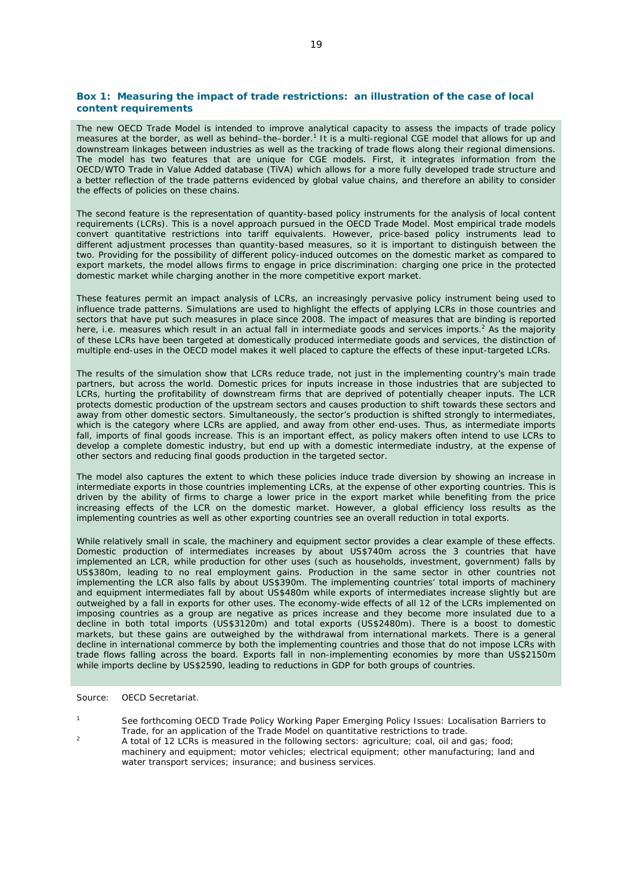### Box 1: Measuring the impact of trade restrictions: an illustration of the case of local content requirements

The new OECD Trade Model is intended to improve analytical capacity to assess the impacts of trade policy measures at the border, as well as behind–the–border.[1] It is a multi-regional CGE model that allows for up and downstream linkages between industries as well as the tracking of trade flows along their regional dimensions. The model has two features that are unique for CGE models. First, it integrates information from the OECD/WTO Trade in Value Added database (TiVA) which allows for a more fully developed trade structure and a better reflection of the trade patterns evidenced by global value chains, and therefore an ability to consider the effects of policies on these chains.

The second feature is the representation of quantity-based policy instruments for the analysis of local content requirements (LCRs). This is a novel approach pursued in the OECD Trade Model. Most empirical trade models convert quantitative restrictions into tariff equivalents. However, price-based policy instruments lead to different adjustment processes than quantity-based measures, so it is important to distinguish between the two. Providing for the possibility of different policy-induced outcomes on the domestic market as compared to export markets, the model allows firms to engage in price discrimination: charging one price in the protected domestic market while charging another in the more competitive export market.

These features permit an impact analysis of LCRs, an increasingly pervasive policy instrument being used to influence trade patterns. Simulations are used to highlight the effects of applying LCRs in those countries and sectors that have put such measures in place since 2008. The impact of measures that are binding is reported here, i.e. measures which result in an actual fall in intermediate goods and services imports.[2] As the majority of these LCRs have been targeted at domestically produced intermediate goods and services, the distinction of multiple end-uses in the OECD model makes it well placed to capture the effects of these input-targeted LCRs.

The results of the simulation show that LCRs reduce trade, not just in the implementing country's main trade partners, but across the world. Domestic prices for inputs increase in those industries that are subjected to LCRs, hurting the profitability of downstream firms that are deprived of potentially cheaper inputs. The LCR protects domestic production of the upstream sectors and causes production to shift towards these sectors and away from other domestic sectors. Simultaneously, the sector's production is shifted strongly to intermediates, which is the category where LCRs are applied, and away from other end-uses. Thus, as intermediate imports fall, imports of final goods increase. This is an important effect, as policy makers often intend to use LCRs to develop a complete domestic industry, but end up with a domestic intermediate industry, at the expense of other sectors and reducing final goods production in the targeted sector.

The model also captures the extent to which these policies induce trade diversion by showing an increase in intermediate exports in those countries implementing LCRs, at the expense of other exporting countries. This is driven by the ability of firms to charge a lower price in the export market while benefiting from the price increasing effects of the LCR on the domestic market. However, a global efficiency loss results as the implementing countries as well as other exporting countries see an overall reduction in total exports.

While relatively small in scale, the machinery and equipment sector provides a clear example of these effects. Domestic production of intermediates increases by about US$740m across the 3 countries that have implemented an LCR, while production for other uses (such as households, investment, government) falls by US$380m, leading to no real employment gains. Production in the same sector in other countries not implementing the LCR also falls by about US$390m. The implementing countries' total imports of machinery and equipment intermediates fall by about US$480m while exports of intermediates increase slightly but are outweighed by a fall in exports for other uses. The economy-wide effects of all 12 of the LCRs implemented on imposing countries as a group are negative as prices increase and they become more insulated due to a decline in both total imports (US$3120m) and total exports (US$2480m). There is a boost to domestic markets, but these gains are outweighed by the withdrawal from international markets. There is a general decline in international commerce by both the implementing countries and those that do not impose LCRs with trade flows falling across the board. Exports fall in non-implementing economies by more than US$2150m while imports decline by US$2590, leading to reductions in GDP for both groups of countries.

Source: OECD Secretariat.

1. See forthcoming OECD Trade Policy Working Paper Emerging Policy Issues: Localisation Barriers to Trade, for an application of the Trade Model on quantitative restrictions to trade.
2. A total of 12 LCRs is measured in the following sectors: agriculture; coal, oil and gas; food; machinery and equipment; motor vehicles; electrical equipment; other manufacturing; land and water transport services; insurance; and business services.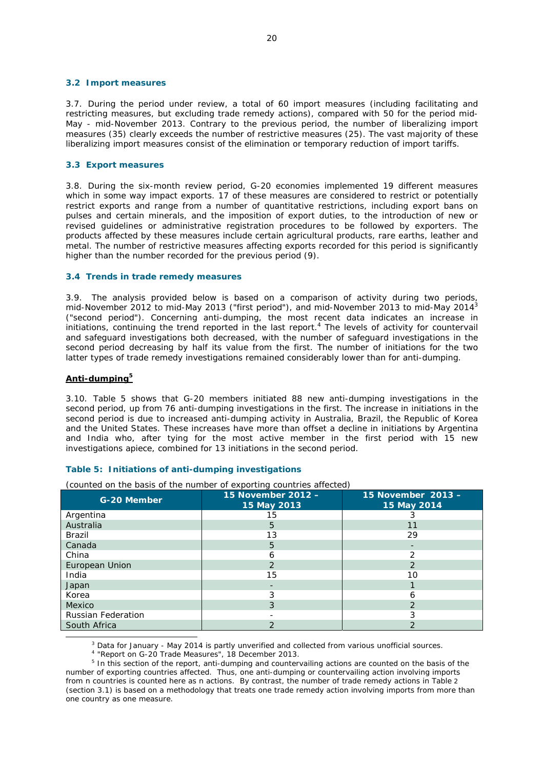### 3.2 Import measures

3.7. During the period under review, a total of 60 import measures (including facilitating and restricting measures, but excluding trade remedy actions), compared with 50 for the period mid-May - mid-November 2013. Contrary to the previous period, the number of liberalizing import measures (35) clearly exceeds the number of restrictive measures (25). The vast majority of these liberalizing import measures consist of the elimination or temporary reduction of import tariffs.

### 3.3 Export measures

3.8. During the six-month review period, G-20 economies implemented 19 different measures which in some way impact exports. 17 of these measures are considered to restrict or potentially restrict exports and range from a number of quantitative restrictions, including export bans on pulses and certain minerals, and the imposition of export duties, to the introduction of new or revised guidelines or administrative registration procedures to be followed by exporters. The products affected by these measures include certain agricultural products, rare earths, leather and metal. The number of restrictive measures affecting exports recorded for this period is significantly higher than the number recorded for the previous period (9).

### 3.4 Trends in trade remedy measures

3.9. The analysis provided below is based on a comparison of activity during two periods, mid-November 2012 to mid-May 2013 ("first period"), and mid-November 2013 to mid-May 2014[3] ("second period"). Concerning anti-dumping, the most recent data indicates an increase in initiations, continuing the trend reported in the last report.[4] The levels of activity for countervail and safeguard investigations both decreased, with the number of safeguard investigations in the second period decreasing by half its value from the first. The number of initiations for the two latter types of trade remedy investigations remained considerably lower than for anti-dumping.

**Anti-dumping[5]**

3.10. Table 5 shows that G-20 members initiated 88 new anti-dumping investigations in the second period, up from 76 anti-dumping investigations in the first. The increase in initiations in the second period is due to increased anti-dumping activity in Australia, Brazil, the Republic of Korea and the United States. These increases have more than offset a decline in initiations by Argentina and India who, after tying for the most active member in the first period with 15 new investigations apiece, combined for 13 initiations in the second period.

**Table 5: Initiations of anti-dumping investigations**

(counted on the basis of the number of exporting countries affected)

| G-20 Member | 15 November 2012 – 15 May 2013 | 15 November 2013 – 15 May 2014 |
|---|---|---|
| Argentina | 15 | 3 |
| Australia | 5 | 11 |
| Brazil | 13 | 29 |
| Canada | 5 | - |
| China | 6 | 2 |
| European Union | 2 | 2 |
| India | 15 | 10 |
| Japan | - | 1 |
| Korea | 3 | 6 |
| Mexico | 3 | 2 |
| Russian Federation | - | 3 |
| South Africa | 2 | 2 |

[3] Data for January - May 2014 is partly unverified and collected from various unofficial sources.

[4] "Report on G-20 Trade Measures", 18 December 2013.

[5] In this section of the report, anti-dumping and countervailing actions are counted on the basis of the number of exporting countries affected. Thus, one anti-dumping or countervailing action involving imports from n countries is counted here as n actions. By contrast, the number of trade remedy actions in Table 2 (section 3.1) is based on a methodology that treats one trade remedy action involving imports from more than one country as one measure.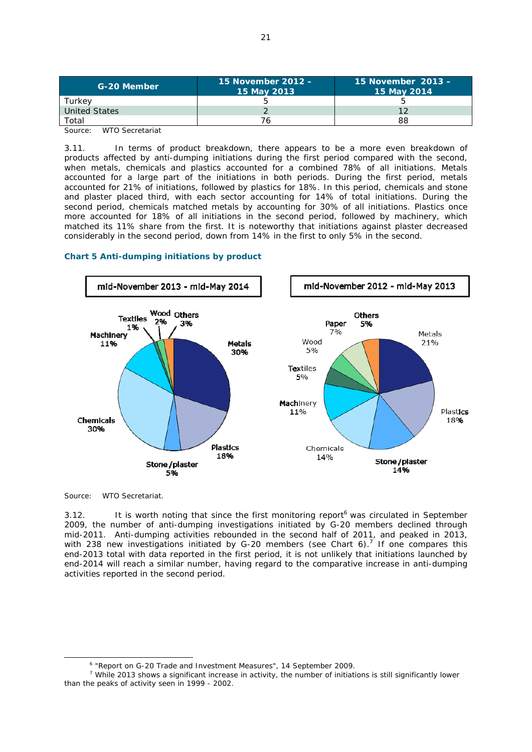| G-20 Member | 15 November 2012 – 15 May 2013 | 15 November 2013 – 15 May 2014 |
|---|---|---|
| Turkey | 5 | 5 |
| United States | 2 | 12 |
| Total | 76 | 88 |

Source: WTO Secretariat

3.11. In terms of product breakdown, there appears to be a more even breakdown of products affected by anti-dumping initiations during the first period compared with the second, when metals, chemicals and plastics accounted for a combined 78% of all initiations. Metals accounted for a large part of the initiations in both periods. During the first period, metals accounted for 21% of initiations, followed by plastics for 18%. In this period, chemicals and stone and plaster placed third, with each sector accounting for 14% of total initiations. During the second period, chemicals matched metals by accounting for 30% of all initiations. Plastics once more accounted for 18% of all initiations in the second period, followed by machinery, which matched its 11% share from the first. It is noteworthy that initiations against plaster decreased considerably in the second period, down from 14% in the first to only 5% in the second.

**Chart 5 Anti-dumping initiations by product**

mid-November 2013 - mid-May 2014: Metals 30%; Plastics 18%; Stone/plaster 5%; Chemicals 30%; Machinery 11%; Textiles 1%; Wood 2%; Others 3%

mid-November 2012 - mid-May 2013: Metals 21%; Plastics 18%; Stone/plaster 14%; Chemicals 14%; Machinery 11%; Textiles 5%; Wood 5%; Paper 7%; Others 5%

Source: WTO Secretariat.

3.12. It is worth noting that since the first monitoring report[6] was circulated in September 2009, the number of anti-dumping investigations initiated by G-20 members declined through mid-2011. Anti-dumping activities rebounded in the second half of 2011, and peaked in 2013, with 238 new investigations initiated by G-20 members (see Chart 6).[7] If one compares this end-2013 total with data reported in the first period, it is not unlikely that initiations launched by end-2014 will reach a similar number, having regard to the comparative increase in anti-dumping activities reported in the second period.

[6] "Report on G-20 Trade and Investment Measures", 14 September 2009.

[7] While 2013 shows a significant increase in activity, the number of initiations is still significantly lower than the peaks of activity seen in 1999 - 2002.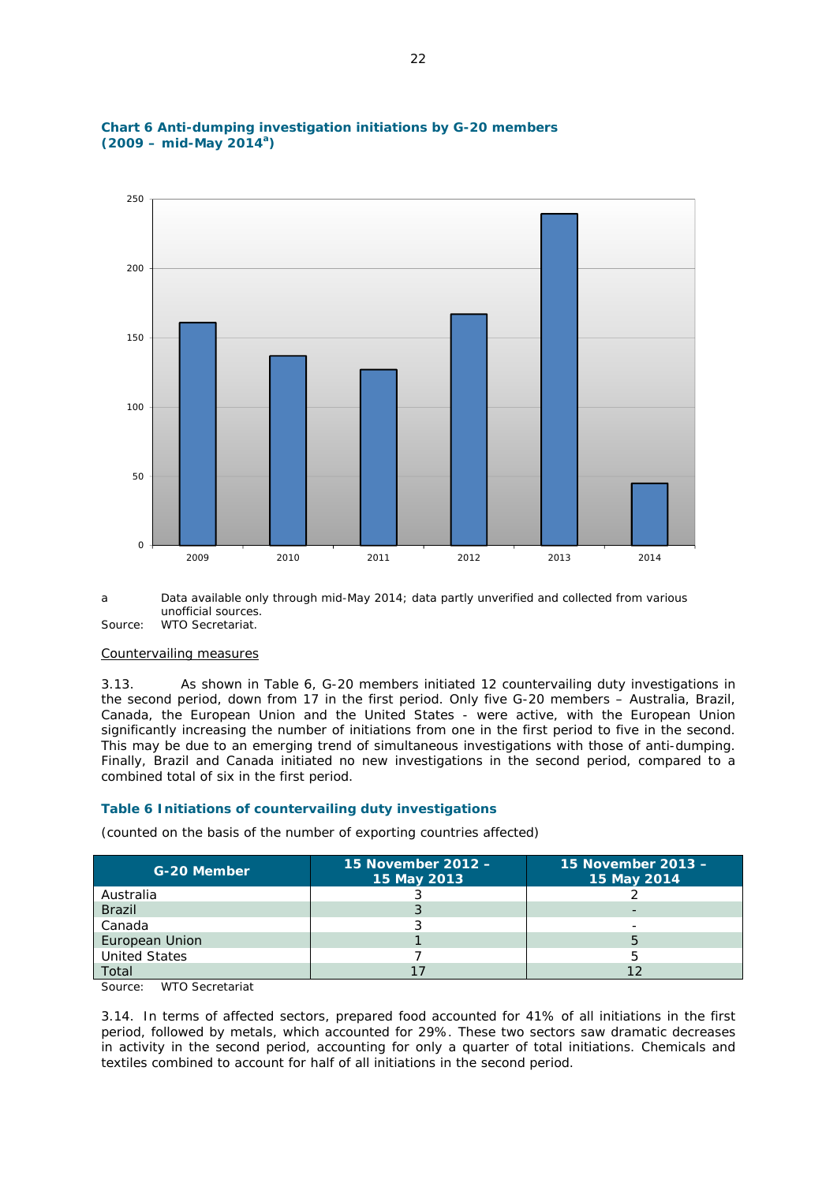**Chart 6 Anti-dumping investigation initiations by G-20 members (2009 – mid-May 2014[a])**

a Data available only through mid-May 2014; data partly unverified and collected from various unofficial sources.

Source: WTO Secretariat.

Countervailing measures

3.13. As shown in Table 6, G-20 members initiated 12 countervailing duty investigations in the second period, down from 17 in the first period. Only five G-20 members – Australia, Brazil, Canada, the European Union and the United States - were active, with the European Union significantly increasing the number of initiations from one in the first period to five in the second. This may be due to an emerging trend of simultaneous investigations with those of anti-dumping. Finally, Brazil and Canada initiated no new investigations in the second period, compared to a combined total of six in the first period.

**Table 6 Initiations of countervailing duty investigations**

(counted on the basis of the number of exporting countries affected)

| G-20 Member | 15 November 2012 – 15 May 2013 | 15 November 2013 – 15 May 2014 |
|---|---|---|
| Australia | 3 | 2 |
| Brazil | 3 | - |
| Canada | 3 | - |
| European Union | 1 | 5 |
| United States | 7 | 5 |
| Total | 17 | 12 |

Source: WTO Secretariat

3.14. In terms of affected sectors, prepared food accounted for 41% of all initiations in the first period, followed by metals, which accounted for 29%. These two sectors saw dramatic decreases in activity in the second period, accounting for only a quarter of total initiations. Chemicals and textiles combined to account for half of all initiations in the second period.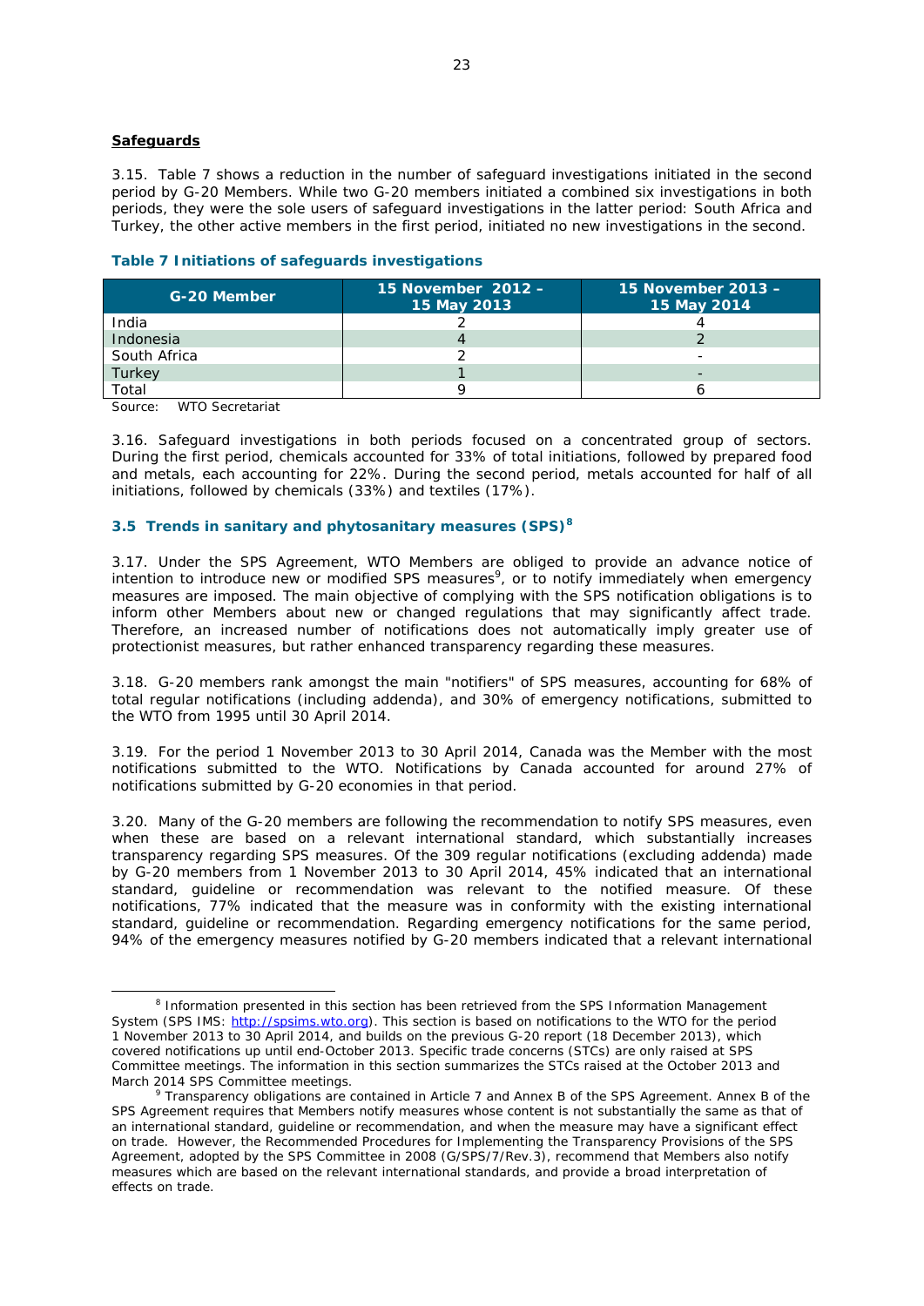**Safeguards**

3.15. Table 7 shows a reduction in the number of safeguard investigations initiated in the second period by G-20 Members. While two G-20 members initiated a combined six investigations in both periods, they were the sole users of safeguard investigations in the latter period: South Africa and Turkey, the other active members in the first period, initiated no new investigations in the second.

**Table 7 Initiations of safeguards investigations**

| G-20 Member | 15 November 2012 – 15 May 2013 | 15 November 2013 – 15 May 2014 |
|---|---|---|
| India | 2 | 4 |
| Indonesia | 4 | 2 |
| South Africa | 2 | - |
| Turkey | 1 | - |
| Total | 9 | 6 |

Source: WTO Secretariat

3.16. Safeguard investigations in both periods focused on a concentrated group of sectors. During the first period, chemicals accounted for 33% of total initiations, followed by prepared food and metals, each accounting for 22%. During the second period, metals accounted for half of all initiations, followed by chemicals (33%) and textiles (17%).

### 3.5 Trends in sanitary and phytosanitary measures (SPS)[8]

3.17. Under the SPS Agreement, WTO Members are obliged to provide an advance notice of intention to introduce new or modified SPS measures[9], or to notify immediately when emergency measures are imposed. The main objective of complying with the SPS notification obligations is to inform other Members about new or changed regulations that may significantly affect trade. Therefore, an increased number of notifications does not automatically imply greater use of protectionist measures, but rather enhanced transparency regarding these measures.

3.18. G-20 members rank amongst the main "notifiers" of SPS measures, accounting for 68% of total regular notifications (including addenda), and 30% of emergency notifications, submitted to the WTO from 1995 until 30 April 2014.

3.19. For the period 1 November 2013 to 30 April 2014, Canada was the Member with the most notifications submitted to the WTO. Notifications by Canada accounted for around 27% of notifications submitted by G-20 economies in that period.

3.20. Many of the G-20 members are following the recommendation to notify SPS measures, even when these are based on a relevant international standard, which substantially increases transparency regarding SPS measures. Of the 309 regular notifications (excluding addenda) made by G-20 members from 1 November 2013 to 30 April 2014, 45% indicated that an international standard, guideline or recommendation was relevant to the notified measure. Of these notifications, 77% indicated that the measure was in conformity with the existing international standard, guideline or recommendation. Regarding emergency notifications for the same period, 94% of the emergency measures notified by G-20 members indicated that a relevant international

---

[8] Information presented in this section has been retrieved from the SPS Information Management System (SPS IMS: http://spsims.wto.org). This section is based on notifications to the WTO for the period 1 November 2013 to 30 April 2014, and builds on the previous G-20 report (18 December 2013), which covered notifications up until end-October 2013. Specific trade concerns (STCs) are only raised at SPS Committee meetings. The information in this section summarizes the STCs raised at the October 2013 and March 2014 SPS Committee meetings.

[9] Transparency obligations are contained in Article 7 and Annex B of the SPS Agreement. Annex B of the SPS Agreement requires that Members notify measures whose content is not substantially the same as that of an international standard, guideline or recommendation, and when the measure may have a significant effect on trade. However, the Recommended Procedures for Implementing the Transparency Provisions of the SPS Agreement, adopted by the SPS Committee in 2008 (G/SPS/7/Rev.3), recommend that Members also notify measures which are based on the relevant international standards, and provide a broad interpretation of effects on trade.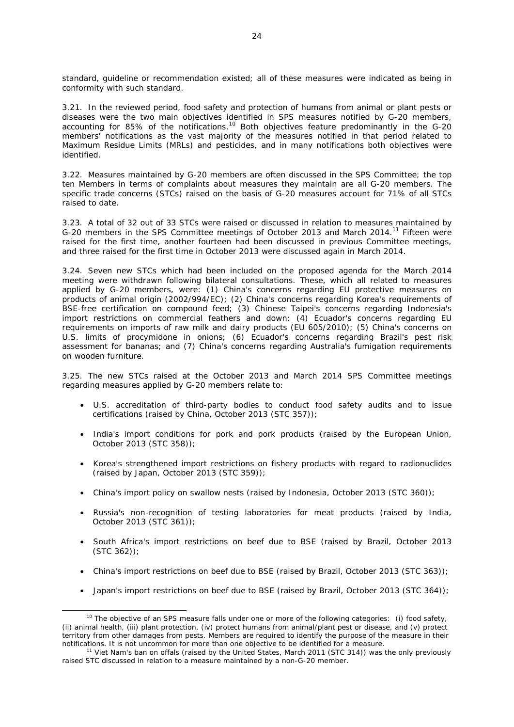standard, guideline or recommendation existed; all of these measures were indicated as being in conformity with such standard.

3.21. In the reviewed period, food safety and protection of humans from animal or plant pests or diseases were the two main objectives identified in SPS measures notified by G-20 members, accounting for 85% of the notifications.[10] Both objectives feature predominantly in the G-20 members' notifications as the vast majority of the measures notified in that period related to Maximum Residue Limits (MRLs) and pesticides, and in many notifications both objectives were identified.

3.22. Measures maintained by G-20 members are often discussed in the SPS Committee; the top ten Members in terms of complaints about measures they maintain are all G-20 members. The specific trade concerns (STCs) raised on the basis of G-20 measures account for 71% of all STCs raised to date.

3.23. A total of 32 out of 33 STCs were raised or discussed in relation to measures maintained by G-20 members in the SPS Committee meetings of October 2013 and March 2014.[11] Fifteen were raised for the first time, another fourteen had been discussed in previous Committee meetings, and three raised for the first time in October 2013 were discussed again in March 2014.

3.24. Seven new STCs which had been included on the proposed agenda for the March 2014 meeting were withdrawn following bilateral consultations. These, which all related to measures applied by G-20 members, were: (1) China's concerns regarding EU protective measures on products of animal origin (2002/994/EC); (2) China's concerns regarding Korea's requirements of BSE-free certification on compound feed; (3) Chinese Taipei's concerns regarding Indonesia's import restrictions on commercial feathers and down; (4) Ecuador's concerns regarding EU requirements on imports of raw milk and dairy products (EU 605/2010); (5) China's concerns on U.S. limits of procymidone in onions; (6) Ecuador's concerns regarding Brazil's pest risk assessment for bananas; and (7) China's concerns regarding Australia's fumigation requirements on wooden furniture.

3.25. The new STCs raised at the October 2013 and March 2014 SPS Committee meetings regarding measures applied by G-20 members relate to:

- U.S. accreditation of third-party bodies to conduct food safety audits and to issue certifications (raised by China, October 2013 (STC 357));
- India's import conditions for pork and pork products (raised by the European Union, October 2013 (STC 358));
- Korea's strengthened import restrictions on fishery products with regard to radionuclides (raised by Japan, October 2013 (STC 359));
- China's import policy on swallow nests (raised by Indonesia, October 2013 (STC 360));
- Russia's non-recognition of testing laboratories for meat products (raised by India, October 2013 (STC 361));
- South Africa's import restrictions on beef due to BSE (raised by Brazil, October 2013 (STC 362));
- China's import restrictions on beef due to BSE (raised by Brazil, October 2013 (STC 363));
- Japan's import restrictions on beef due to BSE (raised by Brazil, October 2013 (STC 364));

[10] The objective of an SPS measure falls under one or more of the following categories: (i) food safety, (ii) animal health, (iii) plant protection, (iv) protect humans from animal/plant pest or disease, and (v) protect territory from other damages from pests. Members are required to identify the purpose of the measure in their notifications. It is not uncommon for more than one objective to be identified for a measure.

[11] Viet Nam's ban on offals (raised by the United States, March 2011 (STC 314)) was the only previously raised STC discussed in relation to a measure maintained by a non-G-20 member.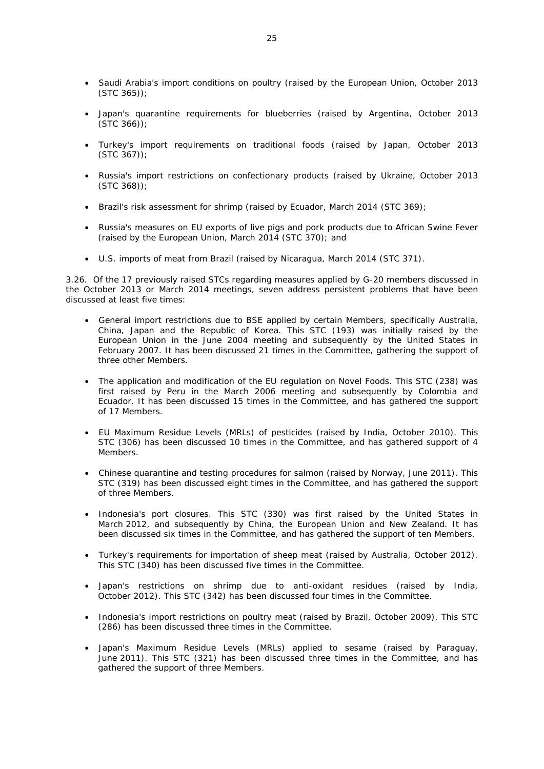- Saudi Arabia's import conditions on poultry (raised by the European Union, October 2013 (STC 365));

- Japan's quarantine requirements for blueberries (raised by Argentina, October 2013 (STC 366));

- Turkey's import requirements on traditional foods (raised by Japan, October 2013 (STC 367));

- Russia's import restrictions on confectionary products (raised by Ukraine, October 2013 (STC 368));

- Brazil's risk assessment for shrimp (raised by Ecuador, March 2014 (STC 369);

- Russia's measures on EU exports of live pigs and pork products due to African Swine Fever (raised by the European Union, March 2014 (STC 370); and

- U.S. imports of meat from Brazil (raised by Nicaragua, March 2014 (STC 371).

3.26. Of the 17 previously raised STCs regarding measures applied by G-20 members discussed in the October 2013 or March 2014 meetings, seven address persistent problems that have been discussed at least five times:

- General import restrictions due to BSE applied by certain Members, specifically Australia, China, Japan and the Republic of Korea. This STC (193) was initially raised by the European Union in the June 2004 meeting and subsequently by the United States in February 2007. It has been discussed 21 times in the Committee, gathering the support of three other Members.

- The application and modification of the EU regulation on Novel Foods. This STC (238) was first raised by Peru in the March 2006 meeting and subsequently by Colombia and Ecuador. It has been discussed 15 times in the Committee, and has gathered the support of 17 Members.

- EU Maximum Residue Levels (MRLs) of pesticides (raised by India, October 2010). This STC (306) has been discussed 10 times in the Committee, and has gathered support of 4 Members.

- Chinese quarantine and testing procedures for salmon (raised by Norway, June 2011). This STC (319) has been discussed eight times in the Committee, and has gathered the support of three Members.

- Indonesia's port closures. This STC (330) was first raised by the United States in March 2012, and subsequently by China, the European Union and New Zealand. It has been discussed six times in the Committee, and has gathered the support of ten Members.

- Turkey's requirements for importation of sheep meat (raised by Australia, October 2012). This STC (340) has been discussed five times in the Committee.

- Japan's restrictions on shrimp due to anti-oxidant residues (raised by India, October 2012). This STC (342) has been discussed four times in the Committee.

- Indonesia's import restrictions on poultry meat (raised by Brazil, October 2009). This STC (286) has been discussed three times in the Committee.

- Japan's Maximum Residue Levels (MRLs) applied to sesame (raised by Paraguay, June 2011). This STC (321) has been discussed three times in the Committee, and has gathered the support of three Members.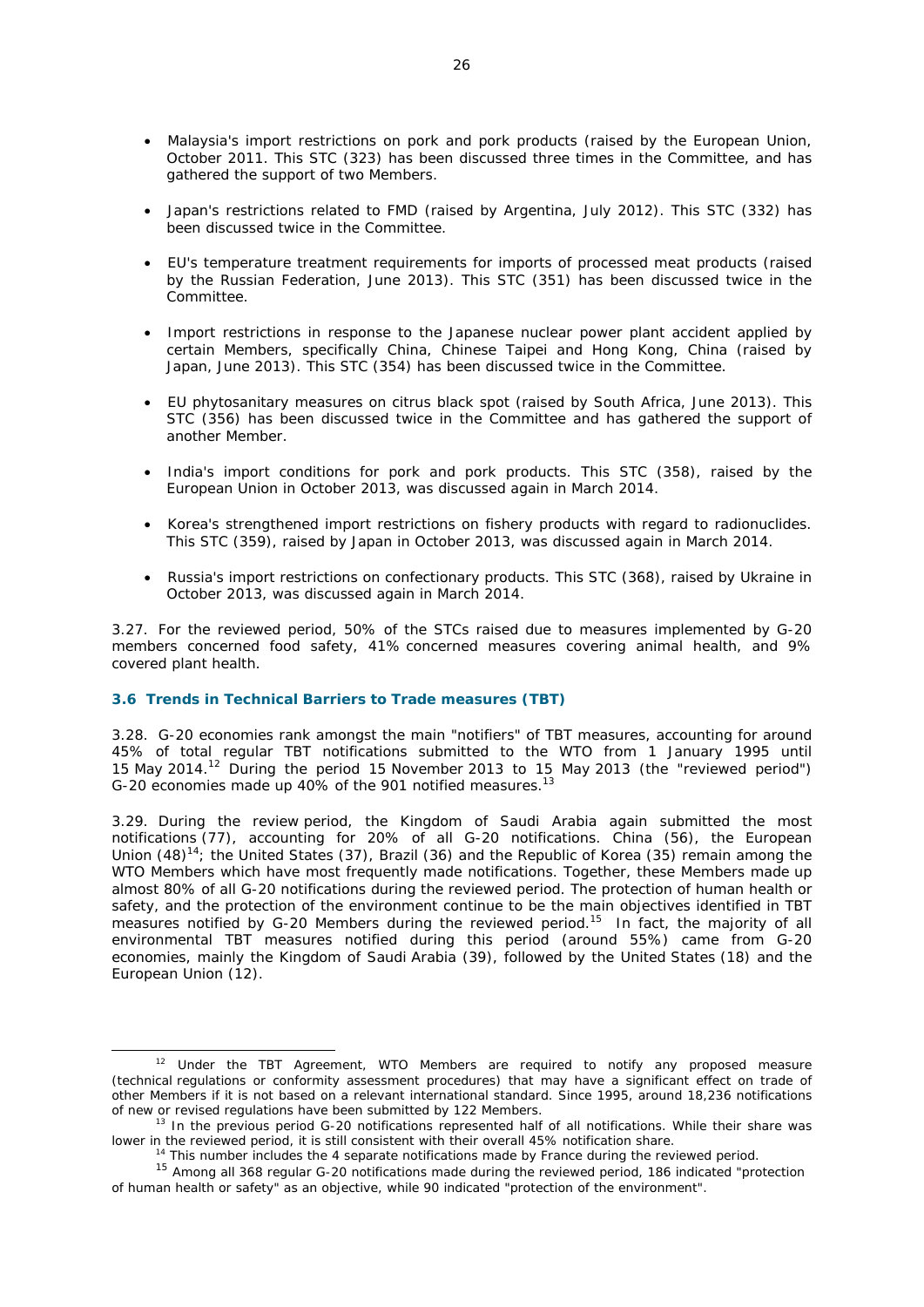- Malaysia's import restrictions on pork and pork products (raised by the European Union, October 2011. This STC (323) has been discussed three times in the Committee, and has gathered the support of two Members.

- Japan's restrictions related to FMD (raised by Argentina, July 2012). This STC (332) has been discussed twice in the Committee.

- EU's temperature treatment requirements for imports of processed meat products (raised by the Russian Federation, June 2013). This STC (351) has been discussed twice in the Committee.

- Import restrictions in response to the Japanese nuclear power plant accident applied by certain Members, specifically China, Chinese Taipei and Hong Kong, China (raised by Japan, June 2013). This STC (354) has been discussed twice in the Committee.

- EU phytosanitary measures on citrus black spot (raised by South Africa, June 2013). This STC (356) has been discussed twice in the Committee and has gathered the support of another Member.

- India's import conditions for pork and pork products. This STC (358), raised by the European Union in October 2013, was discussed again in March 2014.

- Korea's strengthened import restrictions on fishery products with regard to radionuclides. This STC (359), raised by Japan in October 2013, was discussed again in March 2014.

- Russia's import restrictions on confectionary products. This STC (368), raised by Ukraine in October 2013, was discussed again in March 2014.

3.27. For the reviewed period, 50% of the STCs raised due to measures implemented by G-20 members concerned food safety, 41% concerned measures covering animal health, and 9% covered plant health.

### 3.6 Trends in Technical Barriers to Trade measures (TBT)

3.28. G-20 economies rank amongst the main "notifiers" of TBT measures, accounting for around 45% of total regular TBT notifications submitted to the WTO from 1 January 1995 until 15 May 2014.[12] During the period 15 November 2013 to 15 May 2013 (the "reviewed period") G-20 economies made up 40% of the 901 notified measures.[13]

3.29. During the review period, the Kingdom of Saudi Arabia again submitted the most notifications (77), accounting for 20% of all G-20 notifications. China (56), the European Union (48)[14]; the United States (37), Brazil (36) and the Republic of Korea (35) remain among the WTO Members which have most frequently made notifications. Together, these Members made up almost 80% of all G-20 notifications during the reviewed period. The protection of human health or safety, and the protection of the environment continue to be the main objectives identified in TBT measures notified by G-20 Members during the reviewed period.[15] In fact, the majority of all environmental TBT measures notified during this period (around 55%) came from G-20 economies, mainly the Kingdom of Saudi Arabia (39), followed by the United States (18) and the European Union (12).

---

[12] Under the TBT Agreement, WTO Members are required to notify any proposed measure (technical regulations or conformity assessment procedures) that may have a significant effect on trade of other Members if it is not based on a relevant international standard. Since 1995, around 18,236 notifications of new or revised regulations have been submitted by 122 Members.

[13] In the previous period G-20 notifications represented half of all notifications. While their share was lower in the reviewed period, it is still consistent with their overall 45% notification share.

[14] This number includes the 4 separate notifications made by France during the reviewed period.

[15] Among all 368 regular G-20 notifications made during the reviewed period, 186 indicated "protection of human health or safety" as an objective, while 90 indicated "protection of the environment".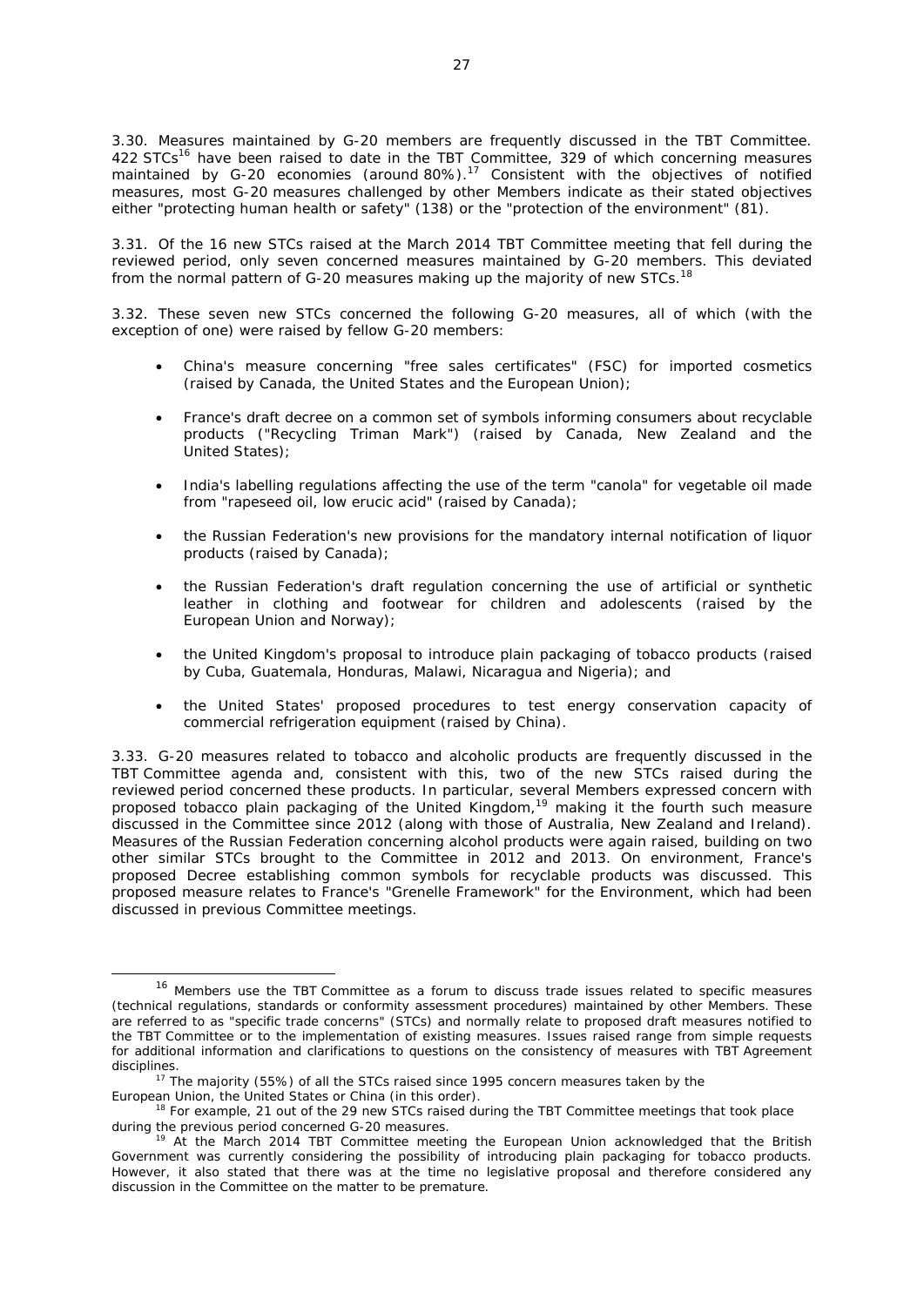3.30. Measures maintained by G-20 members are frequently discussed in the TBT Committee. 422 STCs[16] have been raised to date in the TBT Committee, 329 of which concerning measures maintained by G-20 economies (around 80%).[17] Consistent with the objectives of notified measures, most G-20 measures challenged by other Members indicate as their stated objectives either "protecting human health or safety" (138) or the "protection of the environment" (81).

3.31. Of the 16 new STCs raised at the March 2014 TBT Committee meeting that fell during the reviewed period, only seven concerned measures maintained by G-20 members. This deviated from the normal pattern of G-20 measures making up the majority of new STCs.[18]

3.32. These seven new STCs concerned the following G-20 measures, all of which (with the exception of one) were raised by fellow G-20 members:

- China's measure concerning "free sales certificates" (FSC) for imported cosmetics (raised by Canada, the United States and the European Union);
- France's draft decree on a common set of symbols informing consumers about recyclable products ("Recycling Triman Mark") (raised by Canada, New Zealand and the United States);
- India's labelling regulations affecting the use of the term "canola" for vegetable oil made from "rapeseed oil, low erucic acid" (raised by Canada);
- the Russian Federation's new provisions for the mandatory internal notification of liquor products (raised by Canada);
- the Russian Federation's draft regulation concerning the use of artificial or synthetic leather in clothing and footwear for children and adolescents (raised by the European Union and Norway);
- the United Kingdom's proposal to introduce plain packaging of tobacco products (raised by Cuba, Guatemala, Honduras, Malawi, Nicaragua and Nigeria); and
- the United States' proposed procedures to test energy conservation capacity of commercial refrigeration equipment (raised by China).

3.33. G-20 measures related to tobacco and alcoholic products are frequently discussed in the TBT Committee agenda and, consistent with this, two of the new STCs raised during the reviewed period concerned these products. In particular, several Members expressed concern with proposed tobacco plain packaging of the United Kingdom,[19] making it the fourth such measure discussed in the Committee since 2012 (along with those of Australia, New Zealand and Ireland). Measures of the Russian Federation concerning alcohol products were again raised, building on two other similar STCs brought to the Committee in 2012 and 2013. On environment, France's proposed Decree establishing common symbols for recyclable products was discussed. This proposed measure relates to France's "Grenelle Framework" for the Environment, which had been discussed in previous Committee meetings.

---

[16] Members use the TBT Committee as a forum to discuss trade issues related to specific measures (technical regulations, standards or conformity assessment procedures) maintained by other Members. These are referred to as "specific trade concerns" (STCs) and normally relate to proposed draft measures notified to the TBT Committee or to the implementation of existing measures. Issues raised range from simple requests for additional information and clarifications to questions on the consistency of measures with TBT Agreement disciplines.

[17] The majority (55%) of all the STCs raised since 1995 concern measures taken by the European Union, the United States or China (in this order).

[18] For example, 21 out of the 29 new STCs raised during the TBT Committee meetings that took place during the previous period concerned G-20 measures.

[19] At the March 2014 TBT Committee meeting the European Union acknowledged that the British Government was currently considering the possibility of introducing plain packaging for tobacco products. However, it also stated that there was at the time no legislative proposal and therefore considered any discussion in the Committee on the matter to be premature.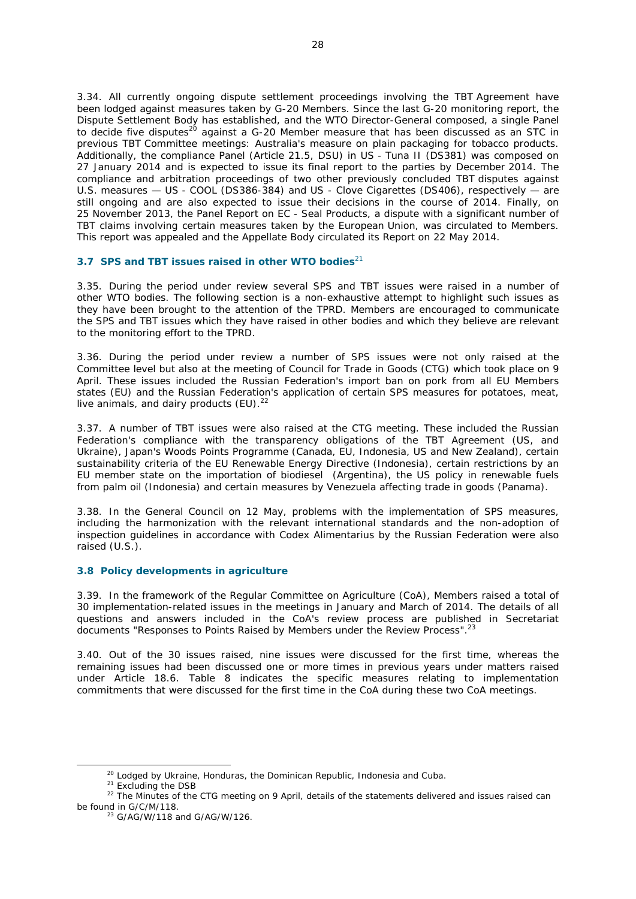3.34. All currently ongoing dispute settlement proceedings involving the TBT Agreement have been lodged against measures taken by G-20 Members. Since the last G-20 monitoring report, the Dispute Settlement Body has established, and the WTO Director-General composed, a single Panel to decide five disputes[20] against a G-20 Member measure that has been discussed as an STC in previous TBT Committee meetings: Australia's measure on plain packaging for tobacco products. Additionally, the compliance Panel (Article 21.5, DSU) in *US - Tuna II* (DS381) was composed on 27 January 2014 and is expected to issue its final report to the parties by December 2014. The compliance and arbitration proceedings of two other previously concluded TBT disputes against U.S. measures — *US - COOL* (DS386-384) and *US - Clove Cigarettes* (DS406), respectively — are still ongoing and are also expected to issue their decisions in the course of 2014. Finally, on 25 November 2013, the Panel Report on *EC - Seal Products*, a dispute with a significant number of TBT claims involving certain measures taken by the European Union, was circulated to Members. This report was appealed and the Appellate Body circulated its Report on 22 May 2014.

### 3.7 SPS and TBT issues raised in other WTO bodies[21]

3.35. During the period under review several SPS and TBT issues were raised in a number of other WTO bodies. The following section is a non-exhaustive attempt to highlight such issues as they have been brought to the attention of the TPRD. Members are encouraged to communicate the SPS and TBT issues which they have raised in other bodies and which they believe are relevant to the monitoring effort to the TPRD.

3.36. During the period under review a number of SPS issues were not only raised at the Committee level but also at the meeting of Council for Trade in Goods (CTG) which took place on 9 April. These issues included the Russian Federation's import ban on pork from all EU Members states (EU) and the Russian Federation's application of certain SPS measures for potatoes, meat, live animals, and dairy products (EU).[22]

3.37. A number of TBT issues were also raised at the CTG meeting. These included the Russian Federation's compliance with the transparency obligations of the TBT Agreement (US, and Ukraine), Japan's Woods Points Programme (Canada, EU, Indonesia, US and New Zealand), certain sustainability criteria of the EU Renewable Energy Directive (Indonesia), certain restrictions by an EU member state on the importation of biodiesel (Argentina), the US policy in renewable fuels from palm oil (Indonesia) and certain measures by Venezuela affecting trade in goods (Panama).

3.38. In the General Council on 12 May, problems with the implementation of SPS measures, including the harmonization with the relevant international standards and the non-adoption of inspection guidelines in accordance with Codex Alimentarius by the Russian Federation were also raised (U.S.).

### 3.8 Policy developments in agriculture

3.39. In the framework of the Regular Committee on Agriculture (CoA), Members raised a total of 30 implementation-related issues in the meetings in January and March of 2014. The details of all questions and answers included in the CoA's review process are published in Secretariat documents "Responses to Points Raised by Members under the Review Process".[23]

3.40. Out of the 30 issues raised, nine issues were discussed for the first time, whereas the remaining issues had been discussed one or more times in previous years under matters raised under Article 18.6. Table 8 indicates the specific measures relating to implementation commitments that were discussed for the first time in the CoA during these two CoA meetings.

---

[20] Lodged by Ukraine, Honduras, the Dominican Republic, Indonesia and Cuba.

[21] Excluding the DSB

[22] The Minutes of the CTG meeting on 9 April, details of the statements delivered and issues raised can be found in G/C/M/118.

[23] G/AG/W/118 and G/AG/W/126.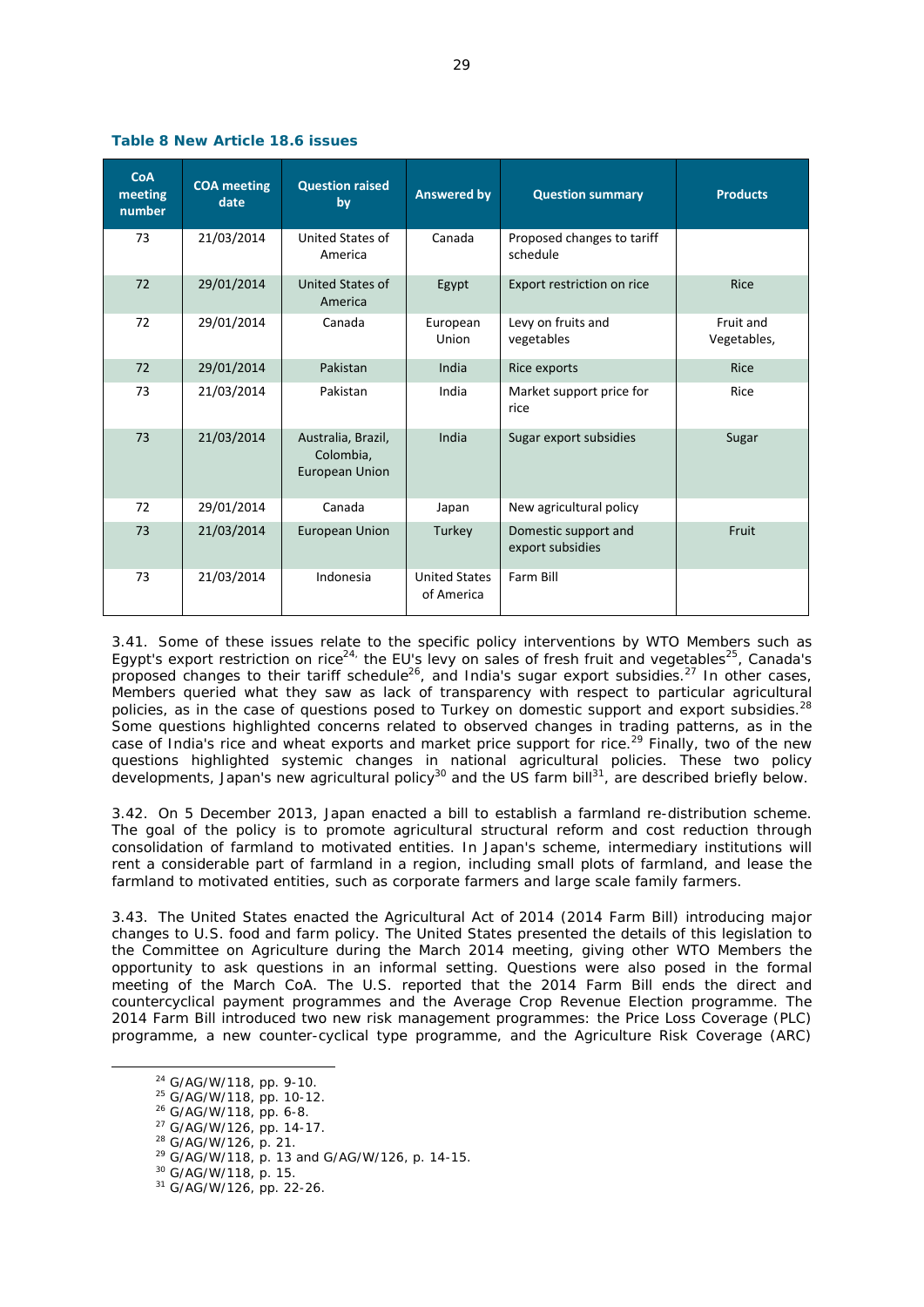**Table 8 New Article 18.6 issues**

| CoA meeting number | COA meeting date | Question raised by | Answered by | Question summary | Products |
|---|---|---|---|---|---|
| 73 | 21/03/2014 | United States of America | Canada | Proposed changes to tariff schedule | |
| 72 | 29/01/2014 | United States of America | Egypt | Export restriction on rice | Rice |
| 72 | 29/01/2014 | Canada | European Union | Levy on fruits and vegetables | Fruit and Vegetables, |
| 72 | 29/01/2014 | Pakistan | India | Rice exports | Rice |
| 73 | 21/03/2014 | Pakistan | India | Market support price for rice | Rice |
| 73 | 21/03/2014 | Australia, Brazil, Colombia, European Union | India | Sugar export subsidies | Sugar |
| 72 | 29/01/2014 | Canada | Japan | New agricultural policy | |
| 73 | 21/03/2014 | European Union | Turkey | Domestic support and export subsidies | Fruit |
| 73 | 21/03/2014 | Indonesia | United States of America | Farm Bill | |

3.41. Some of these issues relate to the specific policy interventions by WTO Members such as Egypt's export restriction on rice[24], the EU's levy on sales of fresh fruit and vegetables[25], Canada's proposed changes to their tariff schedule[26], and India's sugar export subsidies.[27] In other cases, Members queried what they saw as lack of transparency with respect to particular agricultural policies, as in the case of questions posed to Turkey on domestic support and export subsidies.[28] Some questions highlighted concerns related to observed changes in trading patterns, as in the case of India's rice and wheat exports and market price support for rice.[29] Finally, two of the new questions highlighted systemic changes in national agricultural policies. These two policy developments, Japan's new agricultural policy[30] and the US farm bill[31], are described briefly below.

3.42. On 5 December 2013, Japan enacted a bill to establish a farmland re-distribution scheme. The goal of the policy is to promote agricultural structural reform and cost reduction through consolidation of farmland to motivated entities. In Japan's scheme, intermediary institutions will rent a considerable part of farmland in a region, including small plots of farmland, and lease the farmland to motivated entities, such as corporate farmers and large scale family farmers.

3.43. The United States enacted the Agricultural Act of 2014 (2014 Farm Bill) introducing major changes to U.S. food and farm policy. The United States presented the details of this legislation to the Committee on Agriculture during the March 2014 meeting, giving other WTO Members the opportunity to ask questions in an informal setting. Questions were also posed in the formal meeting of the March CoA. The U.S. reported that the 2014 Farm Bill ends the direct and countercyclical payment programmes and the Average Crop Revenue Election programme. The 2014 Farm Bill introduced two new risk management programmes: the Price Loss Coverage (PLC) programme, a new counter-cyclical type programme, and the Agriculture Risk Coverage (ARC)

---

[24] G/AG/W/118, pp. 9-10.
[25] G/AG/W/118, pp. 10-12.
[26] G/AG/W/118, pp. 6-8.
[27] G/AG/W/126, pp. 14-17.
[28] G/AG/W/126, p. 21.
[29] G/AG/W/118, p. 13 and G/AG/W/126, p. 14-15.
[30] G/AG/W/118, p. 15.
[31] G/AG/W/126, pp. 22-26.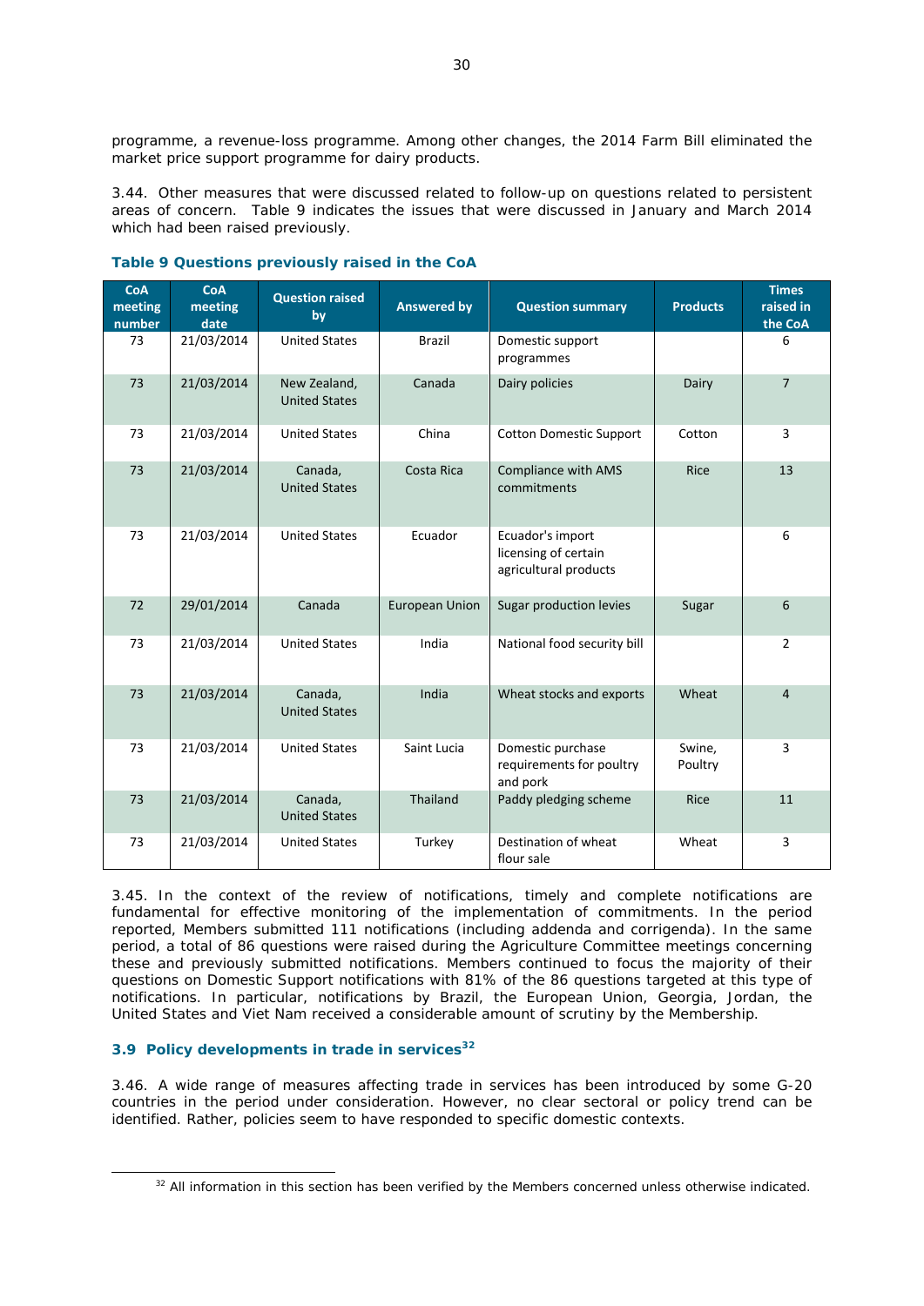programme, a revenue-loss programme. Among other changes, the 2014 Farm Bill eliminated the market price support programme for dairy products.

3.44. Other measures that were discussed related to follow-up on questions related to persistent areas of concern. Table 9 indicates the issues that were discussed in January and March 2014 which had been raised previously.

**Table 9 Questions previously raised in the CoA**

| CoA meeting number | CoA meeting date | Question raised by | Answered by | Question summary | Products | Times raised in the CoA |
|---|---|---|---|---|---|---|
| 73 | 21/03/2014 | United States | Brazil | Domestic support programmes | | 6 |
| 73 | 21/03/2014 | New Zealand, United States | Canada | Dairy policies | Dairy | 7 |
| 73 | 21/03/2014 | United States | China | Cotton Domestic Support | Cotton | 3 |
| 73 | 21/03/2014 | Canada, United States | Costa Rica | Compliance with AMS commitments | Rice | 13 |
| 73 | 21/03/2014 | United States | Ecuador | Ecuador's import licensing of certain agricultural products | | 6 |
| 72 | 29/01/2014 | Canada | European Union | Sugar production levies | Sugar | 6 |
| 73 | 21/03/2014 | United States | India | National food security bill | | 2 |
| 73 | 21/03/2014 | Canada, United States | India | Wheat stocks and exports | Wheat | 4 |
| 73 | 21/03/2014 | United States | Saint Lucia | Domestic purchase requirements for poultry and pork | Swine, Poultry | 3 |
| 73 | 21/03/2014 | Canada, United States | Thailand | Paddy pledging scheme | Rice | 11 |
| 73 | 21/03/2014 | United States | Turkey | Destination of wheat flour sale | Wheat | 3 |

3.45. In the context of the review of notifications, timely and complete notifications are fundamental for effective monitoring of the implementation of commitments. In the period reported, Members submitted 111 notifications (including addenda and corrigenda). In the same period, a total of 86 questions were raised during the Agriculture Committee meetings concerning these and previously submitted notifications. Members continued to focus the majority of their questions on Domestic Support notifications with 81% of the 86 questions targeted at this type of notifications. In particular, notifications by Brazil, the European Union, Georgia, Jordan, the United States and Viet Nam received a considerable amount of scrutiny by the Membership.

### 3.9 Policy developments in trade in services[32]

3.46. A wide range of measures affecting trade in services has been introduced by some G-20 countries in the period under consideration. However, no clear sectoral or policy trend can be identified. Rather, policies seem to have responded to specific domestic contexts.

[32] All information in this section has been verified by the Members concerned unless otherwise indicated.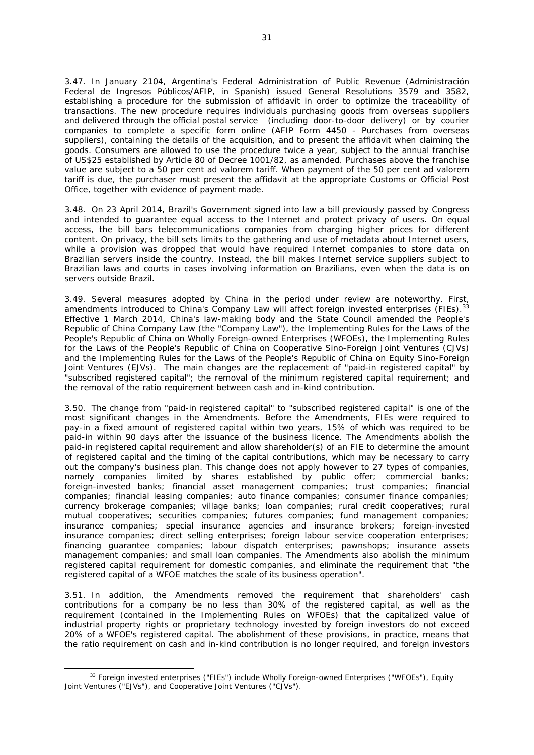3.47. In January 2104, Argentina's Federal Administration of Public Revenue (*Administración Federal de Ingresos Públicos/AFIP*, in Spanish) issued General Resolutions 3579 and 3582, establishing a procedure for the submission of affidavit in order to optimize the traceability of transactions. The new procedure requires individuals purchasing goods from overseas suppliers and delivered through the official postal service (including door-to-door delivery) or by courier companies to complete a specific form online (AFIP Form 4450 - Purchases from overseas suppliers), containing the details of the acquisition, and to present the affidavit when claiming the goods. Consumers are allowed to use the procedure twice a year, subject to the annual franchise of US$25 established by Article 80 of Decree 1001/82, as amended. Purchases above the franchise value are subject to a 50 per cent *ad valorem* tariff. When payment of the 50 per cent *ad valorem* tariff is due, the purchaser must present the affidavit at the appropriate Customs or Official Post Office, together with evidence of payment made.

3.48. On 23 April 2014, Brazil's Government signed into law a bill previously passed by Congress and intended to guarantee equal access to the Internet and protect privacy of users. On equal access, the bill bars telecommunications companies from charging higher prices for different content. On privacy, the bill sets limits to the gathering and use of metadata about Internet users, while a provision was dropped that would have required Internet companies to store data on Brazilian servers inside the country. Instead, the bill makes Internet service suppliers subject to Brazilian laws and courts in cases involving information on Brazilians, even when the data is on servers outside Brazil.

3.49. Several measures adopted by China in the period under review are noteworthy. First, amendments introduced to China's Company Law will affect foreign invested enterprises (FIEs).[33] Effective 1 March 2014, China's law-making body and the State Council amended the People's Republic of China Company Law (the "Company Law"), the Implementing Rules for the Laws of the People's Republic of China on Wholly Foreign-owned Enterprises (WFOEs), the Implementing Rules for the Laws of the People's Republic of China on Cooperative Sino-Foreign Joint Ventures (CJVs) and the Implementing Rules for the Laws of the People's Republic of China on Equity Sino-Foreign Joint Ventures (EJVs). The main changes are the replacement of "paid-in registered capital" by "subscribed registered capital"; the removal of the minimum registered capital requirement; and the removal of the ratio requirement between cash and in-kind contribution.

3.50. The change from "paid-in registered capital" to "subscribed registered capital" is one of the most significant changes in the Amendments. Before the Amendments, FIEs were required to pay-in a fixed amount of registered capital within two years, 15% of which was required to be paid-in within 90 days after the issuance of the business licence. The Amendments abolish the paid-in registered capital requirement and allow shareholder(s) of an FIE to determine the amount of registered capital and the timing of the capital contributions, which may be necessary to carry out the company's business plan. This change does not apply however to 27 types of companies, namely companies limited by shares established by public offer; commercial banks; foreign-invested banks; financial asset management companies; trust companies; financial companies; financial leasing companies; auto finance companies; consumer finance companies; currency brokerage companies; village banks; loan companies; rural credit cooperatives; rural mutual cooperatives; securities companies; futures companies; fund management companies; insurance companies; special insurance agencies and insurance brokers; foreign-invested insurance companies; direct selling enterprises; foreign labour service cooperation enterprises; financing guarantee companies; labour dispatch enterprises; pawnshops; insurance assets management companies; and small loan companies. The Amendments also abolish the minimum registered capital requirement for domestic companies, and eliminate the requirement that "the registered capital of a WFOE matches the scale of its business operation".

3.51. In addition, the Amendments removed the requirement that shareholders' cash contributions for a company be no less than 30% of the registered capital, as well as the requirement (contained in the Implementing Rules on WFOEs) that the capitalized value of industrial property rights or proprietary technology invested by foreign investors do not exceed 20% of a WFOE's registered capital. The abolishment of these provisions, in practice, means that the ratio requirement on cash and in-kind contribution is no longer required, and foreign investors

[33] Foreign invested enterprises ("FIEs") include Wholly Foreign-owned Enterprises ("WFOEs"), Equity Joint Ventures ("EJVs"), and Cooperative Joint Ventures ("CJVs").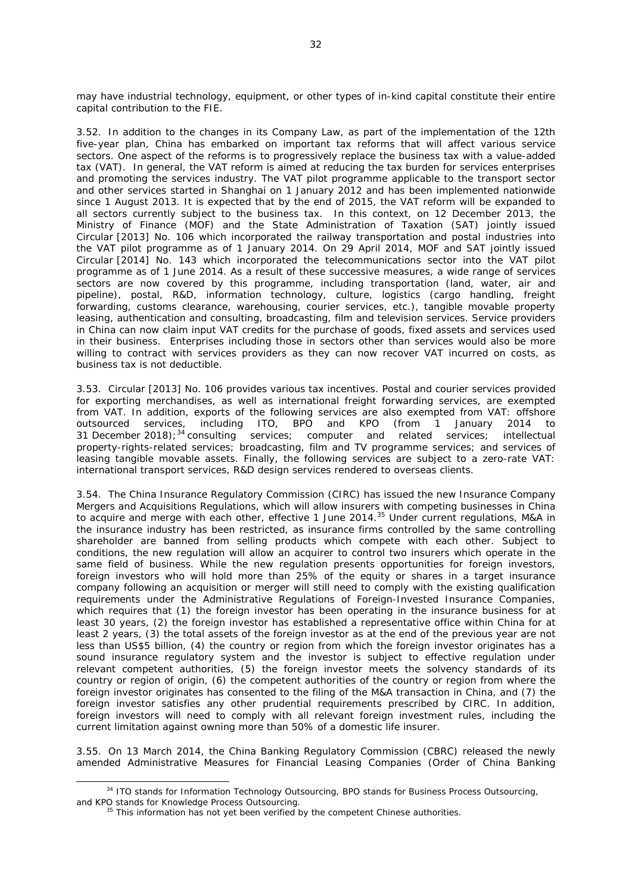may have industrial technology, equipment, or other types of in-kind capital constitute their entire capital contribution to the FIE.

3.52. In addition to the changes in its Company Law, as part of the implementation of the 12th five-year plan, China has embarked on important tax reforms that will affect various service sectors. One aspect of the reforms is to progressively replace the business tax with a value-added tax (VAT). In general, the VAT reform is aimed at reducing the tax burden for services enterprises and promoting the services industry. The VAT pilot programme applicable to the transport sector and other services started in Shanghai on 1 January 2012 and has been implemented nationwide since 1 August 2013. It is expected that by the end of 2015, the VAT reform will be expanded to all sectors currently subject to the business tax. In this context, on 12 December 2013, the Ministry of Finance (MOF) and the State Administration of Taxation (SAT) jointly issued Circular [2013] No. 106 which incorporated the railway transportation and postal industries into the VAT pilot programme as of 1 January 2014. On 29 April 2014, MOF and SAT jointly issued Circular [2014] No. 143 which incorporated the telecommunications sector into the VAT pilot programme as of 1 June 2014. As a result of these successive measures, a wide range of services sectors are now covered by this programme, including transportation (land, water, air and pipeline), postal, R&D, information technology, culture, logistics (cargo handling, freight forwarding, customs clearance, warehousing, courier services, etc.), tangible movable property leasing, authentication and consulting, broadcasting, film and television services. Service providers in China can now claim input VAT credits for the purchase of goods, fixed assets and services used in their business. Enterprises including those in sectors other than services would also be more willing to contract with services providers as they can now recover VAT incurred on costs, as business tax is not deductible.

3.53. Circular [2013] No. 106 provides various tax incentives. Postal and courier services provided for exporting merchandises, as well as international freight forwarding services, are exempted from VAT. In addition, exports of the following services are also exempted from VAT: offshore outsourced services, including ITO, BPO and KPO (from 1 January 2014 to 31 December 2018);[34] consulting services; computer and related services; intellectual property-rights-related services; broadcasting, film and TV programme services; and services of leasing tangible movable assets. Finally, the following services are subject to a zero-rate VAT: international transport services, R&D design services rendered to overseas clients.

3.54. The China Insurance Regulatory Commission (CIRC) has issued the new Insurance Company Mergers and Acquisitions Regulations, which will allow insurers with competing businesses in China to acquire and merge with each other, effective 1 June 2014.[35] Under current regulations, M&A in the insurance industry has been restricted, as insurance firms controlled by the same controlling shareholder are banned from selling products which compete with each other. Subject to conditions, the new regulation will allow an acquirer to control two insurers which operate in the same field of business. While the new regulation presents opportunities for foreign investors, foreign investors who will hold more than 25% of the equity or shares in a target insurance company following an acquisition or merger will still need to comply with the existing qualification requirements under the Administrative Regulations of Foreign-Invested Insurance Companies, which requires that (1) the foreign investor has been operating in the insurance business for at least 30 years, (2) the foreign investor has established a representative office within China for at least 2 years, (3) the total assets of the foreign investor as at the end of the previous year are not less than US$5 billion, (4) the country or region from which the foreign investor originates has a sound insurance regulatory system and the investor is subject to effective regulation under relevant competent authorities, (5) the foreign investor meets the solvency standards of its country or region of origin, (6) the competent authorities of the country or region from where the foreign investor originates has consented to the filing of the M&A transaction in China, and (7) the foreign investor satisfies any other prudential requirements prescribed by CIRC. In addition, foreign investors will need to comply with all relevant foreign investment rules, including the current limitation against owning more than 50% of a domestic life insurer.

3.55. On 13 March 2014, the China Banking Regulatory Commission (CBRC) released the newly amended Administrative Measures for Financial Leasing Companies (Order of China Banking

---

[34] ITO stands for Information Technology Outsourcing, BPO stands for Business Process Outsourcing, and KPO stands for Knowledge Process Outsourcing.

[35] This information has not yet been verified by the competent Chinese authorities.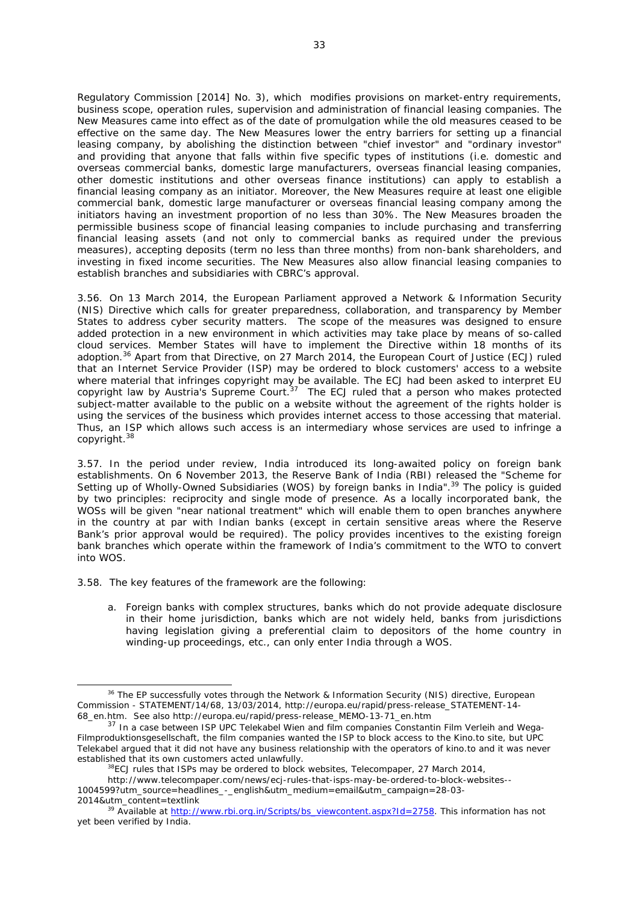Regulatory Commission [2014] No. 3), which modifies provisions on market-entry requirements, business scope, operation rules, supervision and administration of financial leasing companies. The New Measures came into effect as of the date of promulgation while the old measures ceased to be effective on the same day. The New Measures lower the entry barriers for setting up a financial leasing company, by abolishing the distinction between "chief investor" and "ordinary investor" and providing that anyone that falls within five specific types of institutions (i.e. domestic and overseas commercial banks, domestic large manufacturers, overseas financial leasing companies, other domestic institutions and other overseas finance institutions) can apply to establish a financial leasing company as an initiator. Moreover, the New Measures require at least one eligible commercial bank, domestic large manufacturer or overseas financial leasing company among the initiators having an investment proportion of no less than 30%. The New Measures broaden the permissible business scope of financial leasing companies to include purchasing and transferring financial leasing assets (and not only to commercial banks as required under the previous measures), accepting deposits (term no less than three months) from non-bank shareholders, and investing in fixed income securities. The New Measures also allow financial leasing companies to establish branches and subsidiaries with CBRC's approval.

3.56. On 13 March 2014, the European Parliament approved a Network & Information Security (NIS) Directive which calls for greater preparedness, collaboration, and transparency by Member States to address cyber security matters. The scope of the measures was designed to ensure added protection in a new environment in which activities may take place by means of so-called cloud services. Member States will have to implement the Directive within 18 months of its adoption.[36] Apart from that Directive, on 27 March 2014, the European Court of Justice (ECJ) ruled that an Internet Service Provider (ISP) may be ordered to block customers' access to a website where material that infringes copyright may be available. The ECJ had been asked to interpret EU copyright law by Austria's Supreme Court.[37] The ECJ ruled that a person who makes protected subject-matter available to the public on a website without the agreement of the rights holder is using the services of the business which provides internet access to those accessing that material. Thus, an ISP which allows such access is an intermediary whose services are used to infringe a copyright.[38]

3.57. In the period under review, India introduced its long-awaited policy on foreign bank establishments. On 6 November 2013, the Reserve Bank of India (RBI) released the "Scheme for Setting up of Wholly-Owned Subsidiaries (WOS) by foreign banks in India".[39] The policy is guided by two principles: reciprocity and single mode of presence. As a locally incorporated bank, the WOSs will be given "near national treatment" which will enable them to open branches anywhere in the country at par with Indian banks (except in certain sensitive areas where the Reserve Bank's prior approval would be required). The policy provides incentives to the existing foreign bank branches which operate within the framework of India's commitment to the WTO to convert into WOS.

3.58. The key features of the framework are the following:

a. Foreign banks with complex structures, banks which do not provide adequate disclosure in their home jurisdiction, banks which are not widely held, banks from jurisdictions having legislation giving a preferential claim to depositors of the home country in winding-up proceedings, etc., can only enter India through a WOS.

---

[36] The EP successfully votes through the Network & Information Security (NIS) directive, European Commission - STATEMENT/14/68, 13/03/2014, http://europa.eu/rapid/press-release_STATEMENT-14-68_en.htm. See also http://europa.eu/rapid/press-release_MEMO-13-71_en.htm

[37] In a case between ISP UPC Telekabel Wien and film companies Constantin Film Verleih and Wega-Filmproduktionsgesellschaft, the film companies wanted the ISP to block access to the Kino.to site, but UPC Telekabel argued that it did not have any business relationship with the operators of kino.to and it was never established that its own customers acted unlawfully.

[38] ECJ rules that ISPs may be ordered to block websites, Telecompaper, 27 March 2014, http://www.telecompaper.com/news/ecj-rules-that-isps-may-be-ordered-to-block-websites--1004599?utm_source=headlines_-_english&utm_medium=email&utm_campaign=28-03-2014&utm_content=textlink

[39] Available at http://www.rbi.org.in/Scripts/bs_viewcontent.aspx?Id=2758. This information has not yet been verified by India.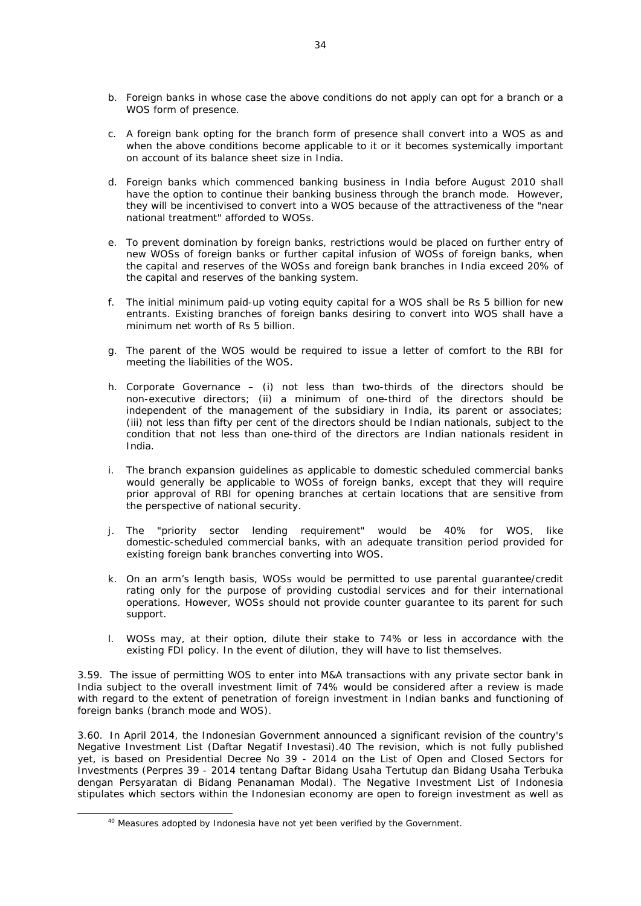b. Foreign banks in whose case the above conditions do not apply can opt for a branch or a WOS form of presence.

c. A foreign bank opting for the branch form of presence shall convert into a WOS as and when the above conditions become applicable to it or it becomes systemically important on account of its balance sheet size in India.

d. Foreign banks which commenced banking business in India before August 2010 shall have the option to continue their banking business through the branch mode. However, they will be incentivised to convert into a WOS because of the attractiveness of the "near national treatment" afforded to WOSs.

e. To prevent domination by foreign banks, restrictions would be placed on further entry of new WOSs of foreign banks or further capital infusion of WOSs of foreign banks, when the capital and reserves of the WOSs and foreign bank branches in India exceed 20% of the capital and reserves of the banking system.

f. The initial minimum paid-up voting equity capital for a WOS shall be Rs 5 billion for new entrants. Existing branches of foreign banks desiring to convert into WOS shall have a minimum net worth of Rs 5 billion.

g. The parent of the WOS would be required to issue a letter of comfort to the RBI for meeting the liabilities of the WOS.

h. Corporate Governance – (i) not less than two-thirds of the directors should be non-executive directors; (ii) a minimum of one-third of the directors should be independent of the management of the subsidiary in India, its parent or associates; (iii) not less than fifty per cent of the directors should be Indian nationals, subject to the condition that not less than one-third of the directors are Indian nationals resident in India.

i. The branch expansion guidelines as applicable to domestic scheduled commercial banks would generally be applicable to WOSs of foreign banks, except that they will require prior approval of RBI for opening branches at certain locations that are sensitive from the perspective of national security.

j. The "priority sector lending requirement" would be 40% for WOS, like domestic-scheduled commercial banks, with an adequate transition period provided for existing foreign bank branches converting into WOS.

k. On an arm's length basis, WOSs would be permitted to use parental guarantee/credit rating only for the purpose of providing custodial services and for their international operations. However, WOSs should not provide counter guarantee to its parent for such support.

l. WOSs may, at their option, dilute their stake to 74% or less in accordance with the existing FDI policy. In the event of dilution, they will have to list themselves.

3.59. The issue of permitting WOS to enter into M&A transactions with any private sector bank in India subject to the overall investment limit of 74% would be considered after a review is made with regard to the extent of penetration of foreign investment in Indian banks and functioning of foreign banks (branch mode and WOS).

3.60. In April 2014, the Indonesian Government announced a significant revision of the country's Negative Investment List (*Daftar Negatif Investasi*).[40] The revision, which is not fully published yet, is based on Presidential Decree No 39 - 2014 on the List of Open and Closed Sectors for Investments (*Perpres 39 - 2014 tentang Daftar Bidang Usaha Tertutup dan Bidang Usaha Terbuka dengan Persyaratan di Bidang Penanaman Modal*). The Negative Investment List of Indonesia stipulates which sectors within the Indonesian economy are open to foreign investment as well as

[40] Measures adopted by Indonesia have not yet been verified by the Government.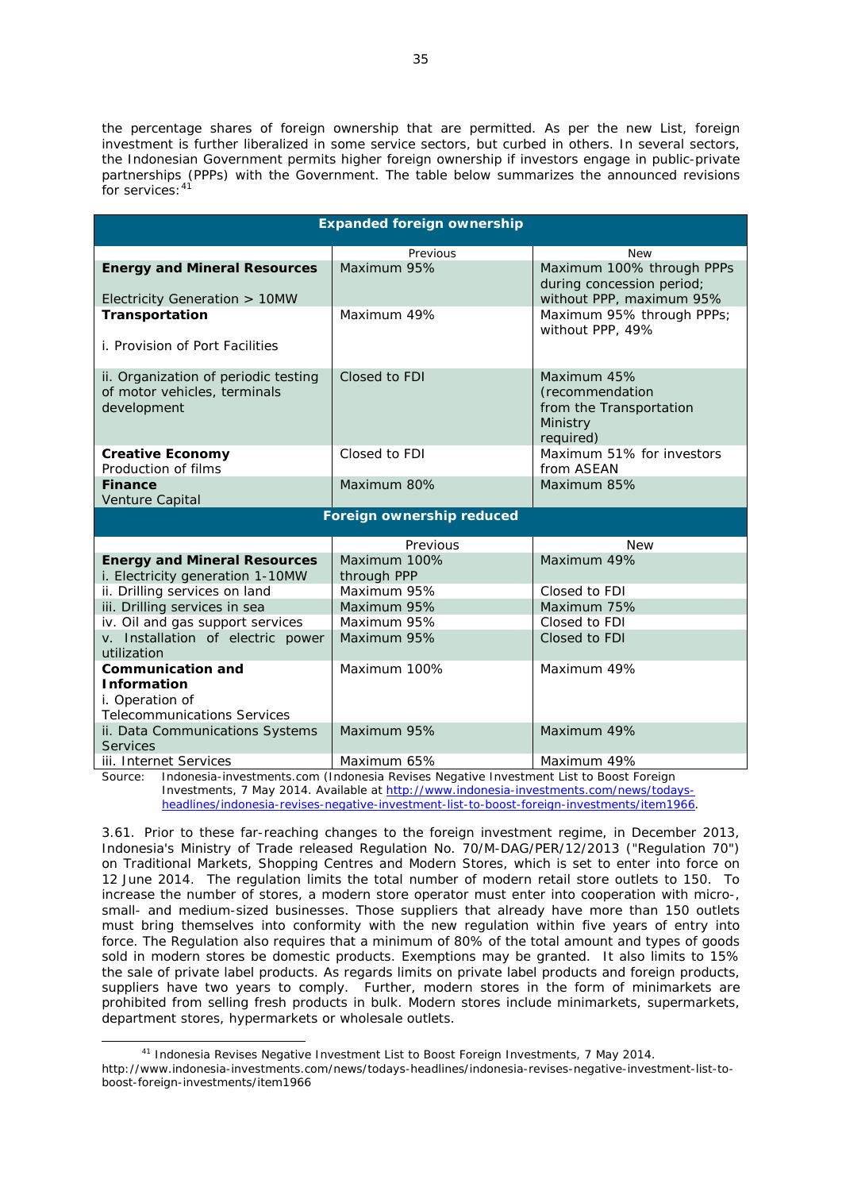the percentage shares of foreign ownership that are permitted. As per the new List, foreign investment is further liberalized in some service sectors, but curbed in others. In several sectors, the Indonesian Government permits higher foreign ownership if investors engage in public-private partnerships (PPPs) with the Government. The table below summarizes the announced revisions for services:[41]

| **Expanded foreign ownership** | | |
|---|---|---|
| | Previous | New |
| **Energy and Mineral Resources**<br><br>Electricity Generation > 10MW | Maximum 95% | Maximum 100% through PPPs during concession period; without PPP, maximum 95% |
| **Transportation**<br><br>i. Provision of Port Facilities | Maximum 49% | Maximum 95% through PPPs; without PPP, 49% |
| ii. Organization of periodic testing of motor vehicles, terminals development | Closed to FDI | Maximum 45% (recommendation from the Transportation Ministry required) |
| **Creative Economy**<br>Production of films | Closed to FDI | Maximum 51% for investors from ASEAN |
| **Finance**<br>Venture Capital | Maximum 80% | Maximum 85% |
| **Foreign ownership reduced** | | |
| | Previous | New |
| **Energy and Mineral Resources**<br>i. Electricity generation 1-10MW | Maximum 100% through PPP | Maximum 49% |
| ii. Drilling services on land | Maximum 95% | Closed to FDI |
| iii. Drilling services in sea | Maximum 95% | Maximum 75% |
| iv. Oil and gas support services | Maximum 95% | Closed to FDI |
| v. Installation of electric power utilization | Maximum 95% | Closed to FDI |
| **Communication and Information**<br>i. Operation of Telecommunications Services | Maximum 100% | Maximum 49% |
| ii. Data Communications Systems Services | Maximum 95% | Maximum 49% |
| iii. Internet Services | Maximum 65% | Maximum 49% |

Source: Indonesia-investments.com (Indonesia Revises Negative Investment List to Boost Foreign Investments, 7 May 2014. Available at http://www.indonesia-investments.com/news/todays-headlines/indonesia-revises-negative-investment-list-to-boost-foreign-investments/item1966.

3.61. Prior to these far-reaching changes to the foreign investment regime, in December 2013, Indonesia's Ministry of Trade released Regulation No. 70/M-DAG/PER/12/2013 ("Regulation 70") on Traditional Markets, Shopping Centres and Modern Stores, which is set to enter into force on 12 June 2014. The regulation limits the total number of modern retail store outlets to 150. To increase the number of stores, a modern store operator must enter into cooperation with micro-, small- and medium-sized businesses. Those suppliers that already have more than 150 outlets must bring themselves into conformity with the new regulation within five years of entry into force. The Regulation also requires that a minimum of 80% of the total amount and types of goods sold in modern stores be domestic products. Exemptions may be granted. It also limits to 15% the sale of private label products. As regards limits on private label products and foreign products, suppliers have two years to comply. Further, modern stores in the form of minimarkets are prohibited from selling fresh products in bulk. Modern stores include minimarkets, supermarkets, department stores, hypermarkets or wholesale outlets.

[41] Indonesia Revises Negative Investment List to Boost Foreign Investments, 7 May 2014. http://www.indonesia-investments.com/news/todays-headlines/indonesia-revises-negative-investment-list-to-boost-foreign-investments/item1966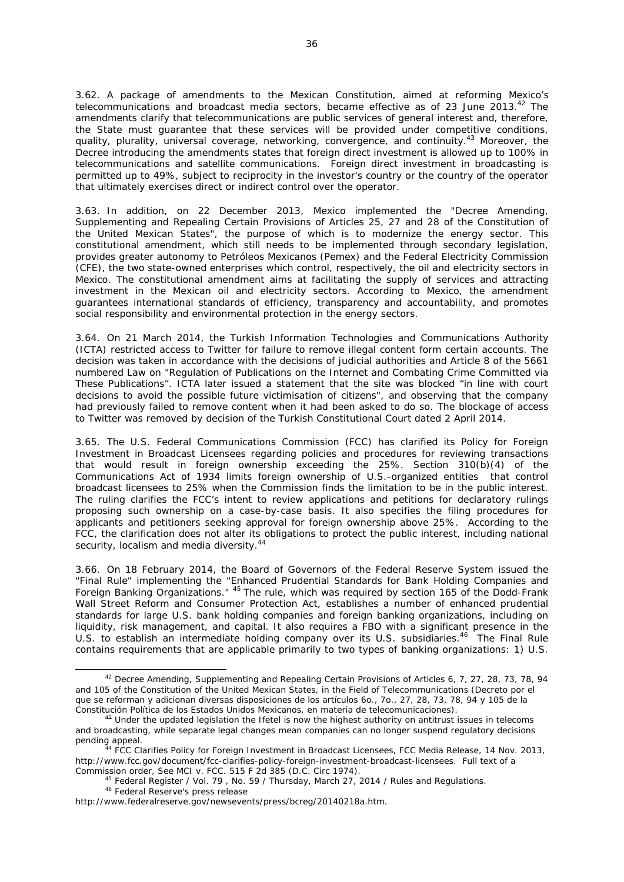3.62. A package of amendments to the Mexican Constitution, aimed at reforming Mexico's telecommunications and broadcast media sectors, became effective as of 23 June 2013.[42] The amendments clarify that telecommunications are public services of general interest and, therefore, the State must guarantee that these services will be provided under competitive conditions, quality, plurality, universal coverage, networking, convergence, and continuity.[43] Moreover, the Decree introducing the amendments states that foreign direct investment is allowed up to 100% in telecommunications and satellite communications. Foreign direct investment in broadcasting is permitted up to 49%, subject to reciprocity in the investor's country or the country of the operator that ultimately exercises direct or indirect control over the operator.

3.63. In addition, on 22 December 2013, Mexico implemented the "Decree Amending, Supplementing and Repealing Certain Provisions of Articles 25, 27 and 28 of the Constitution of the United Mexican States", the purpose of which is to modernize the energy sector. This constitutional amendment, which still needs to be implemented through secondary legislation, provides greater autonomy to Petróleos Mexicanos (Pemex) and the Federal Electricity Commission (CFE), the two state-owned enterprises which control, respectively, the oil and electricity sectors in Mexico. The constitutional amendment aims at facilitating the supply of services and attracting investment in the Mexican oil and electricity sectors. According to Mexico, the amendment guarantees international standards of efficiency, transparency and accountability, and promotes social responsibility and environmental protection in the energy sectors.

3.64. On 21 March 2014, the Turkish Information Technologies and Communications Authority (ICTA) restricted access to Twitter for failure to remove illegal content form certain accounts. The decision was taken in accordance with the decisions of judicial authorities and Article 8 of the 5661 numbered Law on "Regulation of Publications on the Internet and Combating Crime Committed via These Publications". ICTA later issued a statement that the site was blocked "in line with court decisions to avoid the possible future victimisation of citizens", and observing that the company had previously failed to remove content when it had been asked to do so. The blockage of access to Twitter was removed by decision of the Turkish Constitutional Court dated 2 April 2014.

3.65. The U.S. Federal Communications Commission (FCC) has clarified its Policy for Foreign Investment in Broadcast Licensees regarding policies and procedures for reviewing transactions that would result in foreign ownership exceeding the 25%. Section 310(b)(4) of the Communications Act of 1934 limits foreign ownership of U.S.-organized entities that control broadcast licensees to 25% when the Commission finds the limitation to be in the public interest. The ruling clarifies the FCC's intent to review applications and petitions for declaratory rulings proposing such ownership on a case-by-case basis. It also specifies the filing procedures for applicants and petitioners seeking approval for foreign ownership above 25%. According to the FCC, the clarification does not alter its obligations to protect the public interest, including national security, localism and media diversity.[44]

3.66. On 18 February 2014, the Board of Governors of the Federal Reserve System issued the "Final Rule" implementing the "Enhanced Prudential Standards for Bank Holding Companies and Foreign Banking Organizations." [45] The rule, which was required by section 165 of the Dodd-Frank Wall Street Reform and Consumer Protection Act, establishes a number of enhanced prudential standards for large U.S. bank holding companies and foreign banking organizations, including on liquidity, risk management, and capital. It also requires a FBO with a significant presence in the U.S. to establish an intermediate holding company over its U.S. subsidiaries.[46] The Final Rule contains requirements that are applicable primarily to two types of banking organizations: 1) U.S.

---

[42] Decree Amending, Supplementing and Repealing Certain Provisions of Articles 6, 7, 27, 28, 73, 78, 94 and 105 of the Constitution of the United Mexican States, in the Field of Telecommunications (Decreto por el que se reforman y adicionan diversas disposiciones de los artículos 6o., 7o., 27, 28, 73, 78, 94 y 105 de la Constitución Política de los Estados Unidos Mexicanos, en materia de telecomunicaciones).

[43] Under the updated legislation the Ifetel is now the highest authority on antitrust issues in telecoms and broadcasting, while separate legal changes mean companies can no longer suspend regulatory decisions pending appeal.

[44] FCC Clarifies Policy for Foreign Investment in Broadcast Licensees, FCC Media Release, 14 Nov. 2013, http://www.fcc.gov/document/fcc-clarifies-policy-foreign-investment-broadcast-licensees. Full text of a Commission order, See MCI v. FCC. 515 F 2d 385 (D.C. Circ 1974).

[45] Federal Register / Vol. 79 , No. 59 / Thursday, March 27, 2014 / Rules and Regulations.

[46] Federal Reserve's press release http://www.federalreserve.gov/newsevents/press/bcreg/20140218a.htm.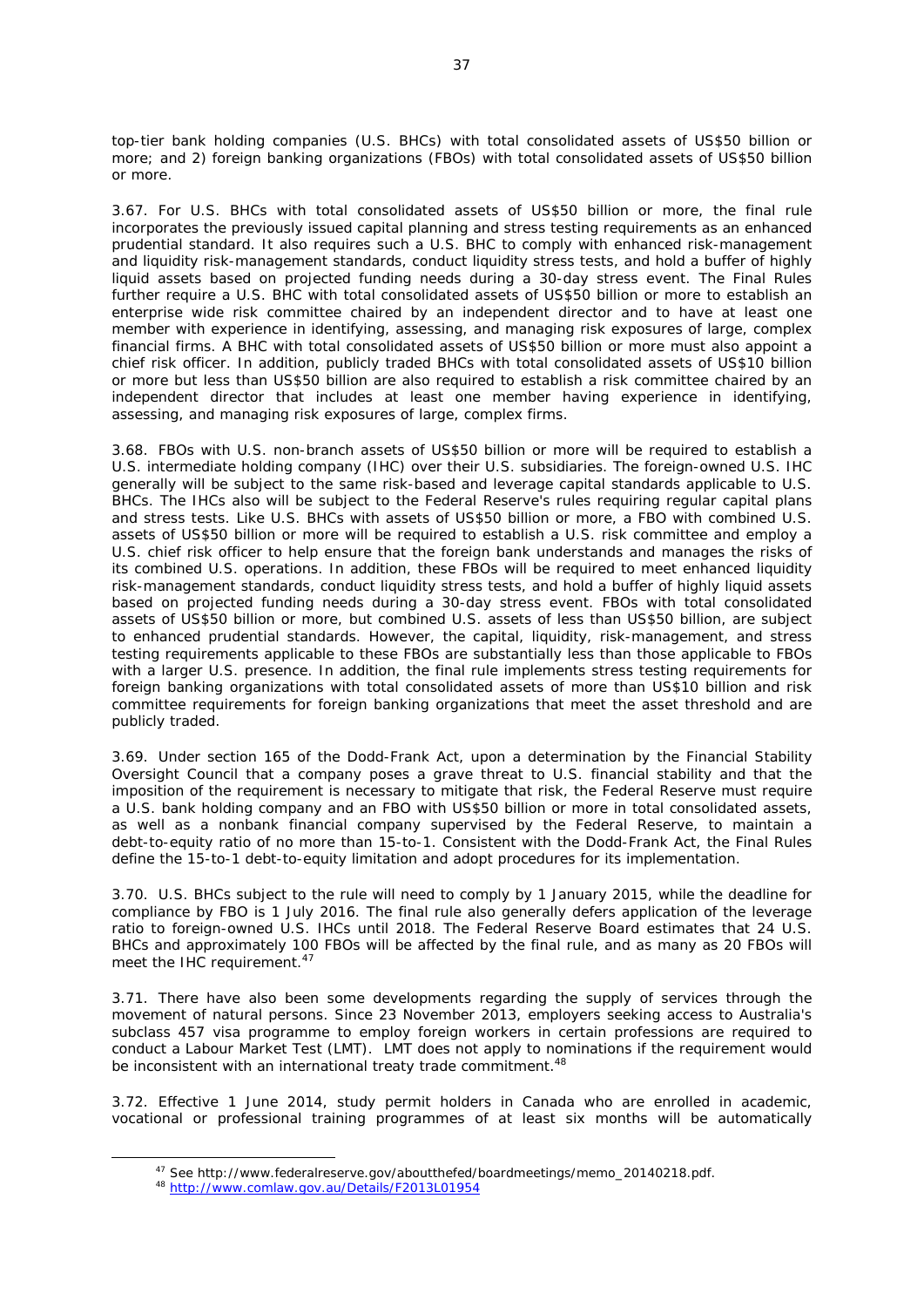top-tier bank holding companies (U.S. BHCs) with total consolidated assets of US$50 billion or more; and 2) foreign banking organizations (FBOs) with total consolidated assets of US$50 billion or more.

3.67. For U.S. BHCs with total consolidated assets of US$50 billion or more, the final rule incorporates the previously issued capital planning and stress testing requirements as an enhanced prudential standard. It also requires such a U.S. BHC to comply with enhanced risk-management and liquidity risk-management standards, conduct liquidity stress tests, and hold a buffer of highly liquid assets based on projected funding needs during a 30-day stress event. The Final Rules further require a U.S. BHC with total consolidated assets of US$50 billion or more to establish an enterprise wide risk committee chaired by an independent director and to have at least one member with experience in identifying, assessing, and managing risk exposures of large, complex financial firms. A BHC with total consolidated assets of US$50 billion or more must also appoint a chief risk officer. In addition, publicly traded BHCs with total consolidated assets of US$10 billion or more but less than US$50 billion are also required to establish a risk committee chaired by an independent director that includes at least one member having experience in identifying, assessing, and managing risk exposures of large, complex firms.

3.68. FBOs with U.S. non-branch assets of US$50 billion or more will be required to establish a U.S. intermediate holding company (IHC) over their U.S. subsidiaries. The foreign-owned U.S. IHC generally will be subject to the same risk-based and leverage capital standards applicable to U.S. BHCs. The IHCs also will be subject to the Federal Reserve's rules requiring regular capital plans and stress tests. Like U.S. BHCs with assets of US$50 billion or more, a FBO with combined U.S. assets of US$50 billion or more will be required to establish a U.S. risk committee and employ a U.S. chief risk officer to help ensure that the foreign bank understands and manages the risks of its combined U.S. operations. In addition, these FBOs will be required to meet enhanced liquidity risk-management standards, conduct liquidity stress tests, and hold a buffer of highly liquid assets based on projected funding needs during a 30-day stress event. FBOs with total consolidated assets of US$50 billion or more, but combined U.S. assets of less than US$50 billion, are subject to enhanced prudential standards. However, the capital, liquidity, risk-management, and stress testing requirements applicable to these FBOs are substantially less than those applicable to FBOs with a larger U.S. presence. In addition, the final rule implements stress testing requirements for foreign banking organizations with total consolidated assets of more than US$10 billion and risk committee requirements for foreign banking organizations that meet the asset threshold and are publicly traded.

3.69. Under section 165 of the Dodd-Frank Act, upon a determination by the Financial Stability Oversight Council that a company poses a grave threat to U.S. financial stability and that the imposition of the requirement is necessary to mitigate that risk, the Federal Reserve must require a U.S. bank holding company and an FBO with US$50 billion or more in total consolidated assets, as well as a nonbank financial company supervised by the Federal Reserve, to maintain a debt-to-equity ratio of no more than 15-to-1. Consistent with the Dodd-Frank Act, the Final Rules define the 15-to-1 debt-to-equity limitation and adopt procedures for its implementation.

3.70. U.S. BHCs subject to the rule will need to comply by 1 January 2015, while the deadline for compliance by FBO is 1 July 2016. The final rule also generally defers application of the leverage ratio to foreign-owned U.S. IHCs until 2018. The Federal Reserve Board estimates that 24 U.S. BHCs and approximately 100 FBOs will be affected by the final rule, and as many as 20 FBOs will meet the IHC requirement.[47]

3.71. There have also been some developments regarding the supply of services through the movement of natural persons. Since 23 November 2013, employers seeking access to Australia's subclass 457 visa programme to employ foreign workers in certain professions are required to conduct a Labour Market Test (LMT). LMT does not apply to nominations if the requirement would be inconsistent with an international treaty trade commitment.[48]

3.72. Effective 1 June 2014, study permit holders in Canada who are enrolled in academic, vocational or professional training programmes of at least six months will be automatically

---

[47] See http://www.federalreserve.gov/aboutthefed/boardmeetings/memo_20140218.pdf.

[48] http://www.comlaw.gov.au/Details/F2013L01954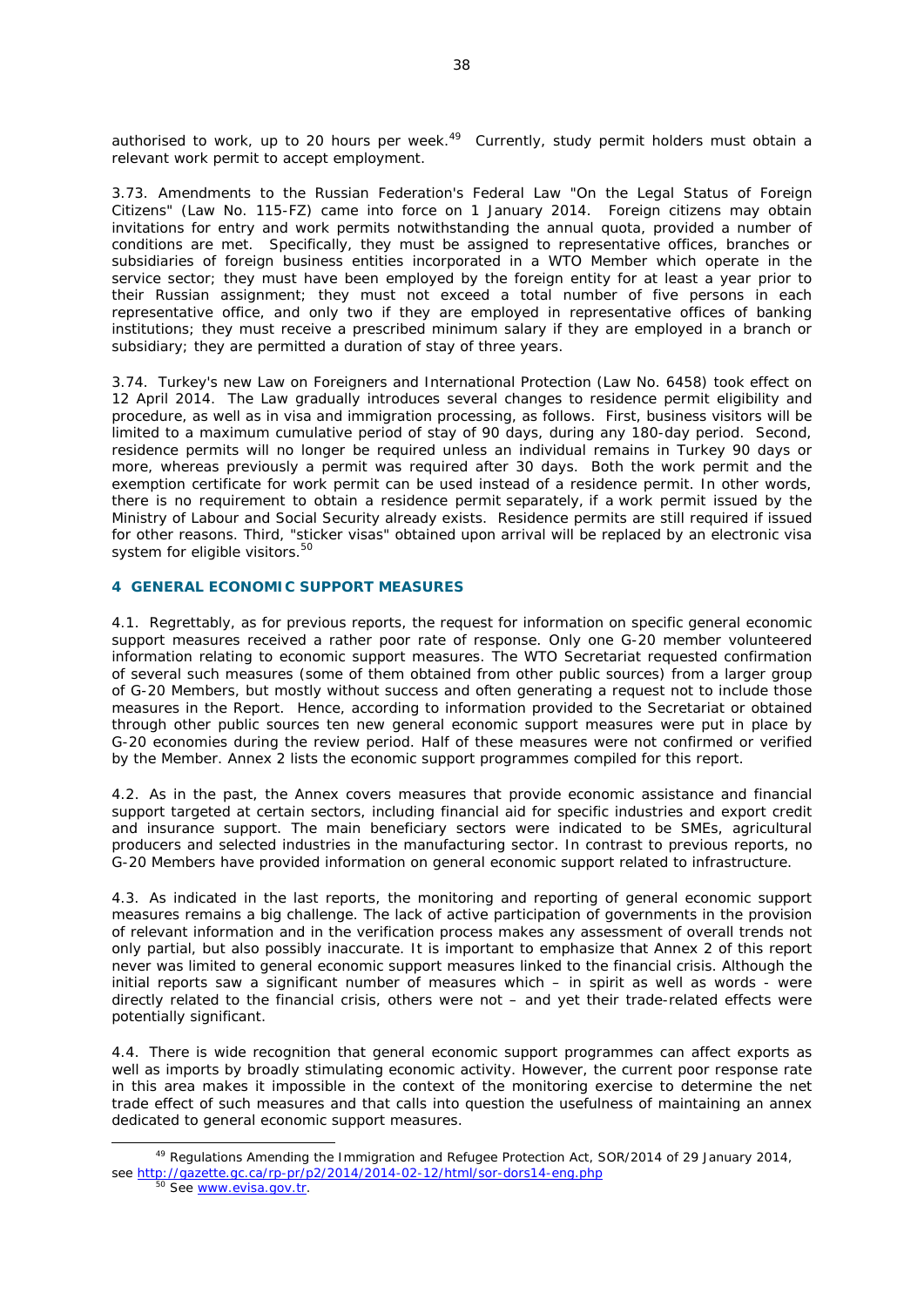authorised to work, up to 20 hours per week.[49] Currently, study permit holders must obtain a relevant work permit to accept employment.

3.73. Amendments to the Russian Federation's Federal Law "On the Legal Status of Foreign Citizens" (Law No. 115-FZ) came into force on 1 January 2014. Foreign citizens may obtain invitations for entry and work permits notwithstanding the annual quota, provided a number of conditions are met. Specifically, they must be assigned to representative offices, branches or subsidiaries of foreign business entities incorporated in a WTO Member which operate in the service sector; they must have been employed by the foreign entity for at least a year prior to their Russian assignment; they must not exceed a total number of five persons in each representative office, and only two if they are employed in representative offices of banking institutions; they must receive a prescribed minimum salary if they are employed in a branch or subsidiary; they are permitted a duration of stay of three years.

3.74. Turkey's new Law on Foreigners and International Protection (Law No. 6458) took effect on 12 April 2014. The Law gradually introduces several changes to residence permit eligibility and procedure, as well as in visa and immigration processing, as follows. First, business visitors will be limited to a maximum cumulative period of stay of 90 days, during any 180-day period. Second, residence permits will no longer be required unless an individual remains in Turkey 90 days or more, whereas previously a permit was required after 30 days. Both the work permit and the exemption certificate for work permit can be used instead of a residence permit. In other words, there is no requirement to obtain a residence permit separately, if a work permit issued by the Ministry of Labour and Social Security already exists. Residence permits are still required if issued for other reasons. Third, "sticker visas" obtained upon arrival will be replaced by an electronic visa system for eligible visitors.[50]

## 4 GENERAL ECONOMIC SUPPORT MEASURES

4.1. Regrettably, as for previous reports, the request for information on specific general economic support measures received a rather poor rate of response. Only one G-20 member volunteered information relating to economic support measures. The WTO Secretariat requested confirmation of several such measures (some of them obtained from other public sources) from a larger group of G-20 Members, but mostly without success and often generating a request not to include those measures in the Report. Hence, according to information provided to the Secretariat or obtained through other public sources ten new general economic support measures were put in place by G-20 economies during the review period. Half of these measures were not confirmed or verified by the Member. Annex 2 lists the economic support programmes compiled for this report.

4.2. As in the past, the Annex covers measures that provide economic assistance and financial support targeted at certain sectors, including financial aid for specific industries and export credit and insurance support. The main beneficiary sectors were indicated to be SMEs, agricultural producers and selected industries in the manufacturing sector. In contrast to previous reports, no G-20 Members have provided information on general economic support related to infrastructure.

4.3. As indicated in the last reports, the monitoring and reporting of general economic support measures remains a big challenge. The lack of active participation of governments in the provision of relevant information and in the verification process makes any assessment of overall trends not only partial, but also possibly inaccurate. It is important to emphasize that Annex 2 of this report never was limited to general economic support measures linked to the financial crisis. Although the initial reports saw a significant number of measures which – in spirit as well as words - were directly related to the financial crisis, others were not – and yet their trade-related effects were potentially significant.

4.4. There is wide recognition that general economic support programmes can affect exports as well as imports by broadly stimulating economic activity. However, the current poor response rate in this area makes it impossible in the context of the monitoring exercise to determine the net trade effect of such measures and that calls into question the usefulness of maintaining an annex dedicated to general economic support measures.

---

[49] Regulations Amending the Immigration and Refugee Protection Act, SOR/2014 of 29 January 2014, see http://gazette.gc.ca/rp-pr/p2/2014/2014-02-12/html/sor-dors14-eng.php

[50] See www.evisa.gov.tr.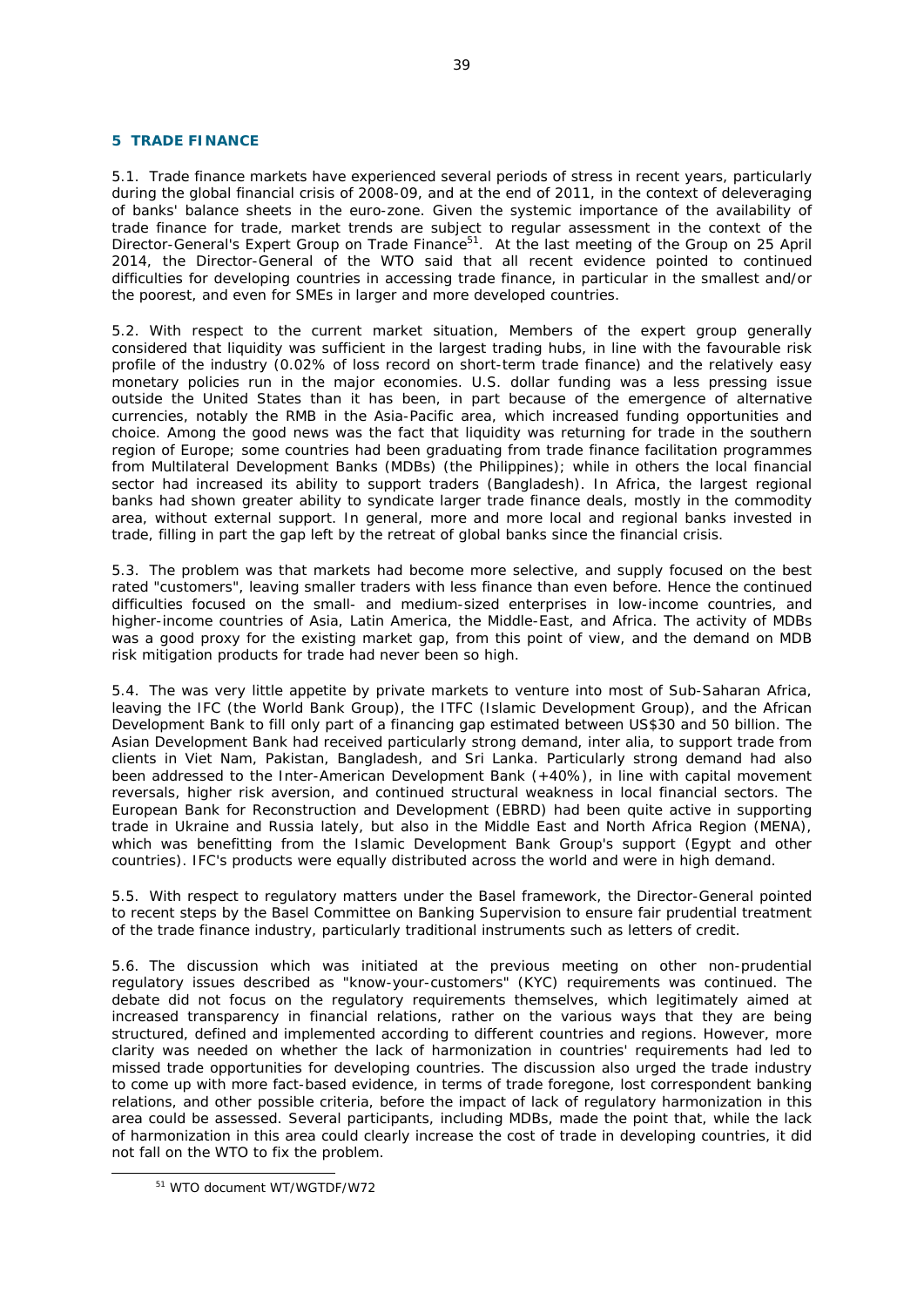## 5 TRADE FINANCE

5.1. Trade finance markets have experienced several periods of stress in recent years, particularly during the global financial crisis of 2008-09, and at the end of 2011, in the context of deleveraging of banks' balance sheets in the euro-zone. Given the systemic importance of the availability of trade finance for trade, market trends are subject to regular assessment in the context of the Director-General's Expert Group on Trade Finance[51]. At the last meeting of the Group on 25 April 2014, the Director-General of the WTO said that all recent evidence pointed to continued difficulties for developing countries in accessing trade finance, in particular in the smallest and/or the poorest, and even for SMEs in larger and more developed countries.

5.2. With respect to the current market situation, Members of the expert group generally considered that liquidity was sufficient in the largest trading hubs, in line with the favourable risk profile of the industry (0.02% of loss record on short-term trade finance) and the relatively easy monetary policies run in the major economies. U.S. dollar funding was a less pressing issue outside the United States than it has been, in part because of the emergence of alternative currencies, notably the RMB in the Asia-Pacific area, which increased funding opportunities and choice. Among the good news was the fact that liquidity was returning for trade in the southern region of Europe; some countries had been graduating from trade finance facilitation programmes from Multilateral Development Banks (MDBs) (the Philippines); while in others the local financial sector had increased its ability to support traders (Bangladesh). In Africa, the largest regional banks had shown greater ability to syndicate larger trade finance deals, mostly in the commodity area, without external support. In general, more and more local and regional banks invested in trade, filling in part the gap left by the retreat of global banks since the financial crisis.

5.3. The problem was that markets had become more selective, and supply focused on the best rated "customers", leaving smaller traders with less finance than even before. Hence the continued difficulties focused on the small- and medium-sized enterprises in low-income countries, and higher-income countries of Asia, Latin America, the Middle-East, and Africa. The activity of MDBs was a good proxy for the existing market gap, from this point of view, and the demand on MDB risk mitigation products for trade had never been so high.

5.4. The was very little appetite by private markets to venture into most of Sub-Saharan Africa, leaving the IFC (the World Bank Group), the ITFC (Islamic Development Group), and the African Development Bank to fill only part of a financing gap estimated between US$30 and 50 billion. The Asian Development Bank had received particularly strong demand, inter alia, to support trade from clients in Viet Nam, Pakistan, Bangladesh, and Sri Lanka. Particularly strong demand had also been addressed to the Inter-American Development Bank (+40%), in line with capital movement reversals, higher risk aversion, and continued structural weakness in local financial sectors. The European Bank for Reconstruction and Development (EBRD) had been quite active in supporting trade in Ukraine and Russia lately, but also in the Middle East and North Africa Region (MENA), which was benefitting from the Islamic Development Bank Group's support (Egypt and other countries). IFC's products were equally distributed across the world and were in high demand.

5.5. With respect to regulatory matters under the Basel framework, the Director-General pointed to recent steps by the Basel Committee on Banking Supervision to ensure fair prudential treatment of the trade finance industry, particularly traditional instruments such as letters of credit.

5.6. The discussion which was initiated at the previous meeting on other non-prudential regulatory issues described as "know-your-customers" (KYC) requirements was continued. The debate did not focus on the regulatory requirements themselves, which legitimately aimed at increased transparency in financial relations, rather on the various ways that they are being structured, defined and implemented according to different countries and regions. However, more clarity was needed on whether the lack of harmonization in countries' requirements had led to missed trade opportunities for developing countries. The discussion also urged the trade industry to come up with more fact-based evidence, in terms of trade foregone, lost correspondent banking relations, and other possible criteria, before the impact of lack of regulatory harmonization in this area could be assessed. Several participants, including MDBs, made the point that, while the lack of harmonization in this area could clearly increase the cost of trade in developing countries, it did not fall on the WTO to fix the problem.

---

[51] WTO document WT/WGTDF/W72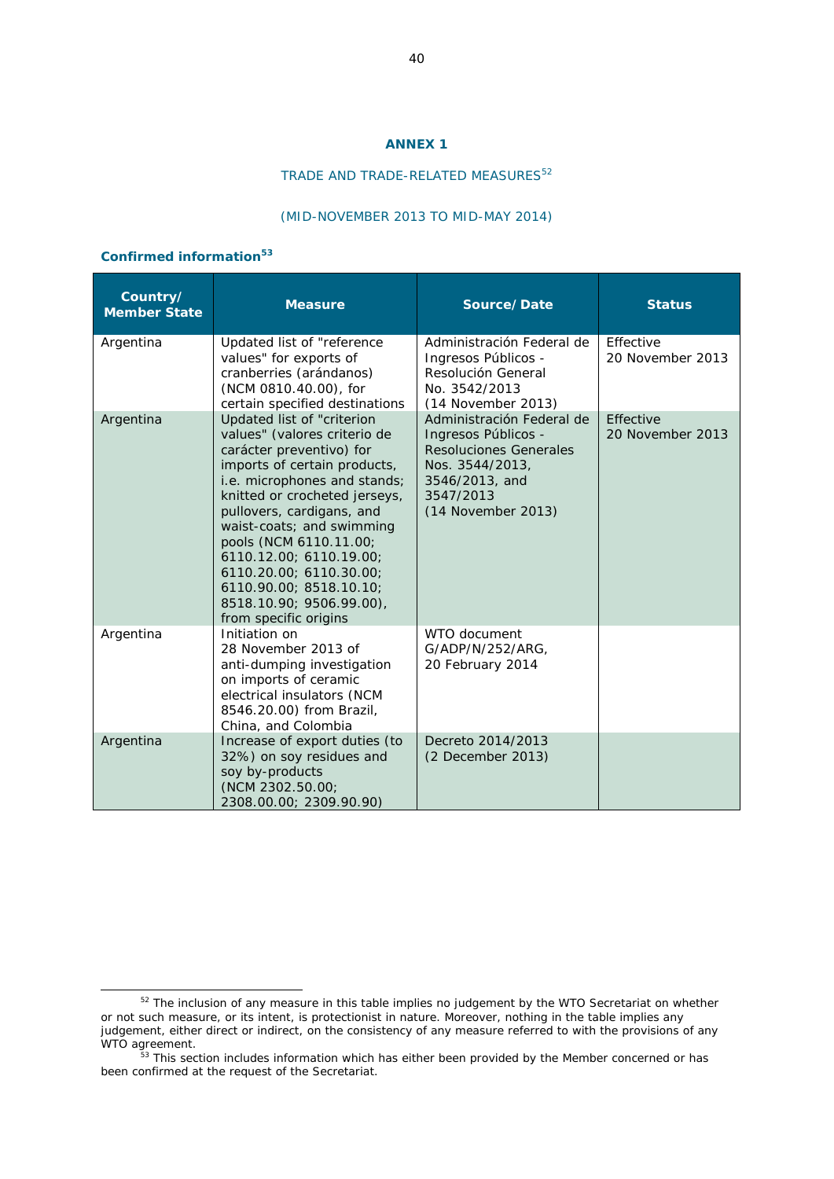# ANNEX 1

## TRADE AND TRADE-RELATED MEASURES[52]

## (MID-NOVEMBER 2013 TO MID-MAY 2014)

### Confirmed information[53]

| Country/ Member State | Measure | Source/ Date | Status |
|---|---|---|---|
| Argentina | Updated list of "reference values" for exports of cranberries (arándanos) (NCM 0810.40.00), for certain specified destinations | Administración Federal de Ingresos Públicos - Resolución General No. 3542/2013 (14 November 2013) | Effective 20 November 2013 |
| Argentina | Updated list of "criterion values" (valores criterio de carácter preventivo) for imports of certain products, i.e. microphones and stands; knitted or crocheted jerseys, pullovers, cardigans, and waist-coats; and swimming pools (NCM 6110.11.00; 6110.12.00; 6110.19.00; 6110.20.00; 6110.30.00; 6110.90.00; 8518.10.10; 8518.10.90; 9506.99.00), from specific origins | Administración Federal de Ingresos Públicos - Resoluciones Generales Nos. 3544/2013, 3546/2013, and 3547/2013 (14 November 2013) | Effective 20 November 2013 |
| Argentina | Initiation on 28 November 2013 of anti-dumping investigation on imports of ceramic electrical insulators (NCM 8546.20.00) from Brazil, China, and Colombia | WTO document G/ADP/N/252/ARG, 20 February 2014 | |
| Argentina | Increase of export duties (to 32%) on soy residues and soy by-products (NCM 2302.50.00; 2308.00.00; 2309.90.90) | Decreto 2014/2013 (2 December 2013) | |

[52] The inclusion of any measure in this table implies no judgement by the WTO Secretariat on whether or not such measure, or its intent, is protectionist in nature. Moreover, nothing in the table implies any judgement, either direct or indirect, on the consistency of any measure referred to with the provisions of any WTO agreement.

[53] This section includes information which has either been provided by the Member concerned or has been confirmed at the request of the Secretariat.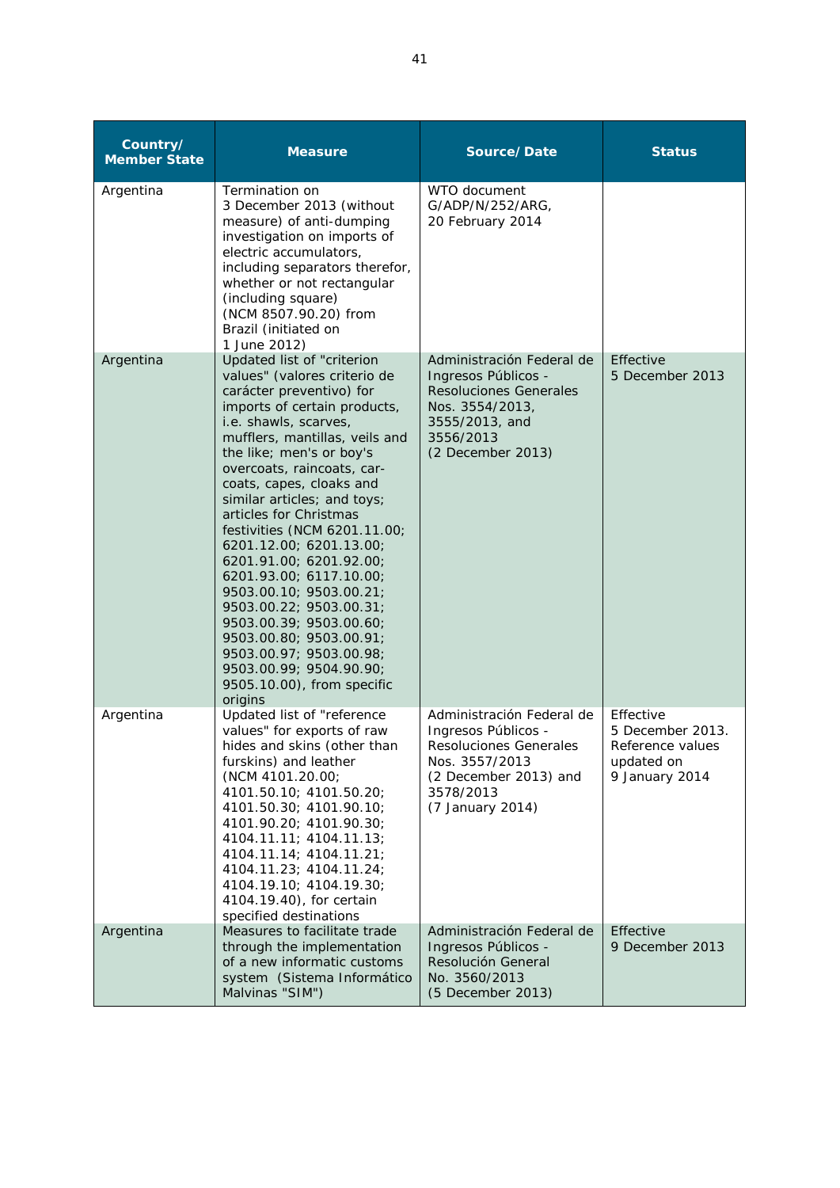| Country/ Member State | Measure | Source/ Date | Status |
|---|---|---|---|
| Argentina | Termination on 3 December 2013 (without measure) of anti-dumping investigation on imports of electric accumulators, including separators therefor, whether or not rectangular (including square) (NCM 8507.90.20) from Brazil (initiated on 1 June 2012) | WTO document G/ADP/N/252/ARG, 20 February 2014 | |
| Argentina | Updated list of "criterion values" (valores criterio de carácter preventivo) for imports of certain products, i.e. shawls, scarves, mufflers, mantillas, veils and the like; men's or boy's overcoats, raincoats, car-coats, capes, cloaks and similar articles; and toys; articles for Christmas festivities (NCM 6201.11.00; 6201.12.00; 6201.13.00; 6201.91.00; 6201.92.00; 6201.93.00; 6117.10.00; 9503.00.10; 9503.00.21; 9503.00.22; 9503.00.31; 9503.00.39; 9503.00.60; 9503.00.80; 9503.00.91; 9503.00.97; 9503.00.98; 9503.00.99; 9504.90.90; 9505.10.00), from specific origins | Administración Federal de Ingresos Públicos - Resoluciones Generales Nos. 3554/2013, 3555/2013, and 3556/2013 (2 December 2013) | Effective 5 December 2013 |
| Argentina | Updated list of "reference values" for exports of raw hides and skins (other than furskins) and leather (NCM 4101.20.00; 4101.50.10; 4101.50.20; 4101.50.30; 4101.90.10; 4101.90.20; 4101.90.30; 4104.11.11; 4104.11.13; 4104.11.14; 4104.11.21; 4104.11.23; 4104.11.24; 4104.19.10; 4104.19.30; 4104.19.40), for certain specified destinations | Administración Federal de Ingresos Públicos - Resoluciones Generales Nos. 3557/2013 (2 December 2013) and 3578/2013 (7 January 2014) | Effective 5 December 2013. Reference values updated on 9 January 2014 |
| Argentina | Measures to facilitate trade through the implementation of a new informatic customs system (Sistema Informático Malvinas "SIM") | Administración Federal de Ingresos Públicos - Resolución General No. 3560/2013 (5 December 2013) | Effective 9 December 2013 |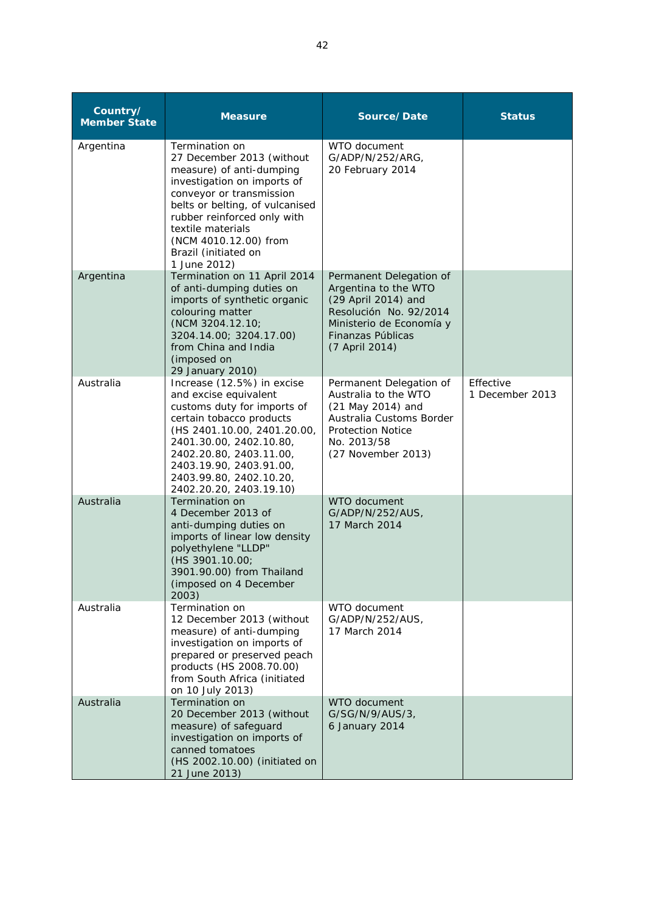| Country/ Member State | Measure | Source/ Date | Status |
|---|---|---|---|
| Argentina | Termination on 27 December 2013 (without measure) of anti-dumping investigation on imports of conveyor or transmission belts or belting, of vulcanised rubber reinforced only with textile materials (NCM 4010.12.00) from Brazil (initiated on 1 June 2012) | WTO document G/ADP/N/252/ARG, 20 February 2014 | |
| Argentina | Termination on 11 April 2014 of anti-dumping duties on imports of synthetic organic colouring matter (NCM 3204.12.10; 3204.14.00; 3204.17.00) from China and India (imposed on 29 January 2010) | Permanent Delegation of Argentina to the WTO (29 April 2014) and Resolución No. 92/2014 Ministerio de Economía y Finanzas Públicas (7 April 2014) | |
| Australia | Increase (12.5%) in excise and excise equivalent customs duty for imports of certain tobacco products (HS 2401.10.00, 2401.20.00, 2401.30.00, 2402.10.80, 2402.20.80, 2403.11.00, 2403.19.90, 2403.91.00, 2403.99.80, 2402.10.20, 2402.20.20, 2403.19.10) | Permanent Delegation of Australia to the WTO (21 May 2014) and Australia Customs Border Protection Notice No. 2013/58 (27 November 2013) | Effective 1 December 2013 |
| Australia | Termination on 4 December 2013 of anti-dumping duties on imports of linear low density polyethylene "LLDP" (HS 3901.10.00; 3901.90.00) from Thailand (imposed on 4 December 2003) | WTO document G/ADP/N/252/AUS, 17 March 2014 | |
| Australia | Termination on 12 December 2013 (without measure) of anti-dumping investigation on imports of prepared or preserved peach products (HS 2008.70.00) from South Africa (initiated on 10 July 2013) | WTO document G/ADP/N/252/AUS, 17 March 2014 | |
| Australia | Termination on 20 December 2013 (without measure) of safeguard investigation on imports of canned tomatoes (HS 2002.10.00) (initiated on 21 June 2013) | WTO document G/SG/N/9/AUS/3, 6 January 2014 | |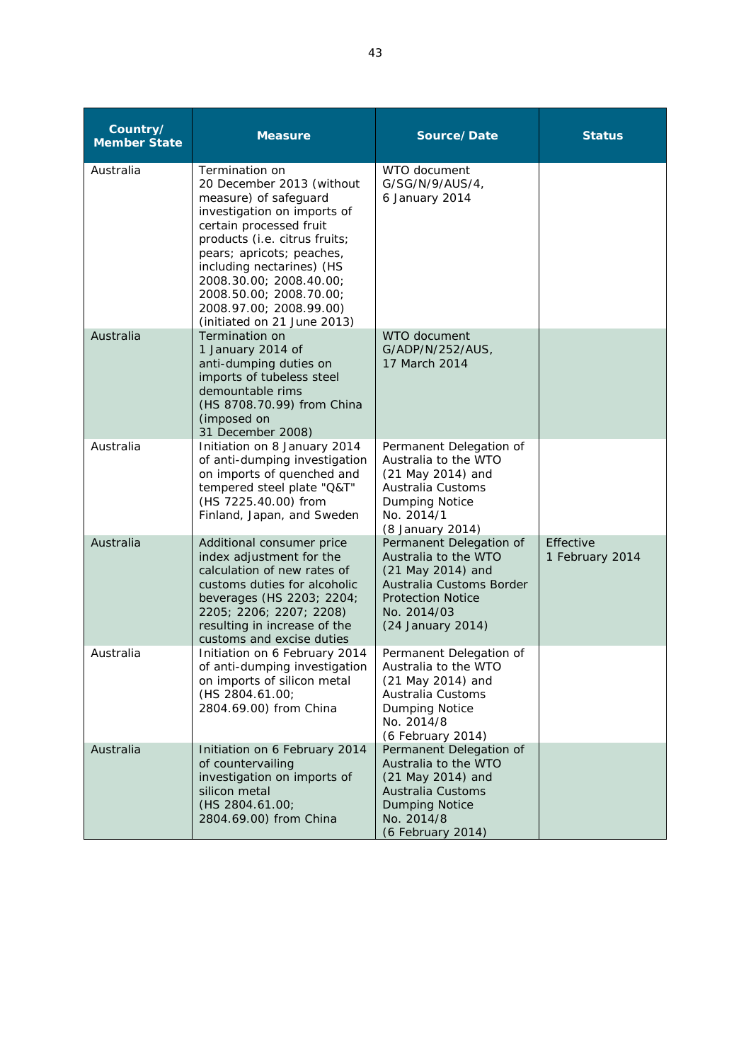| Country/ Member State | Measure | Source/ Date | Status |
|---|---|---|---|
| Australia | Termination on 20 December 2013 (without measure) of safeguard investigation on imports of certain processed fruit products (i.e. citrus fruits; pears; apricots; peaches, including nectarines) (HS 2008.30.00; 2008.40.00; 2008.50.00; 2008.70.00; 2008.97.00; 2008.99.00) (initiated on 21 June 2013) | WTO document G/SG/N/9/AUS/4, 6 January 2014 | |
| Australia | Termination on 1 January 2014 of anti-dumping duties on imports of tubeless steel demountable rims (HS 8708.70.99) from China (imposed on 31 December 2008) | WTO document G/ADP/N/252/AUS, 17 March 2014 | |
| Australia | Initiation on 8 January 2014 of anti-dumping investigation on imports of quenched and tempered steel plate "Q&T" (HS 7225.40.00) from Finland, Japan, and Sweden | Permanent Delegation of Australia to the WTO (21 May 2014) and Australia Customs Dumping Notice No. 2014/1 (8 January 2014) | |
| Australia | Additional consumer price index adjustment for the calculation of new rates of customs duties for alcoholic beverages (HS 2203; 2204; 2205; 2206; 2207; 2208) resulting in increase of the customs and excise duties | Permanent Delegation of Australia to the WTO (21 May 2014) and Australia Customs Border Protection Notice No. 2014/03 (24 January 2014) | Effective 1 February 2014 |
| Australia | Initiation on 6 February 2014 of anti-dumping investigation on imports of silicon metal (HS 2804.61.00; 2804.69.00) from China | Permanent Delegation of Australia to the WTO (21 May 2014) and Australia Customs Dumping Notice No. 2014/8 (6 February 2014) | |
| Australia | Initiation on 6 February 2014 of countervailing investigation on imports of silicon metal (HS 2804.61.00; 2804.69.00) from China | Permanent Delegation of Australia to the WTO (21 May 2014) and Australia Customs Dumping Notice No. 2014/8 (6 February 2014) | |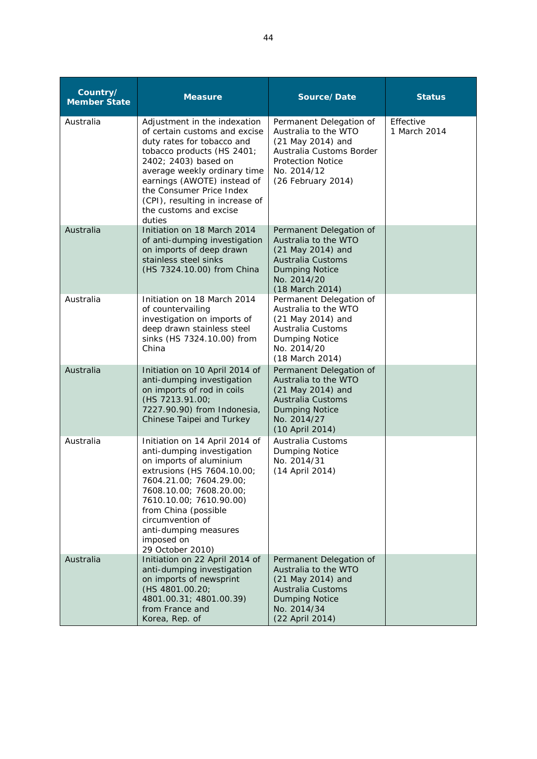| Country/ Member State | Measure | Source/ Date | Status |
|---|---|---|---|
| Australia | Adjustment in the indexation of certain customs and excise duty rates for tobacco and tobacco products (HS 2401; 2402; 2403) based on average weekly ordinary time earnings (AWOTE) instead of the Consumer Price Index (CPI), resulting in increase of the customs and excise duties | Permanent Delegation of Australia to the WTO (21 May 2014) and Australia Customs Border Protection Notice No. 2014/12 (26 February 2014) | Effective 1 March 2014 |
| Australia | Initiation on 18 March 2014 of anti-dumping investigation on imports of deep drawn stainless steel sinks (HS 7324.10.00) from China | Permanent Delegation of Australia to the WTO (21 May 2014) and Australia Customs Dumping Notice No. 2014/20 (18 March 2014) | |
| Australia | Initiation on 18 March 2014 of countervailing investigation on imports of deep drawn stainless steel sinks (HS 7324.10.00) from China | Permanent Delegation of Australia to the WTO (21 May 2014) and Australia Customs Dumping Notice No. 2014/20 (18 March 2014) | |
| Australia | Initiation on 10 April 2014 of anti-dumping investigation on imports of rod in coils (HS 7213.91.00; 7227.90.90) from Indonesia, Chinese Taipei and Turkey | Permanent Delegation of Australia to the WTO (21 May 2014) and Australia Customs Dumping Notice No. 2014/27 (10 April 2014) | |
| Australia | Initiation on 14 April 2014 of anti-dumping investigation on imports of aluminium extrusions (HS 7604.10.00; 7604.21.00; 7604.29.00; 7608.10.00; 7608.20.00; 7610.10.00; 7610.90.00) from China (possible circumvention of anti-dumping measures imposed on 29 October 2010) | Australia Customs Dumping Notice No. 2014/31 (14 April 2014) | |
| Australia | Initiation on 22 April 2014 of anti-dumping investigation on imports of newsprint (HS 4801.00.20; 4801.00.31; 4801.00.39) from France and Korea, Rep. of | Permanent Delegation of Australia to the WTO (21 May 2014) and Australia Customs Dumping Notice No. 2014/34 (22 April 2014) | |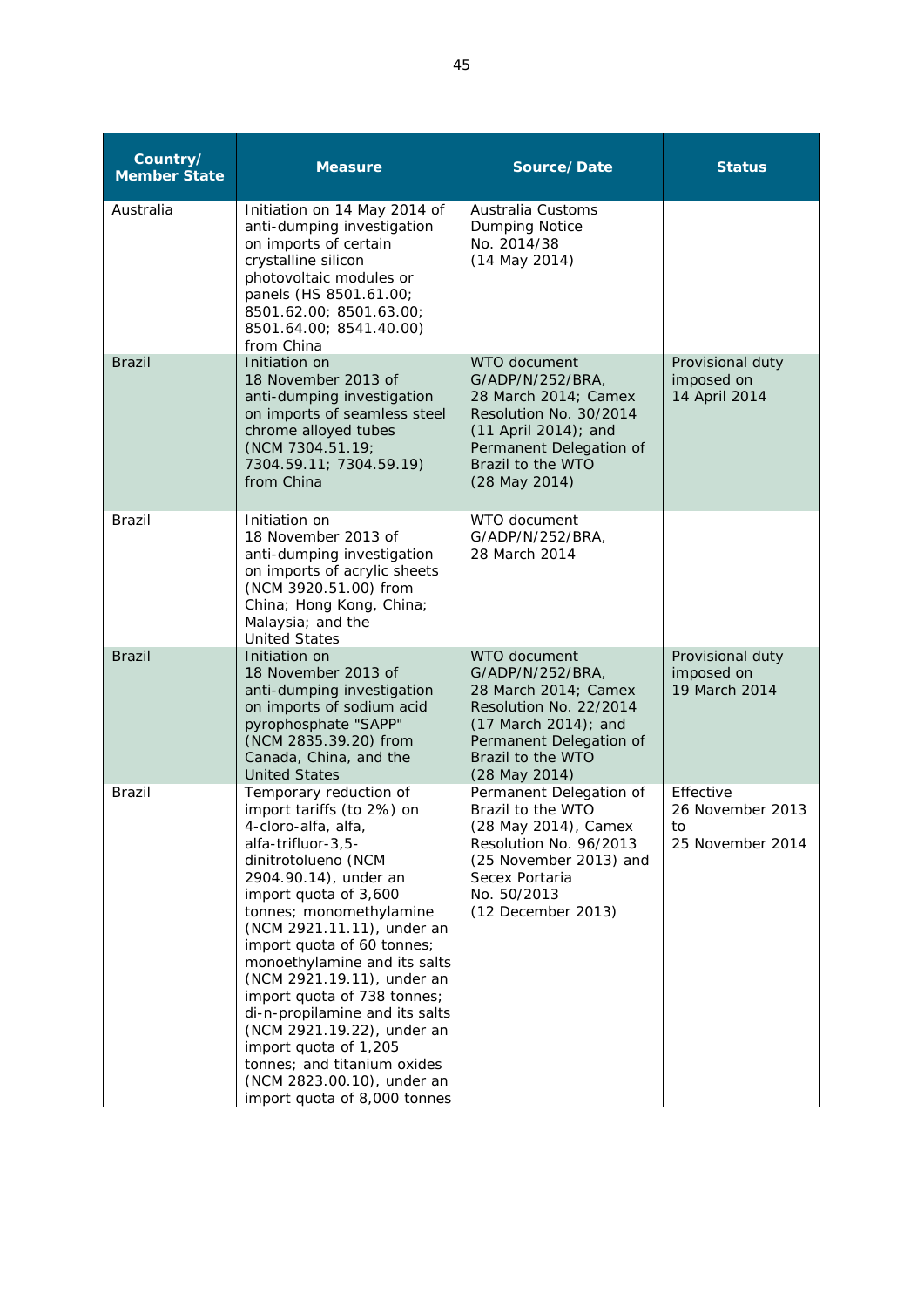| Country/ Member State | Measure | Source/ Date | Status |
|---|---|---|---|
| Australia | Initiation on 14 May 2014 of anti-dumping investigation on imports of certain crystalline silicon photovoltaic modules or panels (HS 8501.61.00; 8501.62.00; 8501.63.00; 8501.64.00; 8541.40.00) from China | Australia Customs Dumping Notice No. 2014/38 (14 May 2014) | |
| Brazil | Initiation on 18 November 2013 of anti-dumping investigation on imports of seamless steel chrome alloyed tubes (NCM 7304.51.19; 7304.59.11; 7304.59.19) from China | WTO document G/ADP/N/252/BRA, 28 March 2014; Camex Resolution No. 30/2014 (11 April 2014); and Permanent Delegation of Brazil to the WTO (28 May 2014) | Provisional duty imposed on 14 April 2014 |
| Brazil | Initiation on 18 November 2013 of anti-dumping investigation on imports of acrylic sheets (NCM 3920.51.00) from China; Hong Kong, China; Malaysia; and the United States | WTO document G/ADP/N/252/BRA, 28 March 2014 | |
| Brazil | Initiation on 18 November 2013 of anti-dumping investigation on imports of sodium acid pyrophosphate "SAPP" (NCM 2835.39.20) from Canada, China, and the United States | WTO document G/ADP/N/252/BRA, 28 March 2014; Camex Resolution No. 22/2014 (17 March 2014); and Permanent Delegation of Brazil to the WTO (28 May 2014) | Provisional duty imposed on 19 March 2014 |
| Brazil | Temporary reduction of import tariffs (to 2%) on 4-cloro-alfa, alfa, alfa-trifluor-3,5-dinitrotolueno (NCM 2904.90.14), under an import quota of 3,600 tonnes; monomethylamine (NCM 2921.11.11), under an import quota of 60 tonnes; monoethylamine and its salts (NCM 2921.19.11), under an import quota of 738 tonnes; di-n-propilamine and its salts (NCM 2921.19.22), under an import quota of 1,205 tonnes; and titanium oxides (NCM 2823.00.10), under an import quota of 8,000 tonnes | Permanent Delegation of Brazil to the WTO (28 May 2014), Camex Resolution No. 96/2013 (25 November 2013) and Secex Portaria No. 50/2013 (12 December 2013) | Effective 26 November 2013 to 25 November 2014 |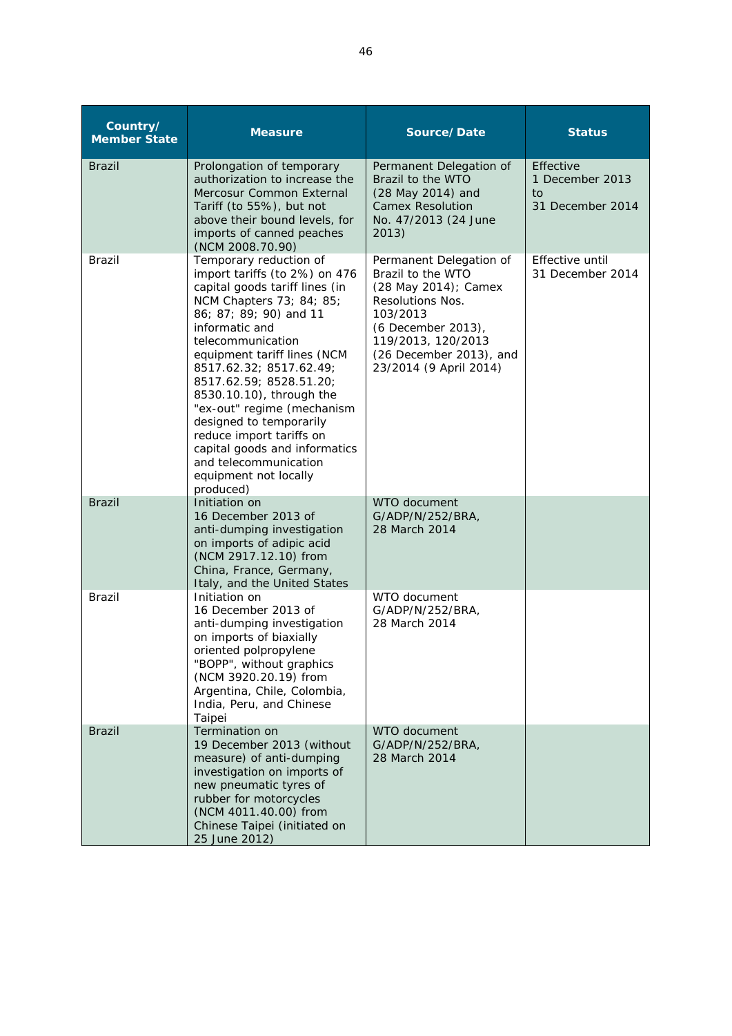| Country/ Member State | Measure | Source/ Date | Status |
|---|---|---|---|
| Brazil | Prolongation of temporary authorization to increase the Mercosur Common External Tariff (to 55%), but not above their bound levels, for imports of canned peaches (NCM 2008.70.90) | Permanent Delegation of Brazil to the WTO (28 May 2014) and Camex Resolution No. 47/2013 (24 June 2013) | Effective 1 December 2013 to 31 December 2014 |
| Brazil | Temporary reduction of import tariffs (to 2%) on 476 capital goods tariff lines (in NCM Chapters 73; 84; 85; 86; 87; 89; 90) and 11 informatic and telecommunication equipment tariff lines (NCM 8517.62.32; 8517.62.49; 8517.62.59; 8528.51.20; 8530.10.10), through the "ex-out" regime (mechanism designed to temporarily reduce import tariffs on capital goods and informatics and telecommunication equipment not locally produced) | Permanent Delegation of Brazil to the WTO (28 May 2014); Camex Resolutions Nos. 103/2013 (6 December 2013), 119/2013, 120/2013 (26 December 2013), and 23/2014 (9 April 2014) | Effective until 31 December 2014 |
| Brazil | Initiation on 16 December 2013 of anti-dumping investigation on imports of adipic acid (NCM 2917.12.10) from China, France, Germany, Italy, and the United States | WTO document G/ADP/N/252/BRA, 28 March 2014 | |
| Brazil | Initiation on 16 December 2013 of anti-dumping investigation on imports of biaxially oriented polpropylene "BOPP", without graphics (NCM 3920.20.19) from Argentina, Chile, Colombia, India, Peru, and Chinese Taipei | WTO document G/ADP/N/252/BRA, 28 March 2014 | |
| Brazil | Termination on 19 December 2013 (without measure) of anti-dumping investigation on imports of new pneumatic tyres of rubber for motorcycles (NCM 4011.40.00) from Chinese Taipei (initiated on 25 June 2012) | WTO document G/ADP/N/252/BRA, 28 March 2014 | |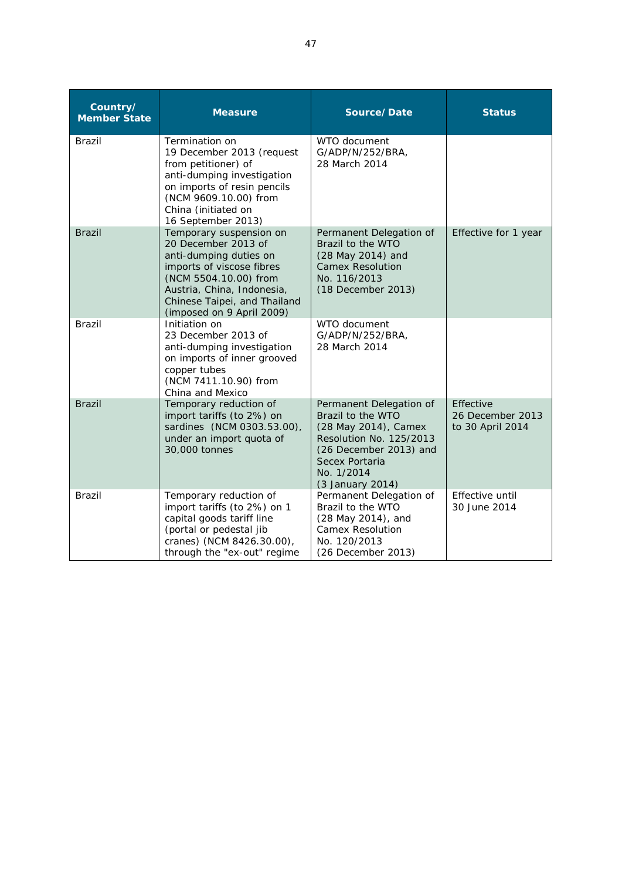| Country/ Member State | Measure | Source/ Date | Status |
|---|---|---|---|
| Brazil | Termination on 19 December 2013 (request from petitioner) of anti-dumping investigation on imports of resin pencils (NCM 9609.10.00) from China (initiated on 16 September 2013) | WTO document G/ADP/N/252/BRA, 28 March 2014 | |
| Brazil | Temporary suspension on 20 December 2013 of anti-dumping duties on imports of viscose fibres (NCM 5504.10.00) from Austria, China, Indonesia, Chinese Taipei, and Thailand (imposed on 9 April 2009) | Permanent Delegation of Brazil to the WTO (28 May 2014) and Camex Resolution No. 116/2013 (18 December 2013) | Effective for 1 year |
| Brazil | Initiation on 23 December 2013 of anti-dumping investigation on imports of inner grooved copper tubes (NCM 7411.10.90) from China and Mexico | WTO document G/ADP/N/252/BRA, 28 March 2014 | |
| Brazil | Temporary reduction of import tariffs (to 2%) on sardines (NCM 0303.53.00), under an import quota of 30,000 tonnes | Permanent Delegation of Brazil to the WTO (28 May 2014), Camex Resolution No. 125/2013 (26 December 2013) and Secex Portaria No. 1/2014 (3 January 2014) | Effective 26 December 2013 to 30 April 2014 |
| Brazil | Temporary reduction of import tariffs (to 2%) on 1 capital goods tariff line (portal or pedestal jib cranes) (NCM 8426.30.00), through the "ex-out" regime | Permanent Delegation of Brazil to the WTO (28 May 2014), and Camex Resolution No. 120/2013 (26 December 2013) | Effective until 30 June 2014 |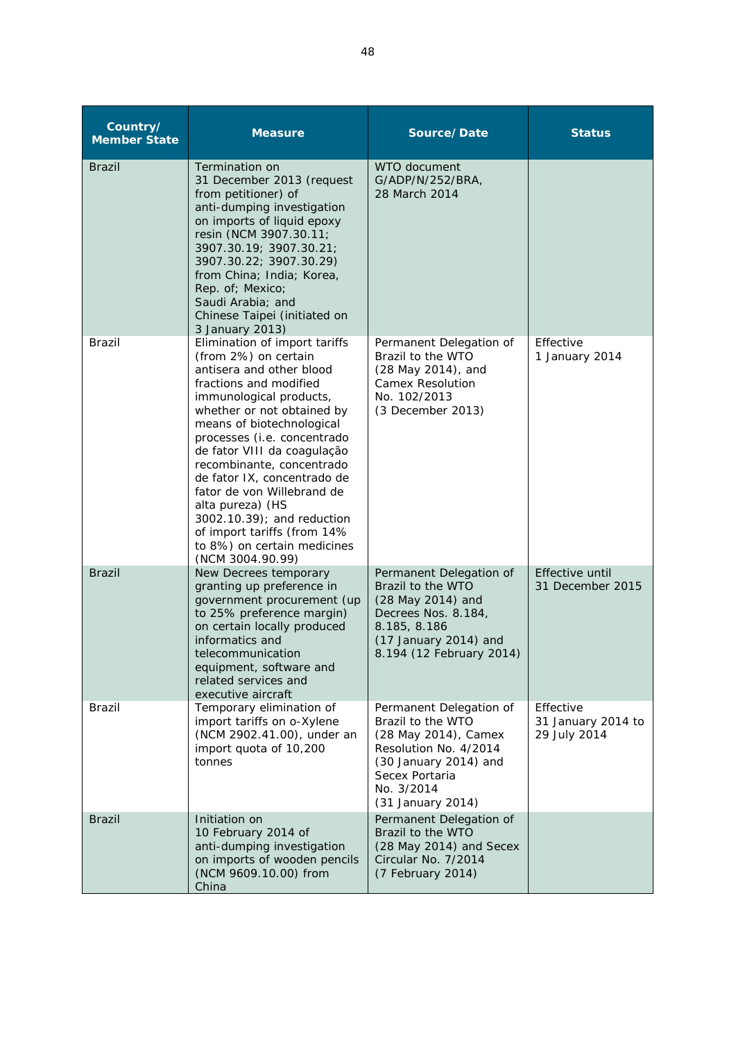| Country/ Member State | Measure | Source/ Date | Status |
|---|---|---|---|
| Brazil | Termination on 31 December 2013 (request from petitioner) of anti-dumping investigation on imports of liquid epoxy resin (NCM 3907.30.11; 3907.30.19; 3907.30.21; 3907.30.22; 3907.30.29) from China; India; Korea, Rep. of; Mexico; Saudi Arabia; and Chinese Taipei (initiated on 3 January 2013) | WTO document G/ADP/N/252/BRA, 28 March 2014 | |
| Brazil | Elimination of import tariffs (from 2%) on certain antisera and other blood fractions and modified immunological products, whether or not obtained by means of biotechnological processes (i.e. concentrado de fator VIII da coagulação recombinante, concentrado de fator IX, concentrado de fator de von Willebrand de alta pureza) (HS 3002.10.39); and reduction of import tariffs (from 14% to 8%) on certain medicines (NCM 3004.90.99) | Permanent Delegation of Brazil to the WTO (28 May 2014), and Camex Resolution No. 102/2013 (3 December 2013) | Effective 1 January 2014 |
| Brazil | New Decrees temporary granting up preference in government procurement (up to 25% preference margin) on certain locally produced informatics and telecommunication equipment, software and related services and executive aircraft | Permanent Delegation of Brazil to the WTO (28 May 2014) and Decrees Nos. 8.184, 8.185, 8.186 (17 January 2014) and 8.194 (12 February 2014) | Effective until 31 December 2015 |
| Brazil | Temporary elimination of import tariffs on o-Xylene (NCM 2902.41.00), under an import quota of 10,200 tonnes | Permanent Delegation of Brazil to the WTO (28 May 2014), Camex Resolution No. 4/2014 (30 January 2014) and Secex Portaria No. 3/2014 (31 January 2014) | Effective 31 January 2014 to 29 July 2014 |
| Brazil | Initiation on 10 February 2014 of anti-dumping investigation on imports of wooden pencils (NCM 9609.10.00) from China | Permanent Delegation of Brazil to the WTO (28 May 2014) and Secex Circular No. 7/2014 (7 February 2014) | |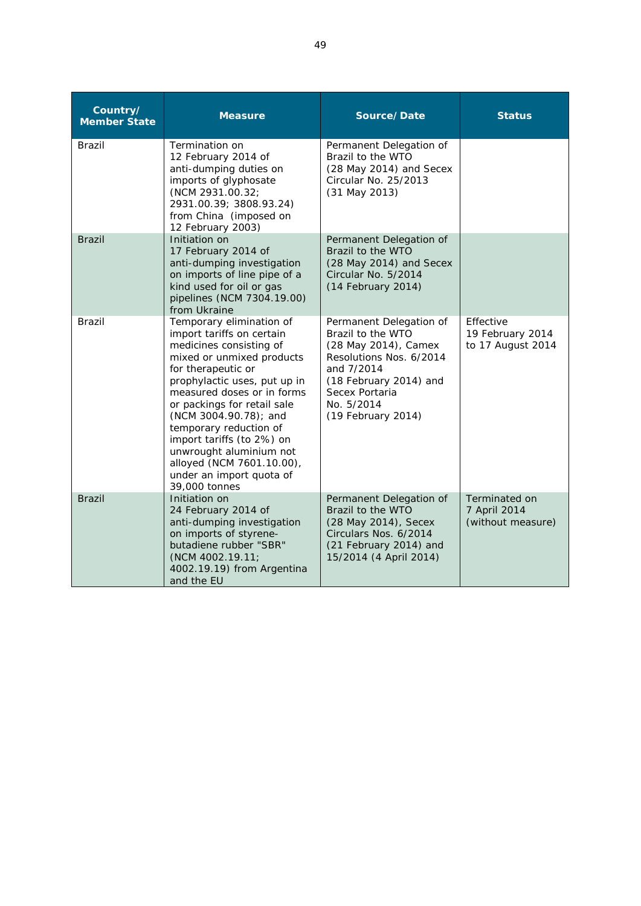| Country/ Member State | Measure | Source/ Date | Status |
|---|---|---|---|
| Brazil | Termination on 12 February 2014 of anti-dumping duties on imports of glyphosate (NCM 2931.00.32; 2931.00.39; 3808.93.24) from China (imposed on 12 February 2003) | Permanent Delegation of Brazil to the WTO (28 May 2014) and Secex Circular No. 25/2013 (31 May 2013) | |
| Brazil | Initiation on 17 February 2014 of anti-dumping investigation on imports of line pipe of a kind used for oil or gas pipelines (NCM 7304.19.00) from Ukraine | Permanent Delegation of Brazil to the WTO (28 May 2014) and Secex Circular No. 5/2014 (14 February 2014) | |
| Brazil | Temporary elimination of import tariffs on certain medicines consisting of mixed or unmixed products for therapeutic or prophylactic uses, put up in measured doses or in forms or packings for retail sale (NCM 3004.90.78); and temporary reduction of import tariffs (to 2%) on unwrought aluminium not alloyed (NCM 7601.10.00), under an import quota of 39,000 tonnes | Permanent Delegation of Brazil to the WTO (28 May 2014), Camex Resolutions Nos. 6/2014 and 7/2014 (18 February 2014) and Secex Portaria No. 5/2014 (19 February 2014) | Effective 19 February 2014 to 17 August 2014 |
| Brazil | Initiation on 24 February 2014 of anti-dumping investigation on imports of styrene-butadiene rubber "SBR" (NCM 4002.19.11; 4002.19.19) from Argentina and the EU | Permanent Delegation of Brazil to the WTO (28 May 2014), Secex Circulars Nos. 6/2014 (21 February 2014) and 15/2014 (4 April 2014) | Terminated on 7 April 2014 (without measure) |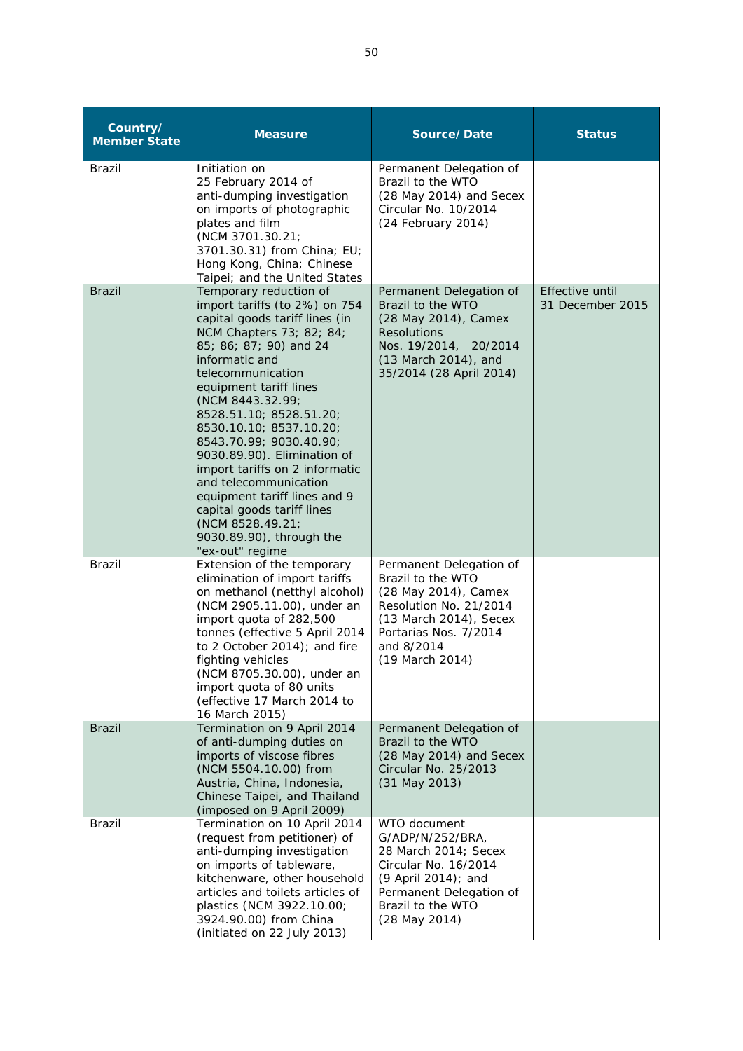| Country/ Member State | Measure | Source/ Date | Status |
|---|---|---|---|
| Brazil | Initiation on 25 February 2014 of anti-dumping investigation on imports of photographic plates and film (NCM 3701.30.21; 3701.30.31) from China; EU; Hong Kong, China; Chinese Taipei; and the United States | Permanent Delegation of Brazil to the WTO (28 May 2014) and Secex Circular No. 10/2014 (24 February 2014) | |
| Brazil | Temporary reduction of import tariffs (to 2%) on 754 capital goods tariff lines (in NCM Chapters 73; 82; 84; 85; 86; 87; 90) and 24 informatic and telecommunication equipment tariff lines (NCM 8443.32.99; 8528.51.10; 8528.51.20; 8530.10.10; 8537.10.20; 8543.70.99; 9030.40.90; 9030.89.90). Elimination of import tariffs on 2 informatic and telecommunication equipment tariff lines and 9 capital goods tariff lines (NCM 8528.49.21; 9030.89.90), through the "ex-out" regime | Permanent Delegation of Brazil to the WTO (28 May 2014), Camex Resolutions Nos. 19/2014, 20/2014 (13 March 2014), and 35/2014 (28 April 2014) | Effective until 31 December 2015 |
| Brazil | Extension of the temporary elimination of import tariffs on methanol (netthyl alcohol) (NCM 2905.11.00), under an import quota of 282,500 tonnes (effective 5 April 2014 to 2 October 2014); and fire fighting vehicles (NCM 8705.30.00), under an import quota of 80 units (effective 17 March 2014 to 16 March 2015) | Permanent Delegation of Brazil to the WTO (28 May 2014), Camex Resolution No. 21/2014 (13 March 2014), Secex Portarias Nos. 7/2014 and 8/2014 (19 March 2014) | |
| Brazil | Termination on 9 April 2014 of anti-dumping duties on imports of viscose fibres (NCM 5504.10.00) from Austria, China, Indonesia, Chinese Taipei, and Thailand (imposed on 9 April 2009) | Permanent Delegation of Brazil to the WTO (28 May 2014) and Secex Circular No. 25/2013 (31 May 2013) | |
| Brazil | Termination on 10 April 2014 (request from petitioner) of anti-dumping investigation on imports of tableware, kitchenware, other household articles and toilets articles of plastics (NCM 3922.10.00; 3924.90.00) from China (initiated on 22 July 2013) | WTO document G/ADP/N/252/BRA, 28 March 2014; Secex Circular No. 16/2014 (9 April 2014); and Permanent Delegation of Brazil to the WTO (28 May 2014) | |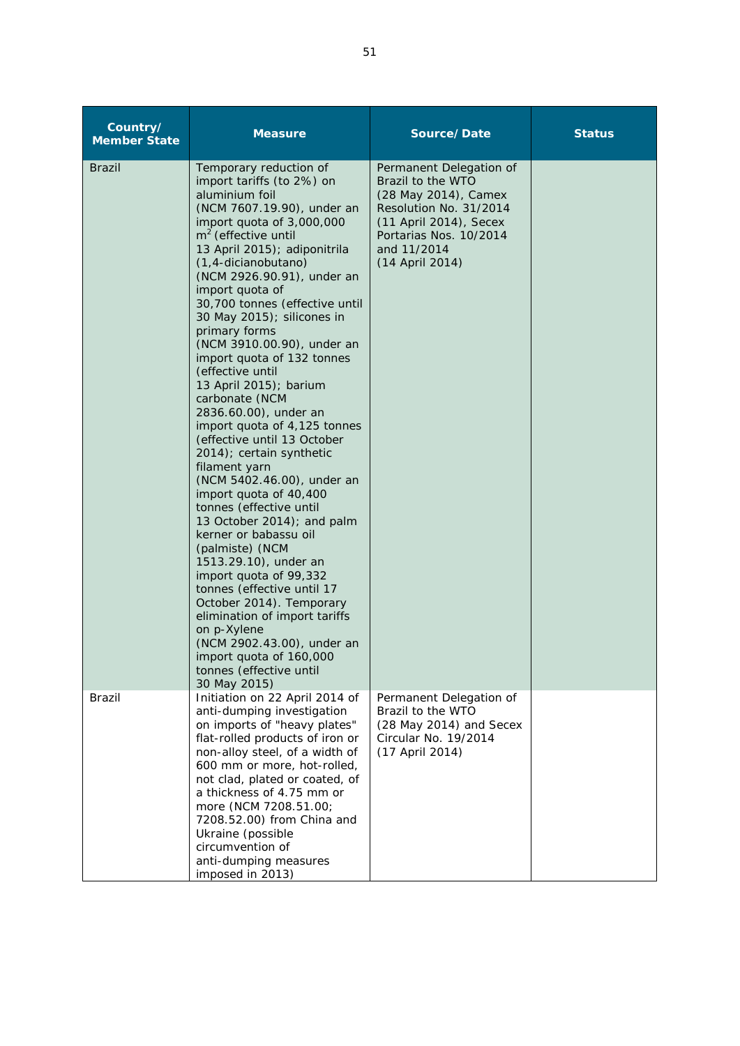| Country/ Member State | Measure | Source/ Date | Status |
|---|---|---|---|
| Brazil | Temporary reduction of import tariffs (to 2%) on aluminium foil (NCM 7607.19.90), under an import quota of 3,000,000 $m^2$ (effective until 13 April 2015); adiponitrila (1,4-dicianobutano) (NCM 2926.90.91), under an import quota of 30,700 tonnes (effective until 30 May 2015); silicones in primary forms (NCM 3910.00.90), under an import quota of 132 tonnes (effective until 13 April 2015); barium carbonate (NCM 2836.60.00), under an import quota of 4,125 tonnes (effective until 13 October 2014); certain synthetic filament yarn (NCM 5402.46.00), under an import quota of 40,400 tonnes (effective until 13 October 2014); and palm kerner or babassu oil (palmiste) (NCM 1513.29.10), under an import quota of 99,332 tonnes (effective until 17 October 2014). Temporary elimination of import tariffs on p-Xylene (NCM 2902.43.00), under an import quota of 160,000 tonnes (effective until 30 May 2015) | Permanent Delegation of Brazil to the WTO (28 May 2014), Camex Resolution No. 31/2014 (11 April 2014), Secex Portarias Nos. 10/2014 and 11/2014 (14 April 2014) | |
| Brazil | Initiation on 22 April 2014 of anti-dumping investigation on imports of "heavy plates" flat-rolled products of iron or non-alloy steel, of a width of 600 mm or more, hot-rolled, not clad, plated or coated, of a thickness of 4.75 mm or more (NCM 7208.51.00; 7208.52.00) from China and Ukraine (possible circumvention of anti-dumping measures imposed in 2013) | Permanent Delegation of Brazil to the WTO (28 May 2014) and Secex Circular No. 19/2014 (17 April 2014) | |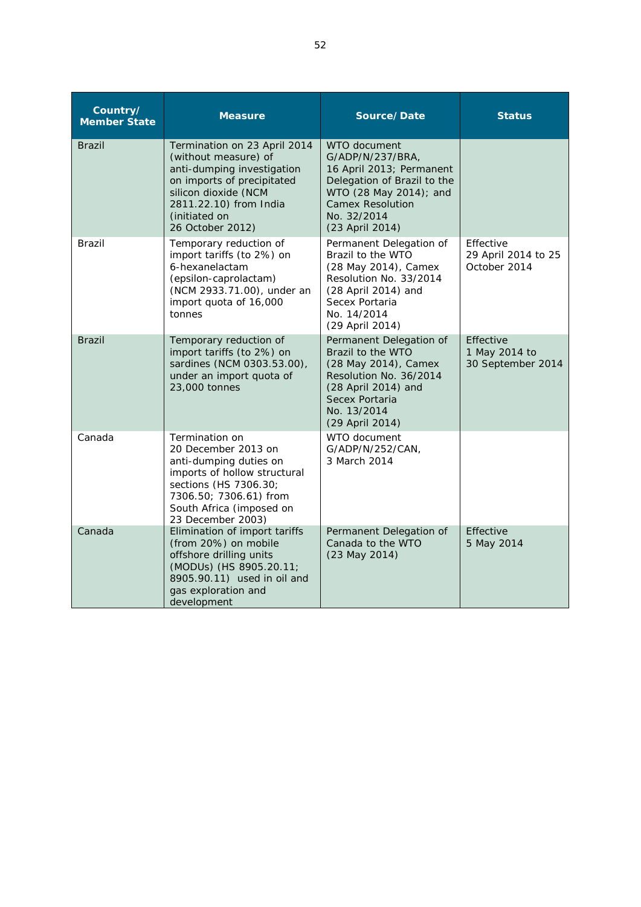| Country/ Member State | Measure | Source/ Date | Status |
|---|---|---|---|
| Brazil | Termination on 23 April 2014 (without measure) of anti-dumping investigation on imports of precipitated silicon dioxide (NCM 2811.22.10) from India (initiated on 26 October 2012) | WTO document G/ADP/N/237/BRA, 16 April 2013; Permanent Delegation of Brazil to the WTO (28 May 2014); and Camex Resolution No. 32/2014 (23 April 2014) | |
| Brazil | Temporary reduction of import tariffs (to 2%) on 6-hexanelactam (epsilon-caprolactam) (NCM 2933.71.00), under an import quota of 16,000 tonnes | Permanent Delegation of Brazil to the WTO (28 May 2014), Camex Resolution No. 33/2014 (28 April 2014) and Secex Portaria No. 14/2014 (29 April 2014) | Effective 29 April 2014 to 25 October 2014 |
| Brazil | Temporary reduction of import tariffs (to 2%) on sardines (NCM 0303.53.00), under an import quota of 23,000 tonnes | Permanent Delegation of Brazil to the WTO (28 May 2014), Camex Resolution No. 36/2014 (28 April 2014) and Secex Portaria No. 13/2014 (29 April 2014) | Effective 1 May 2014 to 30 September 2014 |
| Canada | Termination on 20 December 2013 on anti-dumping duties on imports of hollow structural sections (HS 7306.30; 7306.50; 7306.61) from South Africa (imposed on 23 December 2003) | WTO document G/ADP/N/252/CAN, 3 March 2014 | |
| Canada | Elimination of import tariffs (from 20%) on mobile offshore drilling units (MODUs) (HS 8905.20.11; 8905.90.11) used in oil and gas exploration and development | Permanent Delegation of Canada to the WTO (23 May 2014) | Effective 5 May 2014 |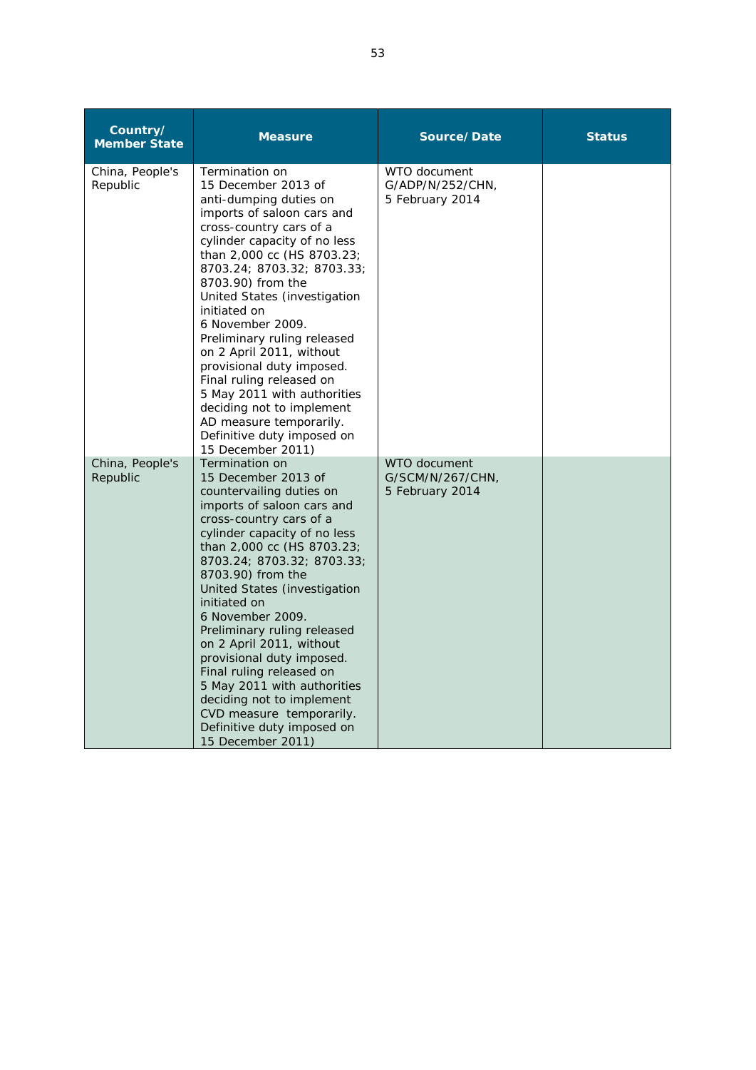| Country/ Member State | Measure | Source/ Date | Status |
|---|---|---|---|
| China, People's Republic | Termination on 15 December 2013 of anti-dumping duties on imports of saloon cars and cross-country cars of a cylinder capacity of no less than 2,000 cc (HS 8703.23; 8703.24; 8703.32; 8703.33; 8703.90) from the United States (investigation initiated on 6 November 2009. Preliminary ruling released on 2 April 2011, without provisional duty imposed. Final ruling released on 5 May 2011 with authorities deciding not to implement AD measure temporarily. Definitive duty imposed on 15 December 2011) | WTO document G/ADP/N/252/CHN, 5 February 2014 | |
| China, People's Republic | Termination on 15 December 2013 of countervailing duties on imports of saloon cars and cross-country cars of a cylinder capacity of no less than 2,000 cc (HS 8703.23; 8703.24; 8703.32; 8703.33; 8703.90) from the United States (investigation initiated on 6 November 2009. Preliminary ruling released on 2 April 2011, without provisional duty imposed. Final ruling released on 5 May 2011 with authorities deciding not to implement CVD measure temporarily. Definitive duty imposed on 15 December 2011) | WTO document G/SCM/N/267/CHN, 5 February 2014 | |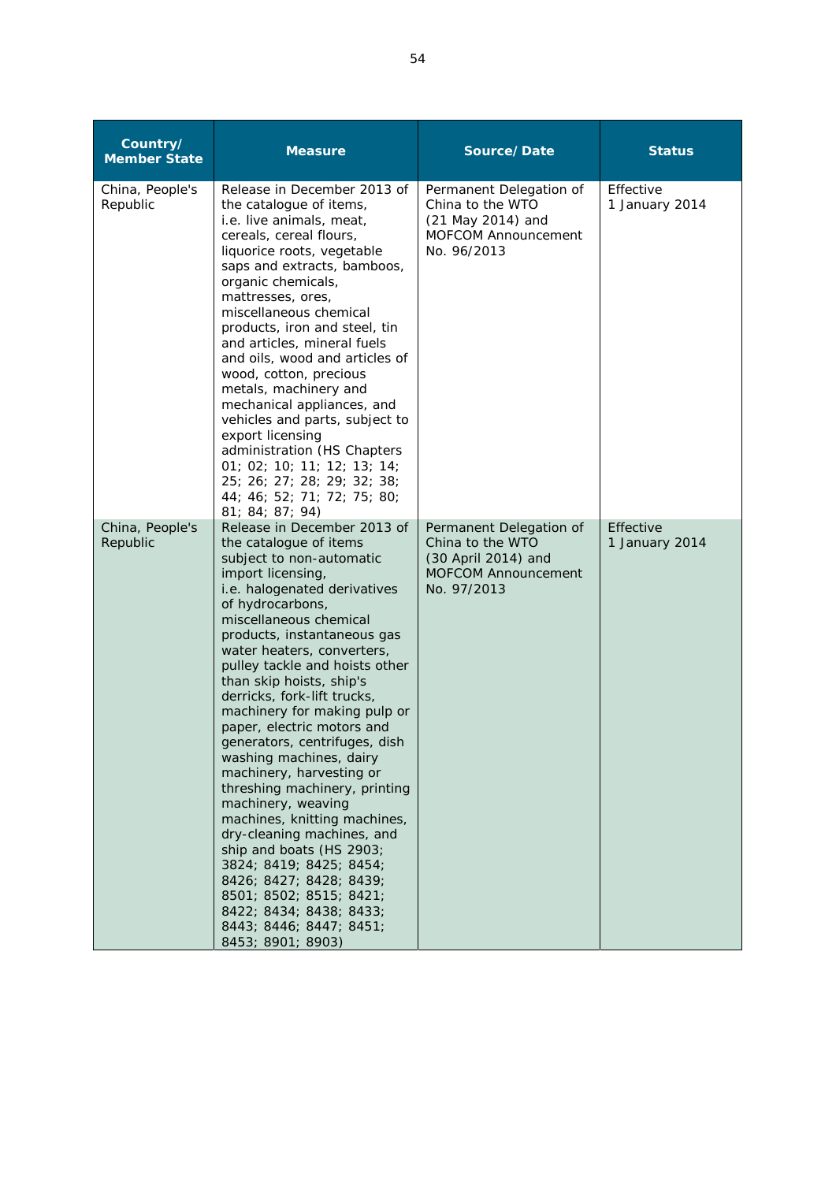| Country/ Member State | Measure | Source/ Date | Status |
|---|---|---|---|
| China, People's Republic | Release in December 2013 of the catalogue of items, i.e. live animals, meat, cereals, cereal flours, liquorice roots, vegetable saps and extracts, bamboos, organic chemicals, mattresses, ores, miscellaneous chemical products, iron and steel, tin and articles, mineral fuels and oils, wood and articles of wood, cotton, precious metals, machinery and mechanical appliances, and vehicles and parts, subject to export licensing administration (HS Chapters 01; 02; 10; 11; 12; 13; 14; 25; 26; 27; 28; 29; 32; 38; 44; 46; 52; 71; 72; 75; 80; 81; 84; 87; 94) | Permanent Delegation of China to the WTO (21 May 2014) and MOFCOM Announcement No. 96/2013 | Effective 1 January 2014 |
| China, People's Republic | Release in December 2013 of the catalogue of items subject to non-automatic import licensing, i.e. halogenated derivatives of hydrocarbons, miscellaneous chemical products, instantaneous gas water heaters, converters, pulley tackle and hoists other than skip hoists, ship's derricks, fork-lift trucks, machinery for making pulp or paper, electric motors and generators, centrifuges, dish washing machines, dairy machinery, harvesting or threshing machinery, printing machinery, weaving machines, knitting machines, dry-cleaning machines, and ship and boats (HS 2903; 3824; 8419; 8425; 8454; 8426; 8427; 8428; 8439; 8501; 8502; 8515; 8421; 8422; 8434; 8438; 8433; 8443; 8446; 8447; 8451; 8453; 8901; 8903) | Permanent Delegation of China to the WTO (30 April 2014) and MOFCOM Announcement No. 97/2013 | Effective 1 January 2014 |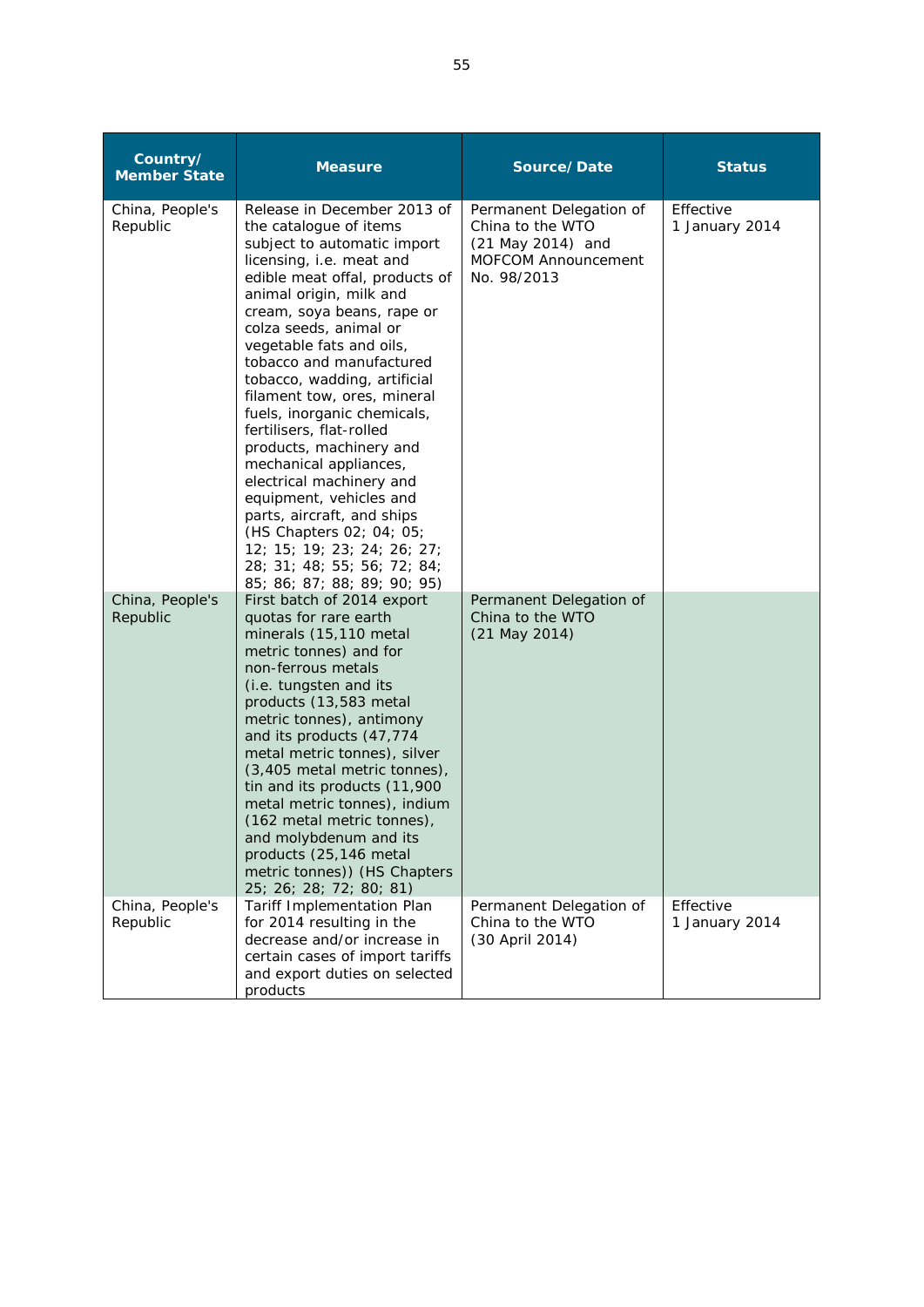| Country/ Member State | Measure | Source/ Date | Status |
|---|---|---|---|
| China, People's Republic | Release in December 2013 of the catalogue of items subject to automatic import licensing, i.e. meat and edible meat offal, products of animal origin, milk and cream, soya beans, rape or colza seeds, animal or vegetable fats and oils, tobacco and manufactured tobacco, wadding, artificial filament tow, ores, mineral fuels, inorganic chemicals, fertilisers, flat-rolled products, machinery and mechanical appliances, electrical machinery and equipment, vehicles and parts, aircraft, and ships (HS Chapters 02; 04; 05; 12; 15; 19; 23; 24; 26; 27; 28; 31; 48; 55; 56; 72; 84; 85; 86; 87; 88; 89; 90; 95) | Permanent Delegation of China to the WTO (21 May 2014) and MOFCOM Announcement No. 98/2013 | Effective 1 January 2014 |
| China, People's Republic | First batch of 2014 export quotas for rare earth minerals (15,110 metal metric tonnes) and for non-ferrous metals (i.e. tungsten and its products (13,583 metal metric tonnes), antimony and its products (47,774 metal metric tonnes), silver (3,405 metal metric tonnes), tin and its products (11,900 metal metric tonnes), indium (162 metal metric tonnes), and molybdenum and its products (25,146 metal metric tonnes)) (HS Chapters 25; 26; 28; 72; 80; 81) | Permanent Delegation of China to the WTO (21 May 2014) | |
| China, People's Republic | Tariff Implementation Plan for 2014 resulting in the decrease and/or increase in certain cases of import tariffs and export duties on selected products | Permanent Delegation of China to the WTO (30 April 2014) | Effective 1 January 2014 |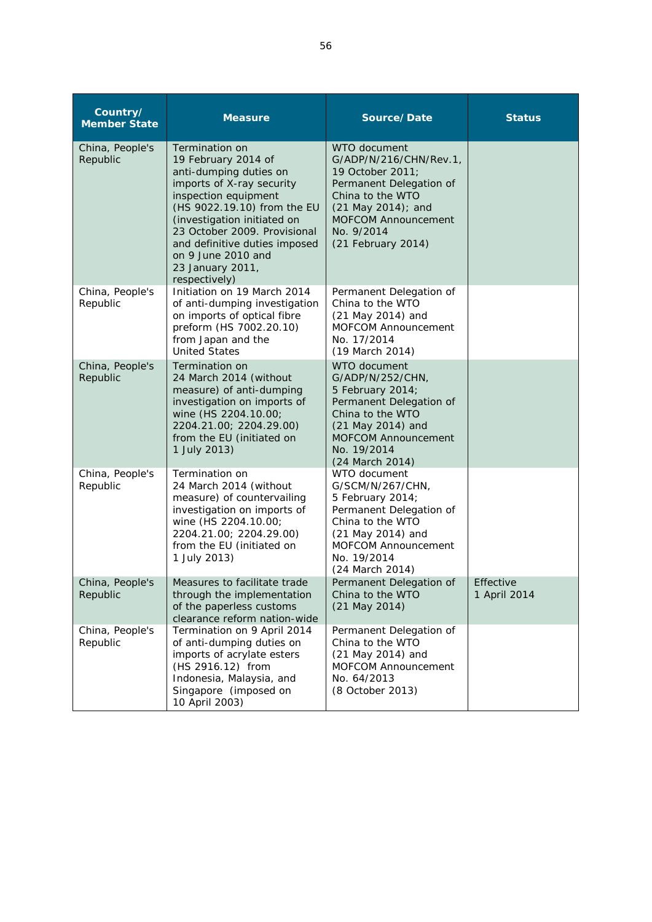| Country/ Member State | Measure | Source/ Date | Status |
|---|---|---|---|
| China, People's Republic | Termination on 19 February 2014 of anti-dumping duties on imports of X-ray security inspection equipment (HS 9022.19.10) from the EU (investigation initiated on 23 October 2009. Provisional and definitive duties imposed on 9 June 2010 and 23 January 2011, respectively) | WTO document G/ADP/N/216/CHN/Rev.1, 19 October 2011; Permanent Delegation of China to the WTO (21 May 2014); and MOFCOM Announcement No. 9/2014 (21 February 2014) | |
| China, People's Republic | Initiation on 19 March 2014 of anti-dumping investigation on imports of optical fibre preform (HS 7002.20.10) from Japan and the United States | Permanent Delegation of China to the WTO (21 May 2014) and MOFCOM Announcement No. 17/2014 (19 March 2014) | |
| China, People's Republic | Termination on 24 March 2014 (without measure) of anti-dumping investigation on imports of wine (HS 2204.10.00; 2204.21.00; 2204.29.00) from the EU (initiated on 1 July 2013) | WTO document G/ADP/N/252/CHN, 5 February 2014; Permanent Delegation of China to the WTO (21 May 2014) and MOFCOM Announcement No. 19/2014 (24 March 2014) | |
| China, People's Republic | Termination on 24 March 2014 (without measure) of countervailing investigation on imports of wine (HS 2204.10.00; 2204.21.00; 2204.29.00) from the EU (initiated on 1 July 2013) | WTO document G/SCM/N/267/CHN, 5 February 2014; Permanent Delegation of China to the WTO (21 May 2014) and MOFCOM Announcement No. 19/2014 (24 March 2014) | |
| China, People's Republic | Measures to facilitate trade through the implementation of the paperless customs clearance reform nation-wide | Permanent Delegation of China to the WTO (21 May 2014) | Effective 1 April 2014 |
| China, People's Republic | Termination on 9 April 2014 of anti-dumping duties on imports of acrylate esters (HS 2916.12) from Indonesia, Malaysia, and Singapore (imposed on 10 April 2003) | Permanent Delegation of China to the WTO (21 May 2014) and MOFCOM Announcement No. 64/2013 (8 October 2013) | |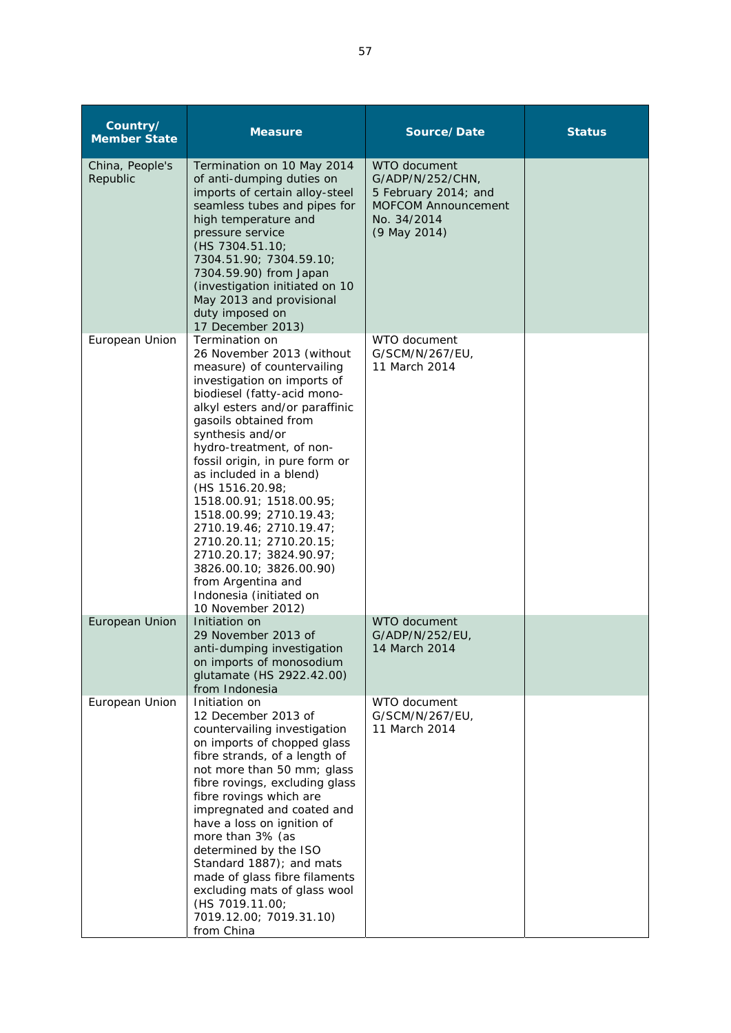| Country/ Member State | Measure | Source/ Date | Status |
|---|---|---|---|
| China, People's Republic | Termination on 10 May 2014 of anti-dumping duties on imports of certain alloy-steel seamless tubes and pipes for high temperature and pressure service (HS 7304.51.10; 7304.51.90; 7304.59.10; 7304.59.90) from Japan (investigation initiated on 10 May 2013 and provisional duty imposed on 17 December 2013) | WTO document G/ADP/N/252/CHN, 5 February 2014; and MOFCOM Announcement No. 34/2014 (9 May 2014) | |
| European Union | Termination on 26 November 2013 (without measure) of countervailing investigation on imports of biodiesel (fatty-acid mono-alkyl esters and/or paraffinic gasoils obtained from synthesis and/or hydro-treatment, of non-fossil origin, in pure form or as included in a blend) (HS 1516.20.98; 1518.00.91; 1518.00.95; 1518.00.99; 2710.19.43; 2710.19.46; 2710.19.47; 2710.20.11; 2710.20.15; 2710.20.17; 3824.90.97; 3826.00.10; 3826.00.90) from Argentina and Indonesia (initiated on 10 November 2012) | WTO document G/SCM/N/267/EU, 11 March 2014 | |
| European Union | Initiation on 29 November 2013 of anti-dumping investigation on imports of monosodium glutamate (HS 2922.42.00) from Indonesia | WTO document G/ADP/N/252/EU, 14 March 2014 | |
| European Union | Initiation on 12 December 2013 of countervailing investigation on imports of chopped glass fibre strands, of a length of not more than 50 mm; glass fibre rovings, excluding glass fibre rovings which are impregnated and coated and have a loss on ignition of more than 3% (as determined by the ISO Standard 1887); and mats made of glass fibre filaments excluding mats of glass wool (HS 7019.11.00; 7019.12.00; 7019.31.10) from China | WTO document G/SCM/N/267/EU, 11 March 2014 | |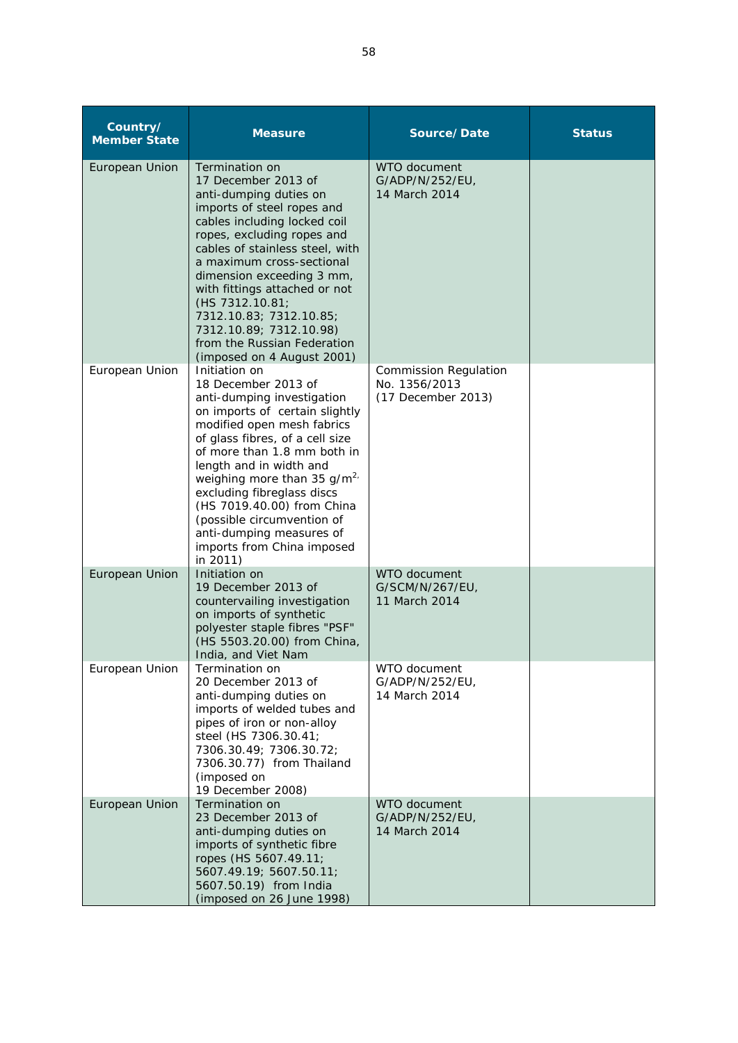| Country/ Member State | Measure | Source/ Date | Status |
|---|---|---|---|
| European Union | Termination on 17 December 2013 of anti-dumping duties on imports of steel ropes and cables including locked coil ropes, excluding ropes and cables of stainless steel, with a maximum cross-sectional dimension exceeding 3 mm, with fittings attached or not (HS 7312.10.81; 7312.10.83; 7312.10.85; 7312.10.89; 7312.10.98) from the Russian Federation (imposed on 4 August 2001) | WTO document G/ADP/N/252/EU, 14 March 2014 | |
| European Union | Initiation on 18 December 2013 of anti-dumping investigation on imports of certain slightly modified open mesh fabrics of glass fibres, of a cell size of more than 1.8 mm both in length and in width and weighing more than 35 $g/m^2$, excluding fibreglass discs (HS 7019.40.00) from China (possible circumvention of anti-dumping measures of imports from China imposed in 2011) | Commission Regulation No. 1356/2013 (17 December 2013) | |
| European Union | Initiation on 19 December 2013 of countervailing investigation on imports of synthetic polyester staple fibres "PSF" (HS 5503.20.00) from China, India, and Viet Nam | WTO document G/SCM/N/267/EU, 11 March 2014 | |
| European Union | Termination on 20 December 2013 of anti-dumping duties on imports of welded tubes and pipes of iron or non-alloy steel (HS 7306.30.41; 7306.30.49; 7306.30.72; 7306.30.77) from Thailand (imposed on 19 December 2008) | WTO document G/ADP/N/252/EU, 14 March 2014 | |
| European Union | Termination on 23 December 2013 of anti-dumping duties on imports of synthetic fibre ropes (HS 5607.49.11; 5607.49.19; 5607.50.11; 5607.50.19) from India (imposed on 26 June 1998) | WTO document G/ADP/N/252/EU, 14 March 2014 | |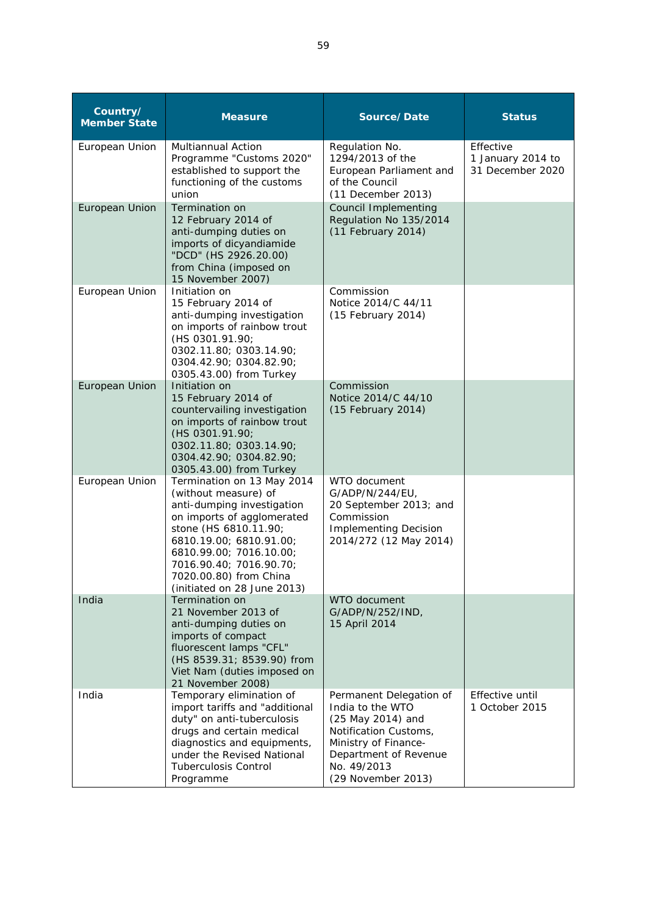| Country/ Member State | Measure | Source/ Date | Status |
|---|---|---|---|
| European Union | Multiannual Action Programme "Customs 2020" established to support the functioning of the customs union | Regulation No. 1294/2013 of the European Parliament and of the Council (11 December 2013) | Effective 1 January 2014 to 31 December 2020 |
| European Union | Termination on 12 February 2014 of anti-dumping duties on imports of dicyandiamide "DCD" (HS 2926.20.00) from China (imposed on 15 November 2007) | Council Implementing Regulation No 135/2014 (11 February 2014) | |
| European Union | Initiation on 15 February 2014 of anti-dumping investigation on imports of rainbow trout (HS 0301.91.90; 0302.11.80; 0303.14.90; 0304.42.90; 0304.82.90; 0305.43.00) from Turkey | Commission Notice 2014/C 44/11 (15 February 2014) | |
| European Union | Initiation on 15 February 2014 of countervailing investigation on imports of rainbow trout (HS 0301.91.90; 0302.11.80; 0303.14.90; 0304.42.90; 0304.82.90; 0305.43.00) from Turkey | Commission Notice 2014/C 44/10 (15 February 2014) | |
| European Union | Termination on 13 May 2014 (without measure) of anti-dumping investigation on imports of agglomerated stone (HS 6810.11.90; 6810.19.00; 6810.91.00; 6810.99.00; 7016.10.00; 7016.90.40; 7016.90.70; 7020.00.80) from China (initiated on 28 June 2013) | WTO document G/ADP/N/244/EU, 20 September 2013; and Commission Implementing Decision 2014/272 (12 May 2014) | |
| India | Termination on 21 November 2013 of anti-dumping duties on imports of compact fluorescent lamps "CFL" (HS 8539.31; 8539.90) from Viet Nam (duties imposed on 21 November 2008) | WTO document G/ADP/N/252/IND, 15 April 2014 | |
| India | Temporary elimination of import tariffs and "additional duty" on anti-tuberculosis drugs and certain medical diagnostics and equipments, under the Revised National Tuberculosis Control Programme | Permanent Delegation of India to the WTO (25 May 2014) and Notification Customs, Ministry of Finance-Department of Revenue No. 49/2013 (29 November 2013) | Effective until 1 October 2015 |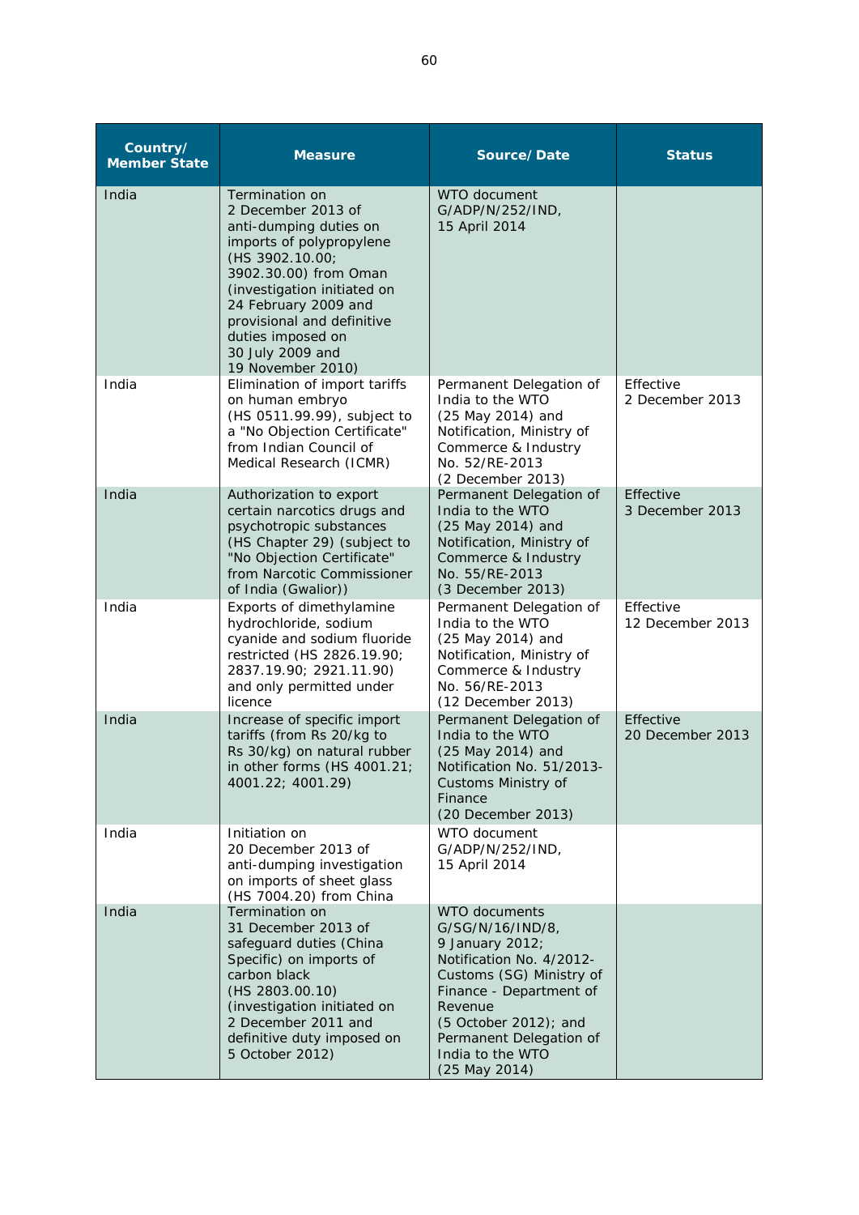| Country/ Member State | Measure | Source/ Date | Status |
|---|---|---|---|
| India | Termination on 2 December 2013 of anti-dumping duties on imports of polypropylene (HS 3902.10.00; 3902.30.00) from Oman (investigation initiated on 24 February 2009 and provisional and definitive duties imposed on 30 July 2009 and 19 November 2010) | WTO document G/ADP/N/252/IND, 15 April 2014 | |
| India | Elimination of import tariffs on human embryo (HS 0511.99.99), subject to a "No Objection Certificate" from Indian Council of Medical Research (ICMR) | Permanent Delegation of India to the WTO (25 May 2014) and Notification, Ministry of Commerce & Industry No. 52/RE-2013 (2 December 2013) | Effective 2 December 2013 |
| India | Authorization to export certain narcotics drugs and psychotropic substances (HS Chapter 29) (subject to "No Objection Certificate" from Narcotic Commissioner of India (Gwalior)) | Permanent Delegation of India to the WTO (25 May 2014) and Notification, Ministry of Commerce & Industry No. 55/RE-2013 (3 December 2013) | Effective 3 December 2013 |
| India | Exports of dimethylamine hydrochloride, sodium cyanide and sodium fluoride restricted (HS 2826.19.90; 2837.19.90; 2921.11.90) and only permitted under licence | Permanent Delegation of India to the WTO (25 May 2014) and Notification, Ministry of Commerce & Industry No. 56/RE-2013 (12 December 2013) | Effective 12 December 2013 |
| India | Increase of specific import tariffs (from Rs 20/kg to Rs 30/kg) on natural rubber in other forms (HS 4001.21; 4001.22; 4001.29) | Permanent Delegation of India to the WTO (25 May 2014) and Notification No. 51/2013-Customs Ministry of Finance (20 December 2013) | Effective 20 December 2013 |
| India | Initiation on 20 December 2013 of anti-dumping investigation on imports of sheet glass (HS 7004.20) from China | WTO document G/ADP/N/252/IND, 15 April 2014 | |
| India | Termination on 31 December 2013 of safeguard duties (China Specific) on imports of carbon black (HS 2803.00.10) (investigation initiated on 2 December 2011 and definitive duty imposed on 5 October 2012) | WTO documents G/SG/N/16/IND/8, 9 January 2012; Notification No. 4/2012-Customs (SG) Ministry of Finance - Department of Revenue (5 October 2012); and Permanent Delegation of India to the WTO (25 May 2014) | |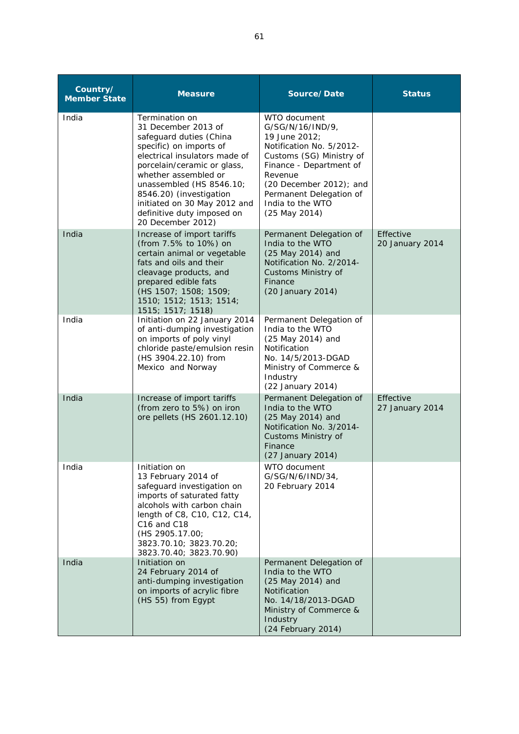| Country/ Member State | Measure | Source/ Date | Status |
|---|---|---|---|
| India | Termination on 31 December 2013 of safeguard duties (China specific) on imports of electrical insulators made of porcelain/ceramic or glass, whether assembled or unassembled (HS 8546.10; 8546.20) (investigation initiated on 30 May 2012 and definitive duty imposed on 20 December 2012) | WTO document G/SG/N/16/IND/9, 19 June 2012; Notification No. 5/2012-Customs (SG) Ministry of Finance - Department of Revenue (20 December 2012); and Permanent Delegation of India to the WTO (25 May 2014) | |
| India | Increase of import tariffs (from 7.5% to 10%) on certain animal or vegetable fats and oils and their cleavage products, and prepared edible fats (HS 1507; 1508; 1509; 1510; 1512; 1513; 1514; 1515; 1517; 1518) | Permanent Delegation of India to the WTO (25 May 2014) and Notification No. 2/2014-Customs Ministry of Finance (20 January 2014) | Effective 20 January 2014 |
| India | Initiation on 22 January 2014 of anti-dumping investigation on imports of poly vinyl chloride paste/emulsion resin (HS 3904.22.10) from Mexico and Norway | Permanent Delegation of India to the WTO (25 May 2014) and Notification No. 14/5/2013-DGAD Ministry of Commerce & Industry (22 January 2014) | |
| India | Increase of import tariffs (from zero to 5%) on iron ore pellets (HS 2601.12.10) | Permanent Delegation of India to the WTO (25 May 2014) and Notification No. 3/2014-Customs Ministry of Finance (27 January 2014) | Effective 27 January 2014 |
| India | Initiation on 13 February 2014 of safeguard investigation on imports of saturated fatty alcohols with carbon chain length of C8, C10, C12, C14, C16 and C18 (HS 2905.17.00; 3823.70.10; 3823.70.20; 3823.70.40; 3823.70.90) | WTO document G/SG/N/6/IND/34, 20 February 2014 | |
| India | Initiation on 24 February 2014 of anti-dumping investigation on imports of acrylic fibre (HS 55) from Egypt | Permanent Delegation of India to the WTO (25 May 2014) and Notification No. 14/18/2013-DGAD Ministry of Commerce & Industry (24 February 2014) | |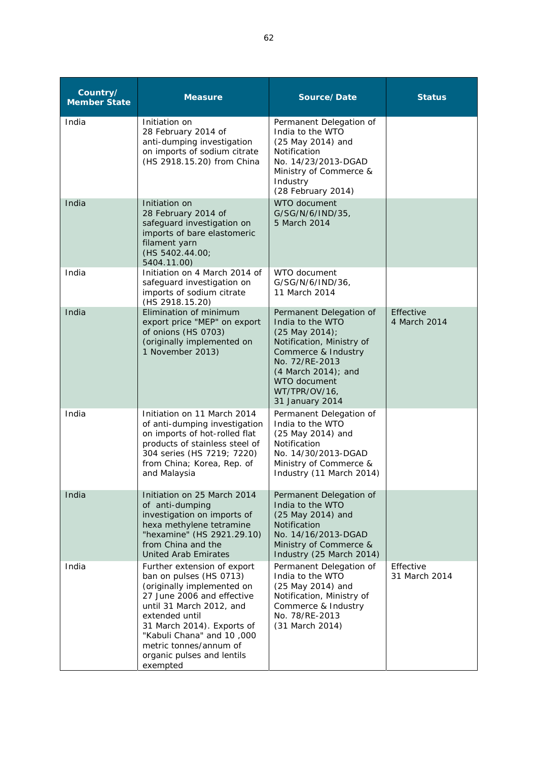| Country/ Member State | Measure | Source/ Date | Status |
|---|---|---|---|
| India | Initiation on 28 February 2014 of anti-dumping investigation on imports of sodium citrate (HS 2918.15.20) from China | Permanent Delegation of India to the WTO (25 May 2014) and Notification No. 14/23/2013-DGAD Ministry of Commerce & Industry (28 February 2014) | |
| India | Initiation on 28 February 2014 of safeguard investigation on imports of bare elastomeric filament yarn (HS 5402.44.00; 5404.11.00) | WTO document G/SG/N/6/IND/35, 5 March 2014 | |
| India | Initiation on 4 March 2014 of safeguard investigation on imports of sodium citrate (HS 2918.15.20) | WTO document G/SG/N/6/IND/36, 11 March 2014 | |
| India | Elimination of minimum export price "MEP" on export of onions (HS 0703) (originally implemented on 1 November 2013) | Permanent Delegation of India to the WTO (25 May 2014); Notification, Ministry of Commerce & Industry No. 72/RE-2013 (4 March 2014); and WTO document WT/TPR/OV/16, 31 January 2014 | Effective 4 March 2014 |
| India | Initiation on 11 March 2014 of anti-dumping investigation on imports of hot-rolled flat products of stainless steel of 304 series (HS 7219; 7220) from China; Korea, Rep. of and Malaysia | Permanent Delegation of India to the WTO (25 May 2014) and Notification No. 14/30/2013-DGAD Ministry of Commerce & Industry (11 March 2014) | |
| India | Initiation on 25 March 2014 of anti-dumping investigation on imports of hexa methylene tetramine "hexamine" (HS 2921.29.10) from China and the United Arab Emirates | Permanent Delegation of India to the WTO (25 May 2014) and Notification No. 14/16/2013-DGAD Ministry of Commerce & Industry (25 March 2014) | |
| India | Further extension of export ban on pulses (HS 0713) (originally implemented on 27 June 2006 and effective until 31 March 2012, and extended until 31 March 2014). Exports of "Kabuli Chana" and 10 ,000 metric tonnes/annum of organic pulses and lentils exempted | Permanent Delegation of India to the WTO (25 May 2014) and Notification, Ministry of Commerce & Industry No. 78/RE-2013 (31 March 2014) | Effective 31 March 2014 |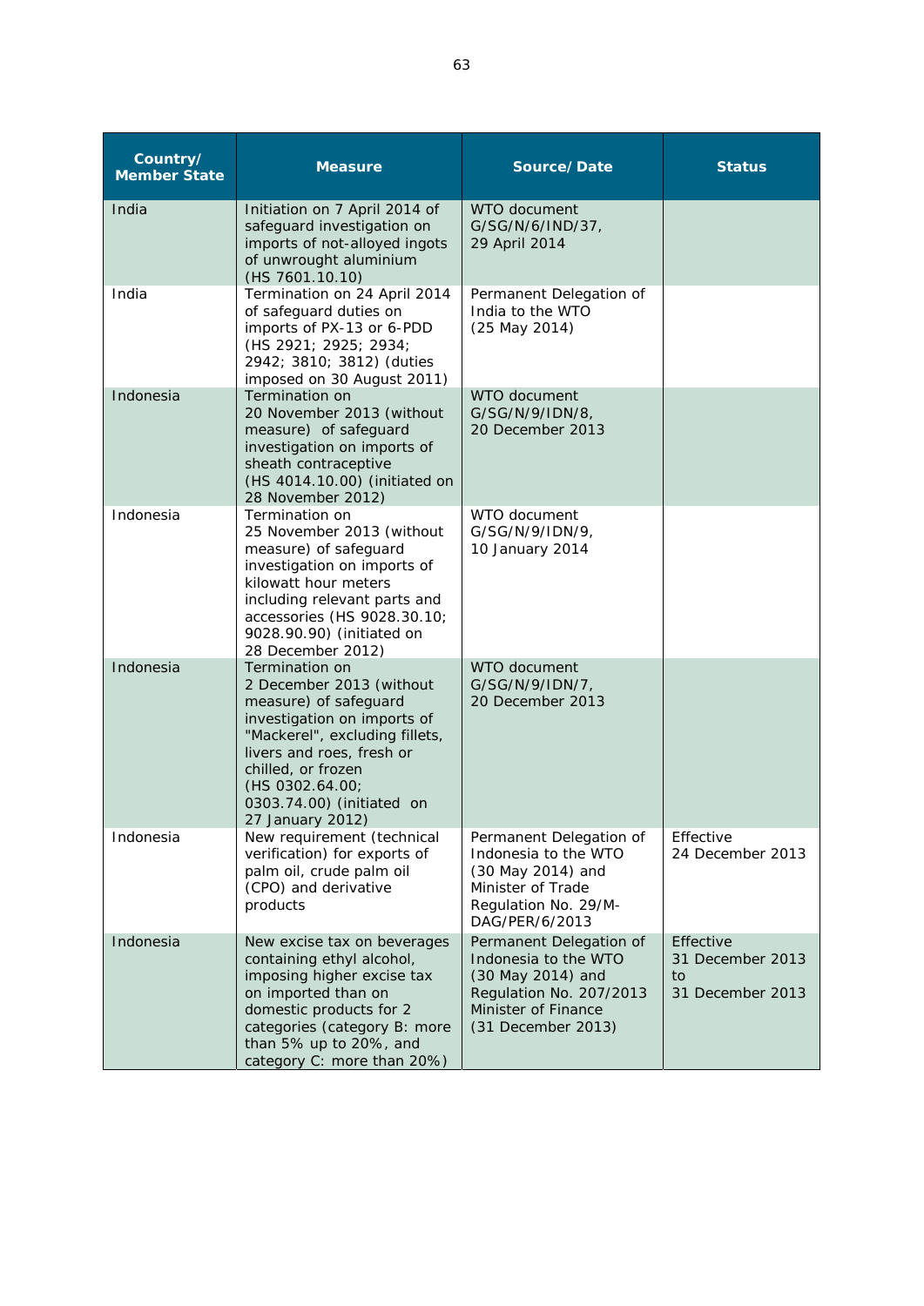| Country/ Member State | Measure | Source/ Date | Status |
|---|---|---|---|
| India | Initiation on 7 April 2014 of safeguard investigation on imports of not-alloyed ingots of unwrought aluminium (HS 7601.10.10) | WTO document G/SG/N/6/IND/37, 29 April 2014 | |
| India | Termination on 24 April 2014 of safeguard duties on imports of PX-13 or 6-PDD (HS 2921; 2925; 2934; 2942; 3810; 3812) (duties imposed on 30 August 2011) | Permanent Delegation of India to the WTO (25 May 2014) | |
| Indonesia | Termination on 20 November 2013 (without measure) of safeguard investigation on imports of sheath contraceptive (HS 4014.10.00) (initiated on 28 November 2012) | WTO document G/SG/N/9/IDN/8, 20 December 2013 | |
| Indonesia | Termination on 25 November 2013 (without measure) of safeguard investigation on imports of kilowatt hour meters including relevant parts and accessories (HS 9028.30.10; 9028.90.90) (initiated on 28 December 2012) | WTO document G/SG/N/9/IDN/9, 10 January 2014 | |
| Indonesia | Termination on 2 December 2013 (without measure) of safeguard investigation on imports of "Mackerel", excluding fillets, livers and roes, fresh or chilled, or frozen (HS 0302.64.00; 0303.74.00) (initiated on 27 January 2012) | WTO document G/SG/N/9/IDN/7, 20 December 2013 | |
| Indonesia | New requirement (technical verification) for exports of palm oil, crude palm oil (CPO) and derivative products | Permanent Delegation of Indonesia to the WTO (30 May 2014) and Minister of Trade Regulation No. 29/M-DAG/PER/6/2013 | Effective 24 December 2013 |
| Indonesia | New excise tax on beverages containing ethyl alcohol, imposing higher excise tax on imported than on domestic products for 2 categories (category B: more than 5% up to 20%, and category C: more than 20%) | Permanent Delegation of Indonesia to the WTO (30 May 2014) and Regulation No. 207/2013 Minister of Finance (31 December 2013) | Effective 31 December 2013 to 31 December 2013 |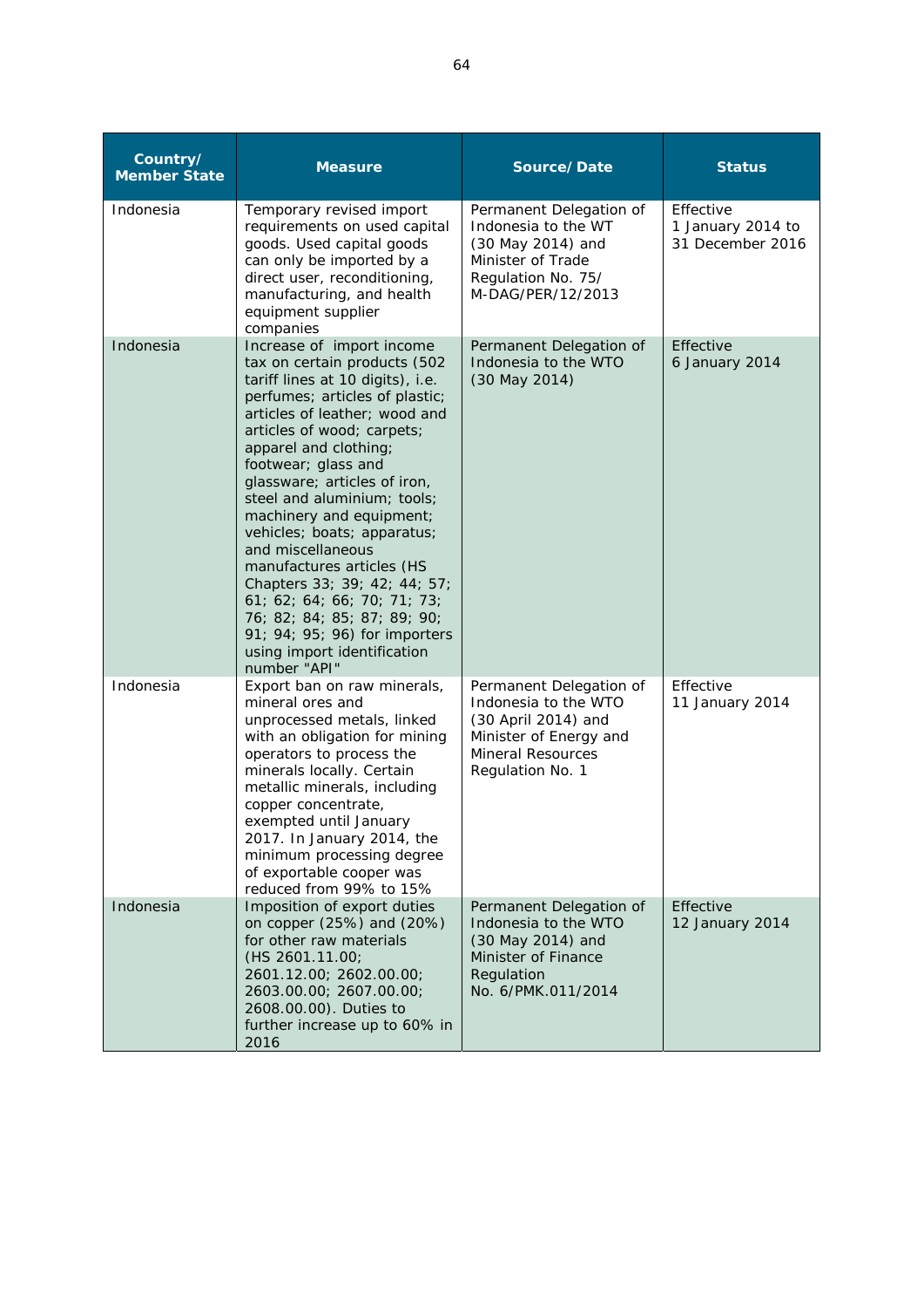| Country/ Member State | Measure | Source/Date | Status |
|---|---|---|---|
| Indonesia | Temporary revised import requirements on used capital goods. Used capital goods can only be imported by a direct user, reconditioning, manufacturing, and health equipment supplier companies | Permanent Delegation of Indonesia to the WT (30 May 2014) and Minister of Trade Regulation No. 75/ M-DAG/PER/12/2013 | Effective 1 January 2014 to 31 December 2016 |
| Indonesia | Increase of import income tax on certain products (502 tariff lines at 10 digits), i.e. perfumes; articles of plastic; articles of leather; wood and articles of wood; carpets; apparel and clothing; footwear; glass and glassware; articles of iron, steel and aluminium; tools; machinery and equipment; vehicles; boats; apparatus; and miscellaneous manufactures articles (HS Chapters 33; 39; 42; 44; 57; 61; 62; 64; 66; 70; 71; 73; 76; 82; 84; 85; 87; 89; 90; 91; 94; 95; 96) for importers using import identification number "API" | Permanent Delegation of Indonesia to the WTO (30 May 2014) | Effective 6 January 2014 |
| Indonesia | Export ban on raw minerals, mineral ores and unprocessed metals, linked with an obligation for mining operators to process the minerals locally. Certain metallic minerals, including copper concentrate, exempted until January 2017. In January 2014, the minimum processing degree of exportable cooper was reduced from 99% to 15% | Permanent Delegation of Indonesia to the WTO (30 April 2014) and Minister of Energy and Mineral Resources Regulation No. 1 | Effective 11 January 2014 |
| Indonesia | Imposition of export duties on copper (25%) and (20%) for other raw materials (HS 2601.11.00; 2601.12.00; 2602.00.00; 2603.00.00; 2607.00.00; 2608.00.00). Duties to further increase up to 60% in 2016 | Permanent Delegation of Indonesia to the WTO (30 May 2014) and Minister of Finance Regulation No. 6/PMK.011/2014 | Effective 12 January 2014 |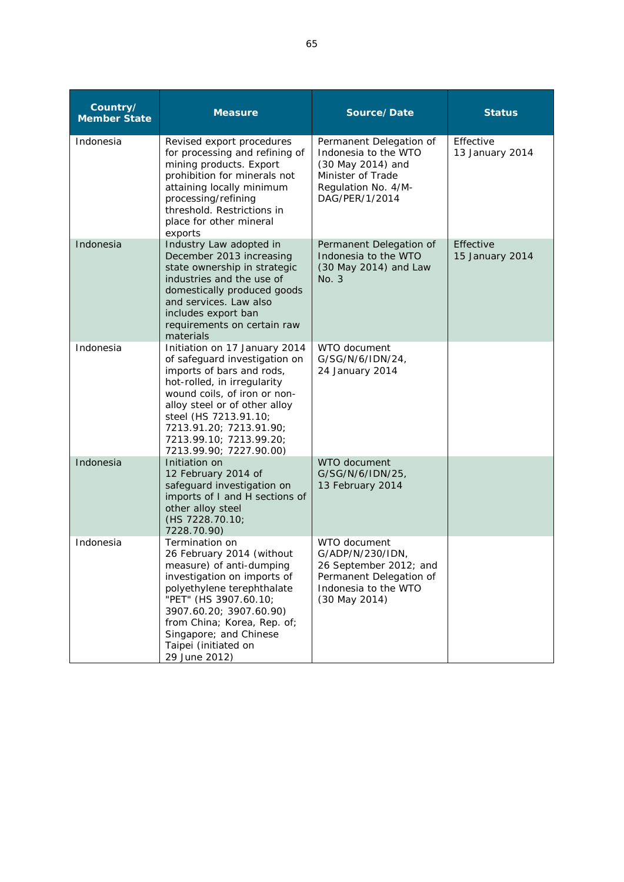| Country/ Member State | Measure | Source/ Date | Status |
|---|---|---|---|
| Indonesia | Revised export procedures for processing and refining of mining products. Export prohibition for minerals not attaining locally minimum processing/refining threshold. Restrictions in place for other mineral exports | Permanent Delegation of Indonesia to the WTO (30 May 2014) and Minister of Trade Regulation No. 4/M-DAG/PER/1/2014 | Effective 13 January 2014 |
| Indonesia | Industry Law adopted in December 2013 increasing state ownership in strategic industries and the use of domestically produced goods and services. Law also includes export ban requirements on certain raw materials | Permanent Delegation of Indonesia to the WTO (30 May 2014) and Law No. 3 | Effective 15 January 2014 |
| Indonesia | Initiation on 17 January 2014 of safeguard investigation on imports of bars and rods, hot-rolled, in irregularity wound coils, of iron or non-alloy steel or of other alloy steel (HS 7213.91.10; 7213.91.20; 7213.91.90; 7213.99.10; 7213.99.20; 7213.99.90; 7227.90.00) | WTO document G/SG/N/6/IDN/24, 24 January 2014 | |
| Indonesia | Initiation on 12 February 2014 of safeguard investigation on imports of I and H sections of other alloy steel (HS 7228.70.10; 7228.70.90) | WTO document G/SG/N/6/IDN/25, 13 February 2014 | |
| Indonesia | Termination on 26 February 2014 (without measure) of anti-dumping investigation on imports of polyethylene terephthalate "PET" (HS 3907.60.10; 3907.60.20; 3907.60.90) from China; Korea, Rep. of; Singapore; and Chinese Taipei (initiated on 29 June 2012) | WTO document G/ADP/N/230/IDN, 26 September 2012; and Permanent Delegation of Indonesia to the WTO (30 May 2014) | |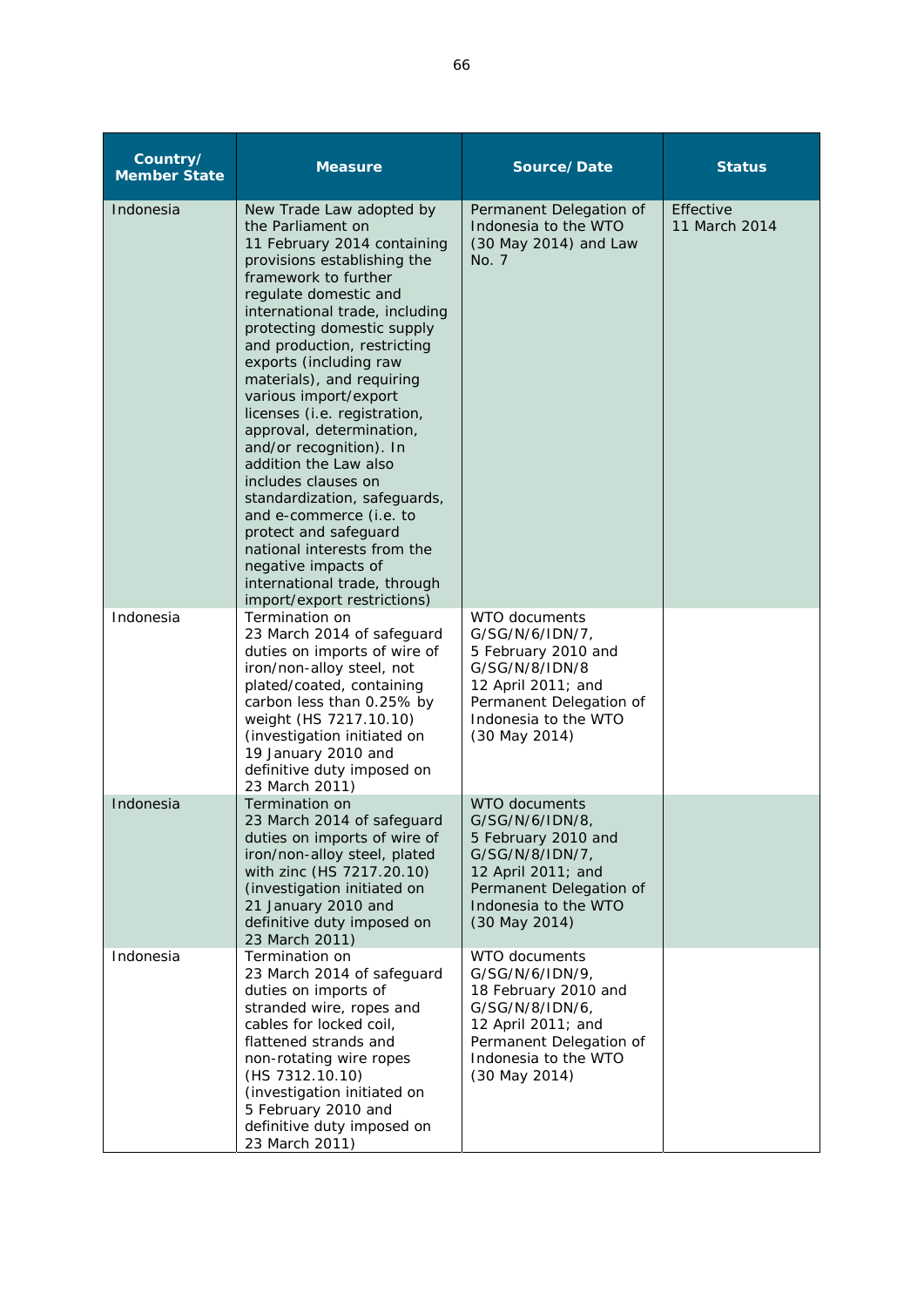| Country/ Member State | Measure | Source/ Date | Status |
|---|---|---|---|
| Indonesia | New Trade Law adopted by the Parliament on 11 February 2014 containing provisions establishing the framework to further regulate domestic and international trade, including protecting domestic supply and production, restricting exports (including raw materials), and requiring various import/export licenses (i.e. registration, approval, determination, and/or recognition). In addition the Law also includes clauses on standardization, safeguards, and e-commerce (i.e. to protect and safeguard national interests from the negative impacts of international trade, through import/export restrictions) | Permanent Delegation of Indonesia to the WTO (30 May 2014) and Law No. 7 | Effective 11 March 2014 |
| Indonesia | Termination on 23 March 2014 of safeguard duties on imports of wire of iron/non-alloy steel, not plated/coated, containing carbon less than 0.25% by weight (HS 7217.10.10) (investigation initiated on 19 January 2010 and definitive duty imposed on 23 March 2011) | WTO documents G/SG/N/6/IDN/7, 5 February 2010 and G/SG/N/8/IDN/8 12 April 2011; and Permanent Delegation of Indonesia to the WTO (30 May 2014) | |
| Indonesia | Termination on 23 March 2014 of safeguard duties on imports of wire of iron/non-alloy steel, plated with zinc (HS 7217.20.10) (investigation initiated on 21 January 2010 and definitive duty imposed on 23 March 2011) | WTO documents G/SG/N/6/IDN/8, 5 February 2010 and G/SG/N/8/IDN/7, 12 April 2011; and Permanent Delegation of Indonesia to the WTO (30 May 2014) | |
| Indonesia | Termination on 23 March 2014 of safeguard duties on imports of stranded wire, ropes and cables for locked coil, flattened strands and non-rotating wire ropes (HS 7312.10.10) (investigation initiated on 5 February 2010 and definitive duty imposed on 23 March 2011) | WTO documents G/SG/N/6/IDN/9, 18 February 2010 and G/SG/N/8/IDN/6, 12 April 2011; and Permanent Delegation of Indonesia to the WTO (30 May 2014) | |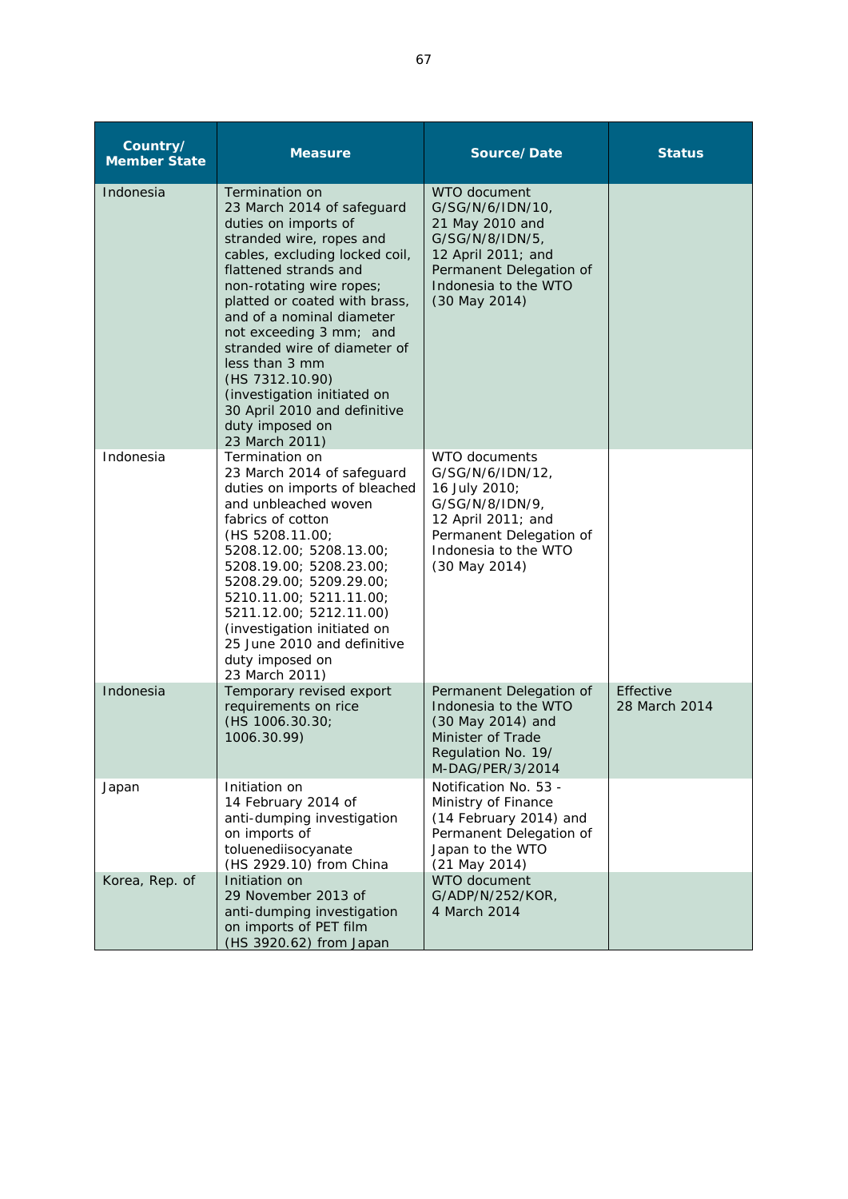| Country/ Member State | Measure | Source/ Date | Status |
|---|---|---|---|
| Indonesia | Termination on 23 March 2014 of safeguard duties on imports of stranded wire, ropes and cables, excluding locked coil, flattened strands and non-rotating wire ropes; platted or coated with brass, and of a nominal diameter not exceeding 3 mm; and stranded wire of diameter of less than 3 mm (HS 7312.10.90) (investigation initiated on 30 April 2010 and definitive duty imposed on 23 March 2011) | WTO document G/SG/N/6/IDN/10, 21 May 2010 and G/SG/N/8/IDN/5, 12 April 2011; and Permanent Delegation of Indonesia to the WTO (30 May 2014) | |
| Indonesia | Termination on 23 March 2014 of safeguard duties on imports of bleached and unbleached woven fabrics of cotton (HS 5208.11.00; 5208.12.00; 5208.13.00; 5208.19.00; 5208.23.00; 5208.29.00; 5209.29.00; 5210.11.00; 5211.11.00; 5211.12.00; 5212.11.00) (investigation initiated on 25 June 2010 and definitive duty imposed on 23 March 2011) | WTO documents G/SG/N/6/IDN/12, 16 July 2010; G/SG/N/8/IDN/9, 12 April 2011; and Permanent Delegation of Indonesia to the WTO (30 May 2014) | |
| Indonesia | Temporary revised export requirements on rice (HS 1006.30.30; 1006.30.99) | Permanent Delegation of Indonesia to the WTO (30 May 2014) and Minister of Trade Regulation No. 19/ M-DAG/PER/3/2014 | Effective 28 March 2014 |
| Japan | Initiation on 14 February 2014 of anti-dumping investigation on imports of toluenediisocyanate (HS 2929.10) from China | Notification No. 53 - Ministry of Finance (14 February 2014) and Permanent Delegation of Japan to the WTO (21 May 2014) | |
| Korea, Rep. of | Initiation on 29 November 2013 of anti-dumping investigation on imports of PET film (HS 3920.62) from Japan | WTO document G/ADP/N/252/KOR, 4 March 2014 | |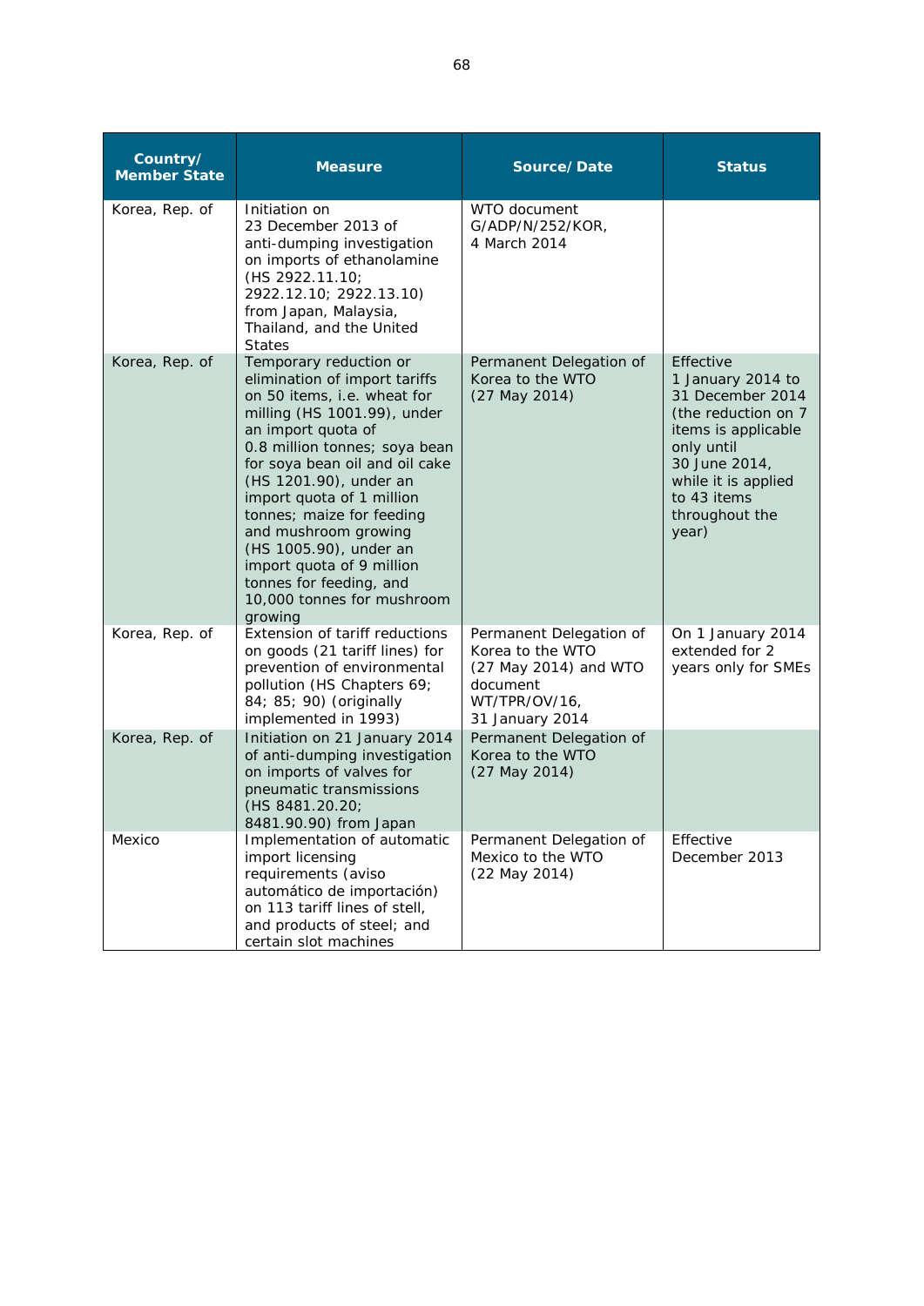| Country/ Member State | Measure | Source/ Date | Status |
|---|---|---|---|
| Korea, Rep. of | Initiation on 23 December 2013 of anti-dumping investigation on imports of ethanolamine (HS 2922.11.10; 2922.12.10; 2922.13.10) from Japan, Malaysia, Thailand, and the United States | WTO document G/ADP/N/252/KOR, 4 March 2014 | |
| Korea, Rep. of | Temporary reduction or elimination of import tariffs on 50 items, i.e. wheat for milling (HS 1001.99), under an import quota of 0.8 million tonnes; soya bean for soya bean oil and oil cake (HS 1201.90), under an import quota of 1 million tonnes; maize for feeding and mushroom growing (HS 1005.90), under an import quota of 9 million tonnes for feeding, and 10,000 tonnes for mushroom growing | Permanent Delegation of Korea to the WTO (27 May 2014) | Effective 1 January 2014 to 31 December 2014 (the reduction on 7 items is applicable only until 30 June 2014, while it is applied to 43 items throughout the year) |
| Korea, Rep. of | Extension of tariff reductions on goods (21 tariff lines) for prevention of environmental pollution (HS Chapters 69; 84; 85; 90) (originally implemented in 1993) | Permanent Delegation of Korea to the WTO (27 May 2014) and WTO document WT/TPR/OV/16, 31 January 2014 | On 1 January 2014 extended for 2 years only for SMEs |
| Korea, Rep. of | Initiation on 21 January 2014 of anti-dumping investigation on imports of valves for pneumatic transmissions (HS 8481.20.20; 8481.90.90) from Japan | Permanent Delegation of Korea to the WTO (27 May 2014) | |
| Mexico | Implementation of automatic import licensing requirements (aviso automático de importación) on 113 tariff lines of stell, and products of steel; and certain slot machines | Permanent Delegation of Mexico to the WTO (22 May 2014) | Effective December 2013 |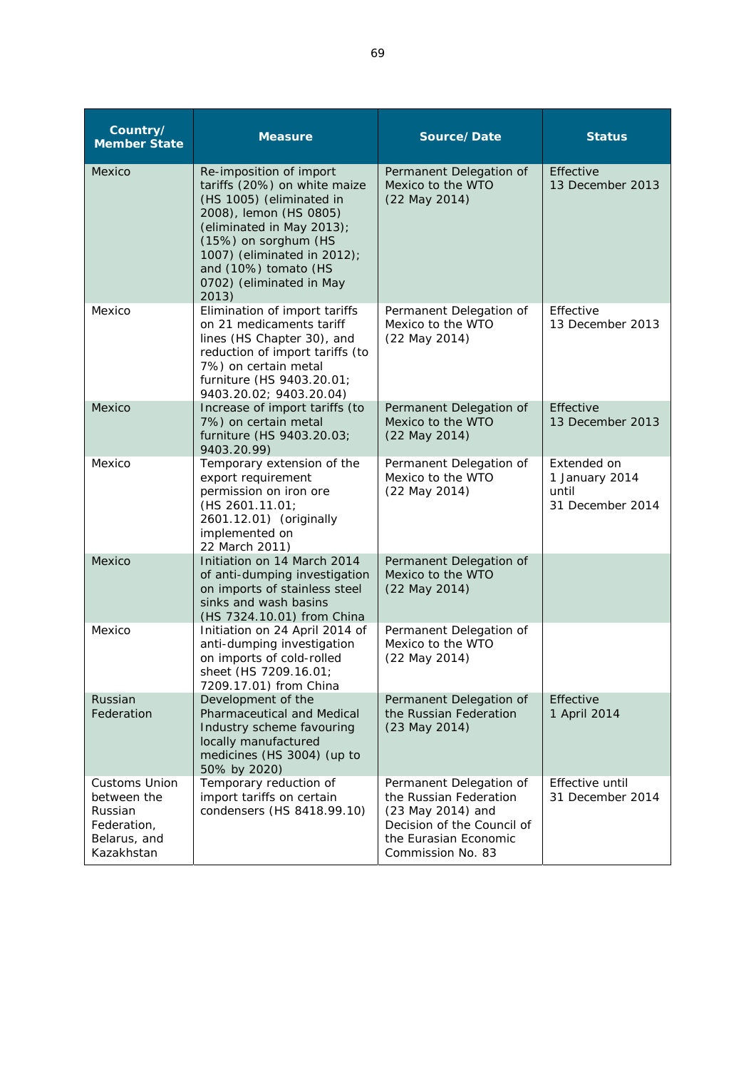| Country/ Member State | Measure | Source/ Date | Status |
|---|---|---|---|
| Mexico | Re-imposition of import tariffs (20%) on white maize (HS 1005) (eliminated in 2008), lemon (HS 0805) (eliminated in May 2013); (15%) on sorghum (HS 1007) (eliminated in 2012); and (10%) tomato (HS 0702) (eliminated in May 2013) | Permanent Delegation of Mexico to the WTO (22 May 2014) | Effective 13 December 2013 |
| Mexico | Elimination of import tariffs on 21 medicaments tariff lines (HS Chapter 30), and reduction of import tariffs (to 7%) on certain metal furniture (HS 9403.20.01; 9403.20.02; 9403.20.04) | Permanent Delegation of Mexico to the WTO (22 May 2014) | Effective 13 December 2013 |
| Mexico | Increase of import tariffs (to 7%) on certain metal furniture (HS 9403.20.03; 9403.20.99) | Permanent Delegation of Mexico to the WTO (22 May 2014) | Effective 13 December 2013 |
| Mexico | Temporary extension of the export requirement permission on iron ore (HS 2601.11.01; 2601.12.01) (originally implemented on 22 March 2011) | Permanent Delegation of Mexico to the WTO (22 May 2014) | Extended on 1 January 2014 until 31 December 2014 |
| Mexico | Initiation on 14 March 2014 of anti-dumping investigation on imports of stainless steel sinks and wash basins (HS 7324.10.01) from China | Permanent Delegation of Mexico to the WTO (22 May 2014) | |
| Mexico | Initiation on 24 April 2014 of anti-dumping investigation on imports of cold-rolled sheet (HS 7209.16.01; 7209.17.01) from China | Permanent Delegation of Mexico to the WTO (22 May 2014) | |
| Russian Federation | Development of the Pharmaceutical and Medical Industry scheme favouring locally manufactured medicines (HS 3004) (up to 50% by 2020) | Permanent Delegation of the Russian Federation (23 May 2014) | Effective 1 April 2014 |
| Customs Union between the Russian Federation, Belarus, and Kazakhstan | Temporary reduction of import tariffs on certain condensers (HS 8418.99.10) | Permanent Delegation of the Russian Federation (23 May 2014) and Decision of the Council of the Eurasian Economic Commission No. 83 | Effective until 31 December 2014 |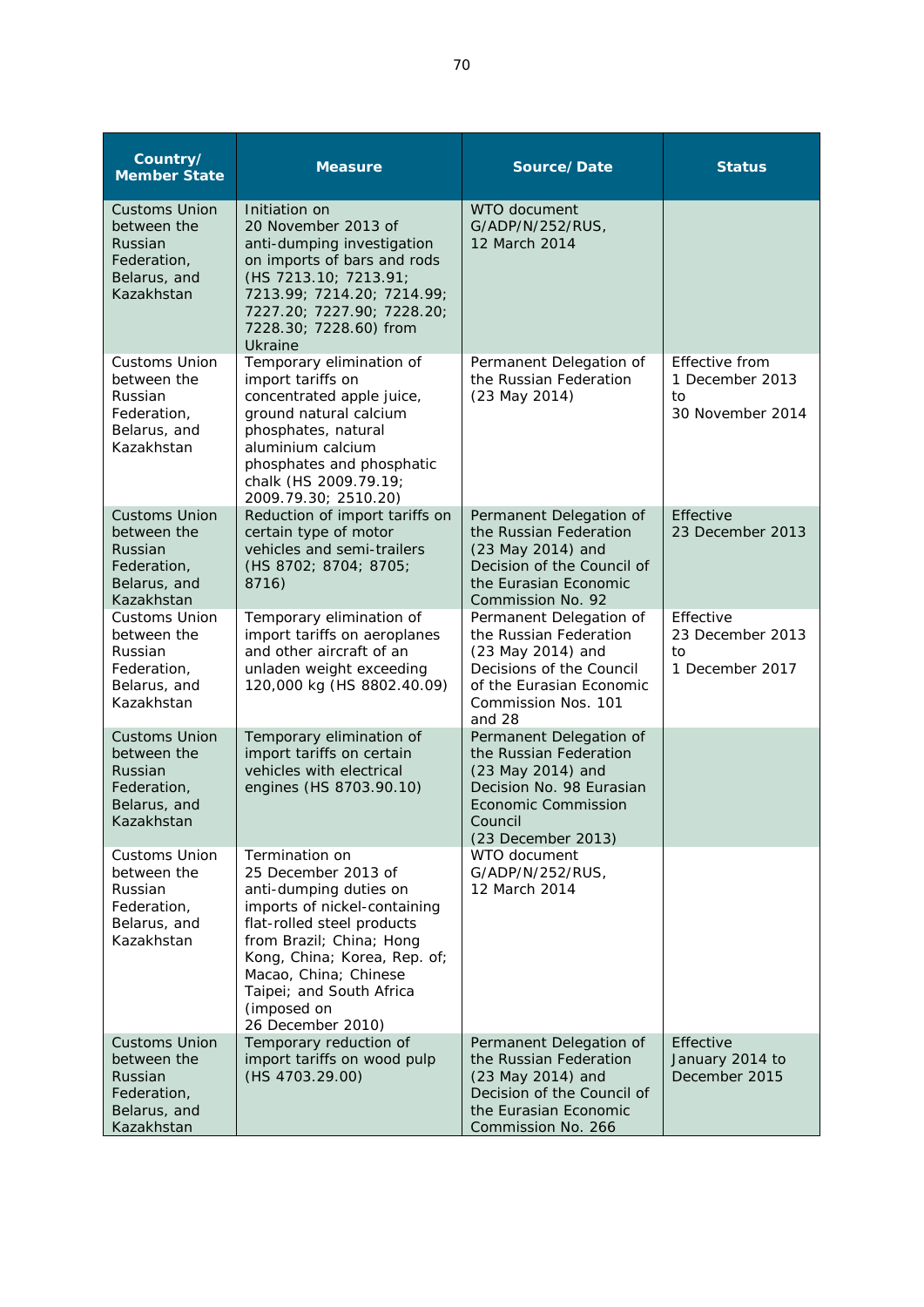| Country/ Member State | Measure | Source/ Date | Status |
|---|---|---|---|
| Customs Union between the Russian Federation, Belarus, and Kazakhstan | Initiation on 20 November 2013 of anti-dumping investigation on imports of bars and rods (HS 7213.10; 7213.91; 7213.99; 7214.20; 7214.99; 7227.20; 7227.90; 7228.20; 7228.30; 7228.60) from Ukraine | WTO document G/ADP/N/252/RUS, 12 March 2014 | |
| Customs Union between the Russian Federation, Belarus, and Kazakhstan | Temporary elimination of import tariffs on concentrated apple juice, ground natural calcium phosphates, natural aluminium calcium phosphates and phosphatic chalk (HS 2009.79.19; 2009.79.30; 2510.20) | Permanent Delegation of the Russian Federation (23 May 2014) | Effective from 1 December 2013 to 30 November 2014 |
| Customs Union between the Russian Federation, Belarus, and Kazakhstan | Reduction of import tariffs on certain type of motor vehicles and semi-trailers (HS 8702; 8704; 8705; 8716) | Permanent Delegation of the Russian Federation (23 May 2014) and Decision of the Council of the Eurasian Economic Commission No. 92 | Effective 23 December 2013 |
| Customs Union between the Russian Federation, Belarus, and Kazakhstan | Temporary elimination of import tariffs on aeroplanes and other aircraft of an unladen weight exceeding 120,000 kg (HS 8802.40.09) | Permanent Delegation of the Russian Federation (23 May 2014) and Decisions of the Council of the Eurasian Economic Commission Nos. 101 and 28 | Effective 23 December 2013 to 1 December 2017 |
| Customs Union between the Russian Federation, Belarus, and Kazakhstan | Temporary elimination of import tariffs on certain vehicles with electrical engines (HS 8703.90.10) | Permanent Delegation of the Russian Federation (23 May 2014) and Decision No. 98 Eurasian Economic Commission Council (23 December 2013) | |
| Customs Union between the Russian Federation, Belarus, and Kazakhstan | Termination on 25 December 2013 of anti-dumping duties on imports of nickel-containing flat-rolled steel products from Brazil; China; Hong Kong, China; Korea, Rep. of; Macao, China; Chinese Taipei; and South Africa (imposed on 26 December 2010) | WTO document G/ADP/N/252/RUS, 12 March 2014 | |
| Customs Union between the Russian Federation, Belarus, and Kazakhstan | Temporary reduction of import tariffs on wood pulp (HS 4703.29.00) | Permanent Delegation of the Russian Federation (23 May 2014) and Decision of the Council of the Eurasian Economic Commission No. 266 | Effective January 2014 to December 2015 |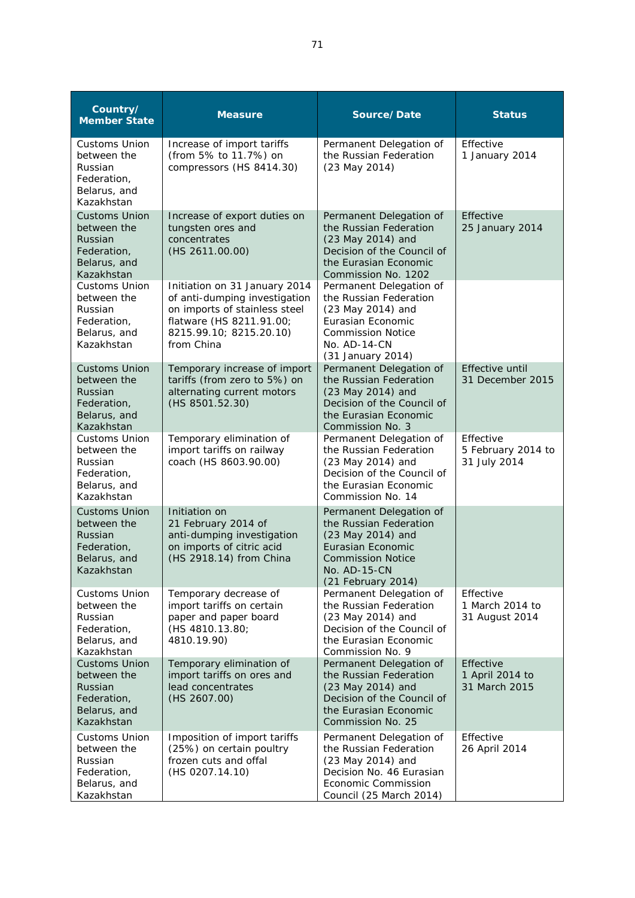| Country/ Member State | Measure | Source/Date | Status |
|---|---|---|---|
| Customs Union between the Russian Federation, Belarus, and Kazakhstan | Increase of import tariffs (from 5% to 11.7%) on compressors (HS 8414.30) | Permanent Delegation of the Russian Federation (23 May 2014) | Effective 1 January 2014 |
| Customs Union between the Russian Federation, Belarus, and Kazakhstan | Increase of export duties on tungsten ores and concentrates (HS 2611.00.00) | Permanent Delegation of the Russian Federation (23 May 2014) and Decision of the Council of the Eurasian Economic Commission No. 1202 | Effective 25 January 2014 |
| Customs Union between the Russian Federation, Belarus, and Kazakhstan | Initiation on 31 January 2014 of anti-dumping investigation on imports of stainless steel flatware (HS 8211.91.00; 8215.99.10; 8215.20.10) from China | Permanent Delegation of the Russian Federation (23 May 2014) and Eurasian Economic Commission Notice No. AD-14-CN (31 January 2014) | |
| Customs Union between the Russian Federation, Belarus, and Kazakhstan | Temporary increase of import tariffs (from zero to 5%) on alternating current motors (HS 8501.52.30) | Permanent Delegation of the Russian Federation (23 May 2014) and Decision of the Council of the Eurasian Economic Commission No. 3 | Effective until 31 December 2015 |
| Customs Union between the Russian Federation, Belarus, and Kazakhstan | Temporary elimination of import tariffs on railway coach (HS 8603.90.00) | Permanent Delegation of the Russian Federation (23 May 2014) and Decision of the Council of the Eurasian Economic Commission No. 14 | Effective 5 February 2014 to 31 July 2014 |
| Customs Union between the Russian Federation, Belarus, and Kazakhstan | Initiation on 21 February 2014 of anti-dumping investigation on imports of citric acid (HS 2918.14) from China | Permanent Delegation of the Russian Federation (23 May 2014) and Eurasian Economic Commission Notice No. AD-15-CN (21 February 2014) | |
| Customs Union between the Russian Federation, Belarus, and Kazakhstan | Temporary decrease of import tariffs on certain paper and paper board (HS 4810.13.80; 4810.19.90) | Permanent Delegation of the Russian Federation (23 May 2014) and Decision of the Council of the Eurasian Economic Commission No. 9 | Effective 1 March 2014 to 31 August 2014 |
| Customs Union between the Russian Federation, Belarus, and Kazakhstan | Temporary elimination of import tariffs on ores and lead concentrates (HS 2607.00) | Permanent Delegation of the Russian Federation (23 May 2014) and Decision of the Council of the Eurasian Economic Commission No. 25 | Effective 1 April 2014 to 31 March 2015 |
| Customs Union between the Russian Federation, Belarus, and Kazakhstan | Imposition of import tariffs (25%) on certain poultry frozen cuts and offal (HS 0207.14.10) | Permanent Delegation of the Russian Federation (23 May 2014) and Decision No. 46 Eurasian Economic Commission Council (25 March 2014) | Effective 26 April 2014 |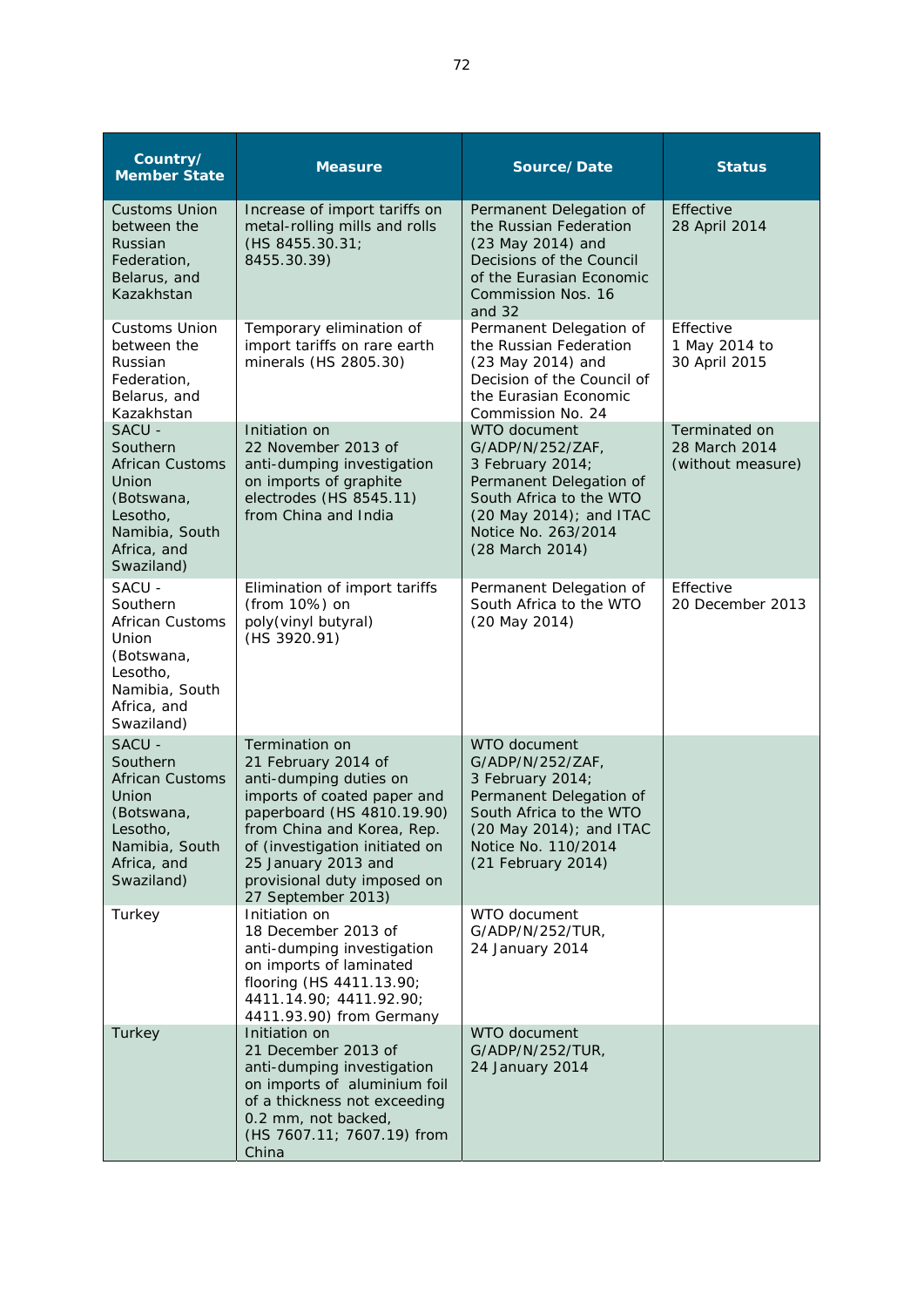| Country/ Member State | Measure | Source/ Date | Status |
|---|---|---|---|
| Customs Union between the Russian Federation, Belarus, and Kazakhstan | Increase of import tariffs on metal-rolling mills and rolls (HS 8455.30.31; 8455.30.39) | Permanent Delegation of the Russian Federation (23 May 2014) and Decisions of the Council of the Eurasian Economic Commission Nos. 16 and 32 | Effective 28 April 2014 |
| Customs Union between the Russian Federation, Belarus, and Kazakhstan | Temporary elimination of import tariffs on rare earth minerals (HS 2805.30) | Permanent Delegation of the Russian Federation (23 May 2014) and Decision of the Council of the Eurasian Economic Commission No. 24 | Effective 1 May 2014 to 30 April 2015 |
| SACU - Southern African Customs Union (Botswana, Lesotho, Namibia, South Africa, and Swaziland) | Initiation on 22 November 2013 of anti-dumping investigation on imports of graphite electrodes (HS 8545.11) from China and India | WTO document G/ADP/N/252/ZAF, 3 February 2014; Permanent Delegation of South Africa to the WTO (20 May 2014); and ITAC Notice No. 263/2014 (28 March 2014) | Terminated on 28 March 2014 (without measure) |
| SACU - Southern African Customs Union (Botswana, Lesotho, Namibia, South Africa, and Swaziland) | Elimination of import tariffs (from 10%) on poly(vinyl butyral) (HS 3920.91) | Permanent Delegation of South Africa to the WTO (20 May 2014) | Effective 20 December 2013 |
| SACU - Southern African Customs Union (Botswana, Lesotho, Namibia, South Africa, and Swaziland) | Termination on 21 February 2014 of anti-dumping duties on imports of coated paper and paperboard (HS 4810.19.90) from China and Korea, Rep. of (investigation initiated on 25 January 2013 and provisional duty imposed on 27 September 2013) | WTO document G/ADP/N/252/ZAF, 3 February 2014; Permanent Delegation of South Africa to the WTO (20 May 2014); and ITAC Notice No. 110/2014 (21 February 2014) | |
| Turkey | Initiation on 18 December 2013 of anti-dumping investigation on imports of laminated flooring (HS 4411.13.90; 4411.14.90; 4411.92.90; 4411.93.90) from Germany | WTO document G/ADP/N/252/TUR, 24 January 2014 | |
| Turkey | Initiation on 21 December 2013 of anti-dumping investigation on imports of aluminium foil of a thickness not exceeding 0.2 mm, not backed, (HS 7607.11; 7607.19) from China | WTO document G/ADP/N/252/TUR, 24 January 2014 | |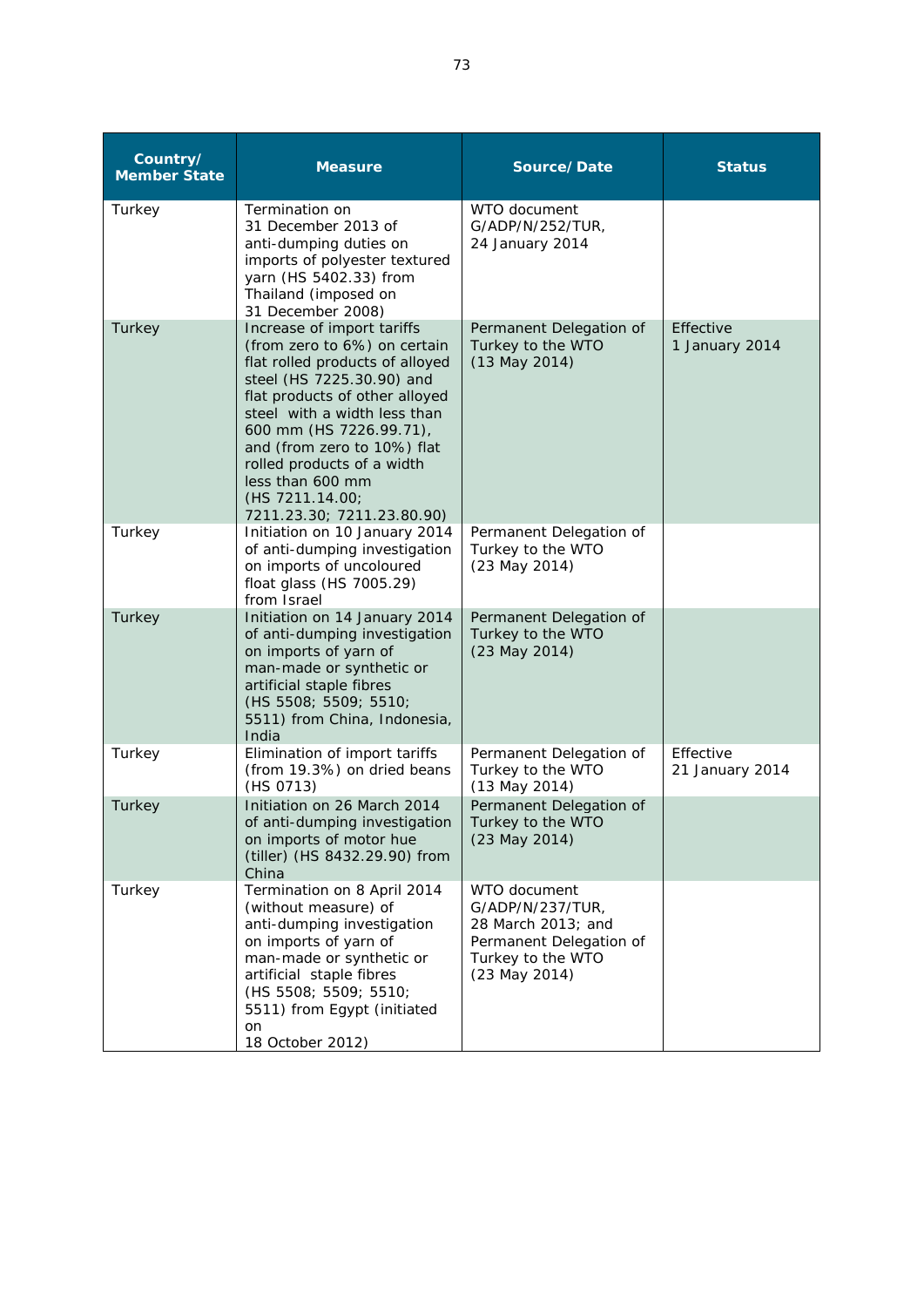| Country/ Member State | Measure | Source/ Date | Status |
|---|---|---|---|
| Turkey | Termination on 31 December 2013 of anti-dumping duties on imports of polyester textured yarn (HS 5402.33) from Thailand (imposed on 31 December 2008) | WTO document G/ADP/N/252/TUR, 24 January 2014 | |
| Turkey | Increase of import tariffs (from zero to 6%) on certain flat rolled products of alloyed steel (HS 7225.30.90) and flat products of other alloyed steel with a width less than 600 mm (HS 7226.99.71), and (from zero to 10%) flat rolled products of a width less than 600 mm (HS 7211.14.00; 7211.23.30; 7211.23.80.90) | Permanent Delegation of Turkey to the WTO (13 May 2014) | Effective 1 January 2014 |
| Turkey | Initiation on 10 January 2014 of anti-dumping investigation on imports of uncoloured float glass (HS 7005.29) from Israel | Permanent Delegation of Turkey to the WTO (23 May 2014) | |
| Turkey | Initiation on 14 January 2014 of anti-dumping investigation on imports of yarn of man-made or synthetic or artificial staple fibres (HS 5508; 5509; 5510; 5511) from China, Indonesia, India | Permanent Delegation of Turkey to the WTO (23 May 2014) | |
| Turkey | Elimination of import tariffs (from 19.3%) on dried beans (HS 0713) | Permanent Delegation of Turkey to the WTO (13 May 2014) | Effective 21 January 2014 |
| Turkey | Initiation on 26 March 2014 of anti-dumping investigation on imports of motor hue (tiller) (HS 8432.29.90) from China | Permanent Delegation of Turkey to the WTO (23 May 2014) | |
| Turkey | Termination on 8 April 2014 (without measure) of anti-dumping investigation on imports of yarn of man-made or synthetic or artificial staple fibres (HS 5508; 5509; 5510; 5511) from Egypt (initiated on 18 October 2012) | WTO document G/ADP/N/237/TUR, 28 March 2013; and Permanent Delegation of Turkey to the WTO (23 May 2014) | |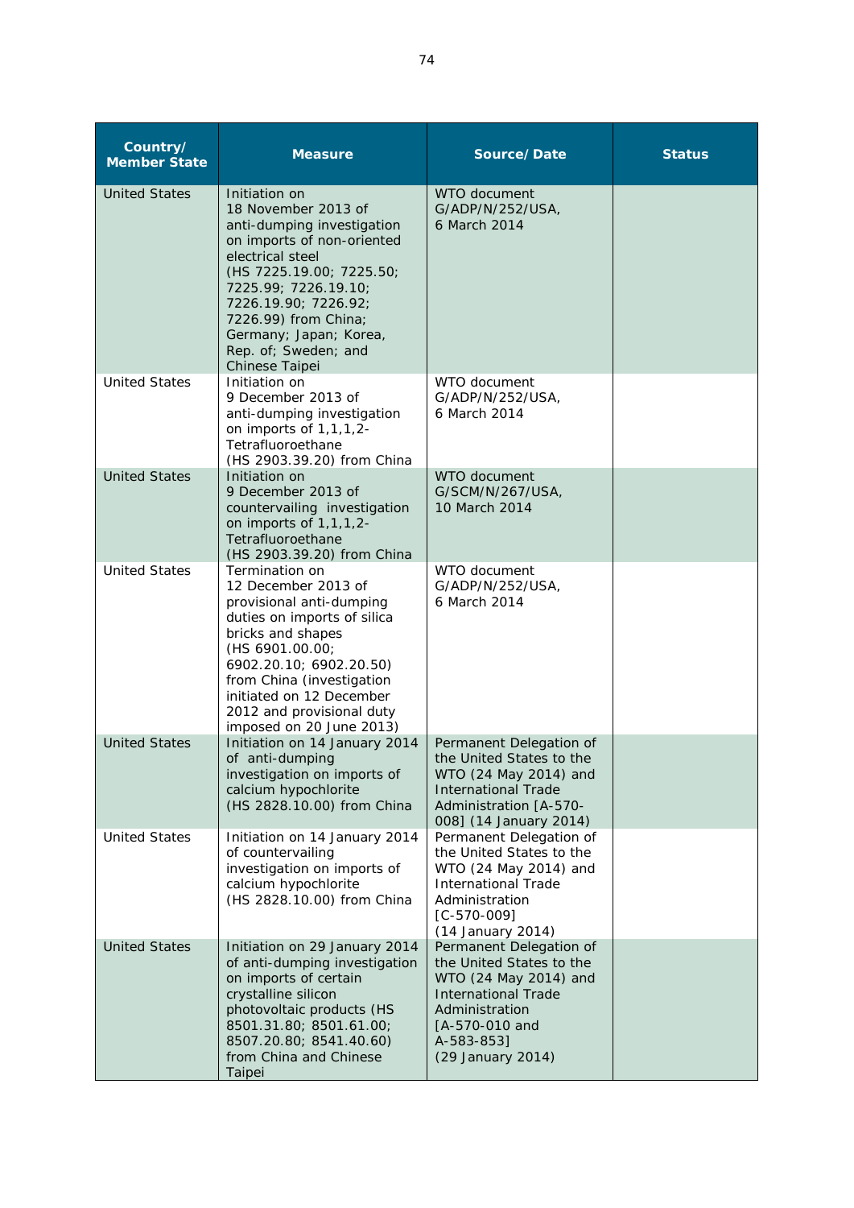| Country/ Member State | Measure | Source/ Date | Status |
|---|---|---|---|
| United States | Initiation on 18 November 2013 of anti-dumping investigation on imports of non-oriented electrical steel (HS 7225.19.00; 7225.50; 7225.99; 7226.19.10; 7226.19.90; 7226.92; 7226.99) from China; Germany; Japan; Korea, Rep. of; Sweden; and Chinese Taipei | WTO document G/ADP/N/252/USA, 6 March 2014 | |
| United States | Initiation on 9 December 2013 of anti-dumping investigation on imports of 1,1,1,2-Tetrafluoroethane (HS 2903.39.20) from China | WTO document G/ADP/N/252/USA, 6 March 2014 | |
| United States | Initiation on 9 December 2013 of countervailing investigation on imports of 1,1,1,2-Tetrafluoroethane (HS 2903.39.20) from China | WTO document G/SCM/N/267/USA, 10 March 2014 | |
| United States | Termination on 12 December 2013 of provisional anti-dumping duties on imports of silica bricks and shapes (HS 6901.00.00; 6902.20.10; 6902.20.50) from China (investigation initiated on 12 December 2012 and provisional duty imposed on 20 June 2013) | WTO document G/ADP/N/252/USA, 6 March 2014 | |
| United States | Initiation on 14 January 2014 of anti-dumping investigation on imports of calcium hypochlorite (HS 2828.10.00) from China | Permanent Delegation of the United States to the WTO (24 May 2014) and International Trade Administration [A-570-008] (14 January 2014) | |
| United States | Initiation on 14 January 2014 of countervailing investigation on imports of calcium hypochlorite (HS 2828.10.00) from China | Permanent Delegation of the United States to the WTO (24 May 2014) and International Trade Administration [C-570-009] (14 January 2014) | |
| United States | Initiation on 29 January 2014 of anti-dumping investigation on imports of certain crystalline silicon photovoltaic products (HS 8501.31.80; 8501.61.00; 8507.20.80; 8541.40.60) from China and Chinese Taipei | Permanent Delegation of the United States to the WTO (24 May 2014) and International Trade Administration [A-570-010 and A-583-853] (29 January 2014) | |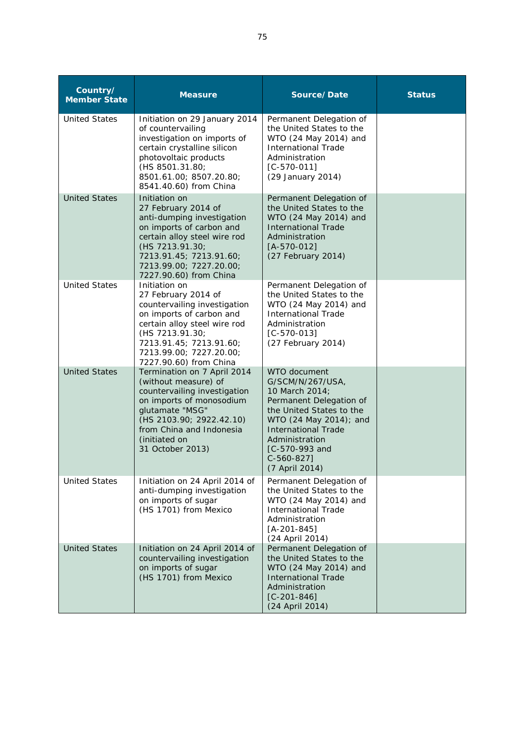| Country/ Member State | Measure | Source/ Date | Status |
|---|---|---|---|
| United States | Initiation on 29 January 2014 of countervailing investigation on imports of certain crystalline silicon photovoltaic products (HS 8501.31.80; 8501.61.00; 8507.20.80; 8541.40.60) from China | Permanent Delegation of the United States to the WTO (24 May 2014) and International Trade Administration [C-570-011] (29 January 2014) | |
| United States | Initiation on 27 February 2014 of anti-dumping investigation on imports of carbon and certain alloy steel wire rod (HS 7213.91.30; 7213.91.45; 7213.91.60; 7213.99.00; 7227.20.00; 7227.90.60) from China | Permanent Delegation of the United States to the WTO (24 May 2014) and International Trade Administration [A-570-012] (27 February 2014) | |
| United States | Initiation on 27 February 2014 of countervailing investigation on imports of carbon and certain alloy steel wire rod (HS 7213.91.30; 7213.91.45; 7213.91.60; 7213.99.00; 7227.20.00; 7227.90.60) from China | Permanent Delegation of the United States to the WTO (24 May 2014) and International Trade Administration [C-570-013] (27 February 2014) | |
| United States | Termination on 7 April 2014 (without measure) of countervailing investigation on imports of monosodium glutamate "MSG" (HS 2103.90; 2922.42.10) from China and Indonesia (initiated on 31 October 2013) | WTO document G/SCM/N/267/USA, 10 March 2014; Permanent Delegation of the United States to the WTO (24 May 2014); and International Trade Administration [C-570-993 and C-560-827] (7 April 2014) | |
| United States | Initiation on 24 April 2014 of anti-dumping investigation on imports of sugar (HS 1701) from Mexico | Permanent Delegation of the United States to the WTO (24 May 2014) and International Trade Administration [A-201-845] (24 April 2014) | |
| United States | Initiation on 24 April 2014 of countervailing investigation on imports of sugar (HS 1701) from Mexico | Permanent Delegation of the United States to the WTO (24 May 2014) and International Trade Administration [C-201-846] (24 April 2014) | |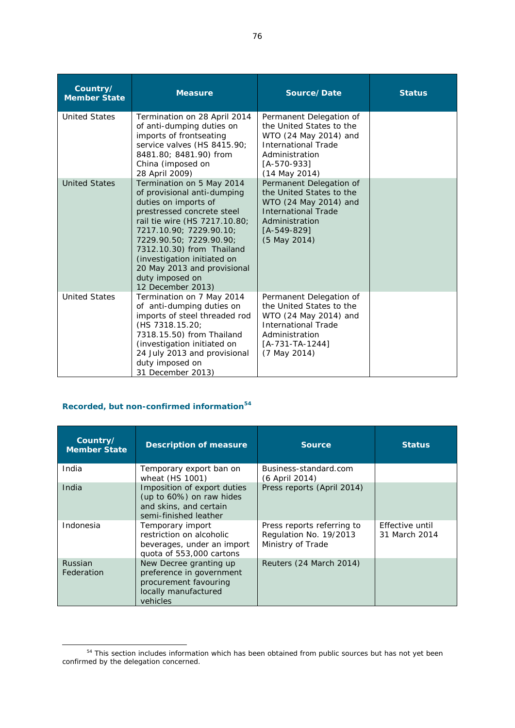| Country/ Member State | Measure | Source/ Date | Status |
|---|---|---|---|
| United States | Termination on 28 April 2014 of anti-dumping duties on imports of frontseating service valves (HS 8415.90; 8481.80; 8481.90) from China (imposed on 28 April 2009) | Permanent Delegation of the United States to the WTO (24 May 2014) and International Trade Administration [A-570-933] (14 May 2014) | |
| United States | Termination on 5 May 2014 of provisional anti-dumping duties on imports of prestressed concrete steel rail tie wire (HS 7217.10.80; 7217.10.90; 7229.90.10; 7229.90.50; 7229.90.90; 7312.10.30) from Thailand (investigation initiated on 20 May 2013 and provisional duty imposed on 12 December 2013) | Permanent Delegation of the United States to the WTO (24 May 2014) and International Trade Administration [A-549-829] (5 May 2014) | |
| United States | Termination on 7 May 2014 of anti-dumping duties on imports of steel threaded rod (HS 7318.15.20; 7318.15.50) from Thailand (investigation initiated on 24 July 2013 and provisional duty imposed on 31 December 2013) | Permanent Delegation of the United States to the WTO (24 May 2014) and International Trade Administration [A-731-TA-1244] (7 May 2014) | |

### Recorded, but non-confirmed information[54]

| Country/ Member State | Description of measure | Source | Status |
|---|---|---|---|
| India | Temporary export ban on wheat (HS 1001) | Business-standard.com (6 April 2014) | |
| India | Imposition of export duties (up to 60%) on raw hides and skins, and certain semi-finished leather | Press reports (April 2014) | |
| Indonesia | Temporary import restriction on alcoholic beverages, under an import quota of 553,000 cartons | Press reports referring to Regulation No. 19/2013 Ministry of Trade | Effective until 31 March 2014 |
| Russian Federation | New Decree granting up preference in government procurement favouring locally manufactured vehicles | Reuters (24 March 2014) | |

[54] This section includes information which has been obtained from public sources but has not yet been confirmed by the delegation concerned.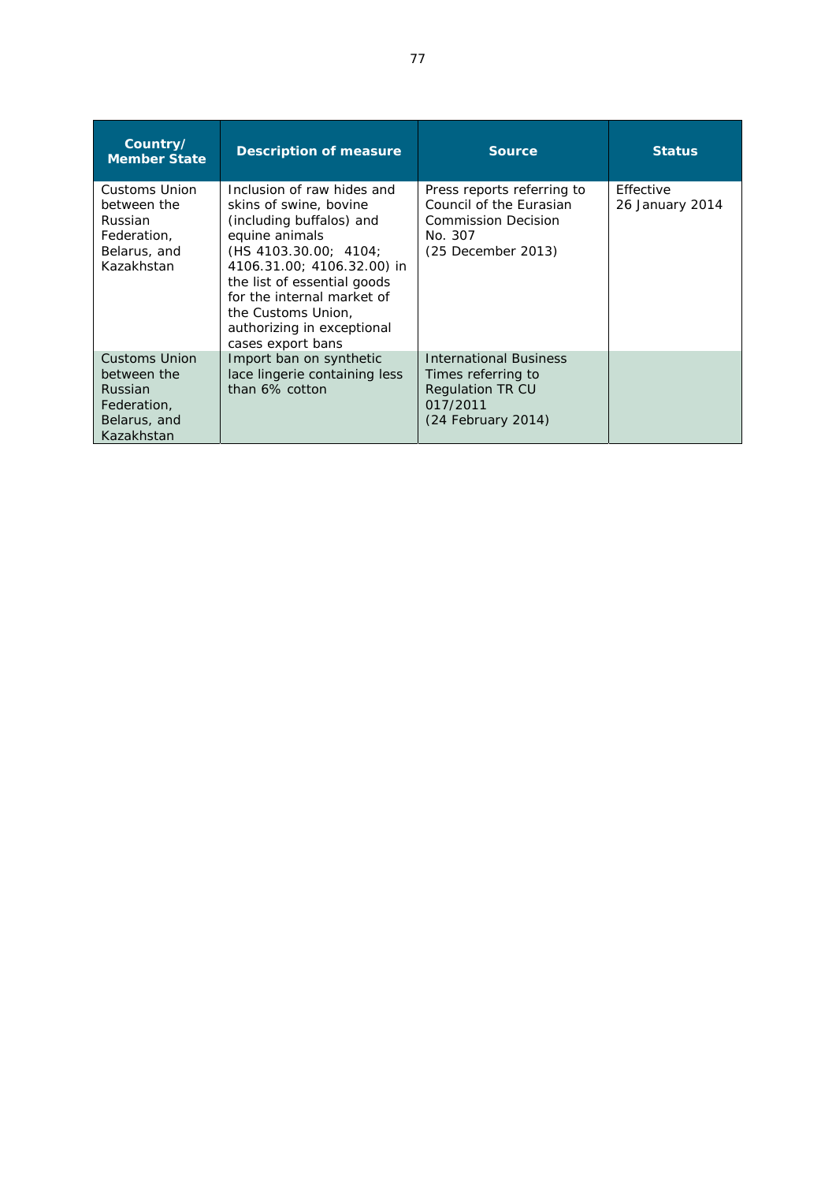| Country/ Member State | Description of measure | Source | Status |
|---|---|---|---|
| Customs Union between the Russian Federation, Belarus, and Kazakhstan | Inclusion of raw hides and skins of swine, bovine (including buffalos) and equine animals (HS 4103.30.00; 4104; 4106.31.00; 4106.32.00) in the list of essential goods for the internal market of the Customs Union, authorizing in exceptional cases export bans | Press reports referring to Council of the Eurasian Commission Decision No. 307 (25 December 2013) | Effective 26 January 2014 |
| Customs Union between the Russian Federation, Belarus, and Kazakhstan | Import ban on synthetic lace lingerie containing less than 6% cotton | International Business Times referring to Regulation TR CU 017/2011 (24 February 2014) | |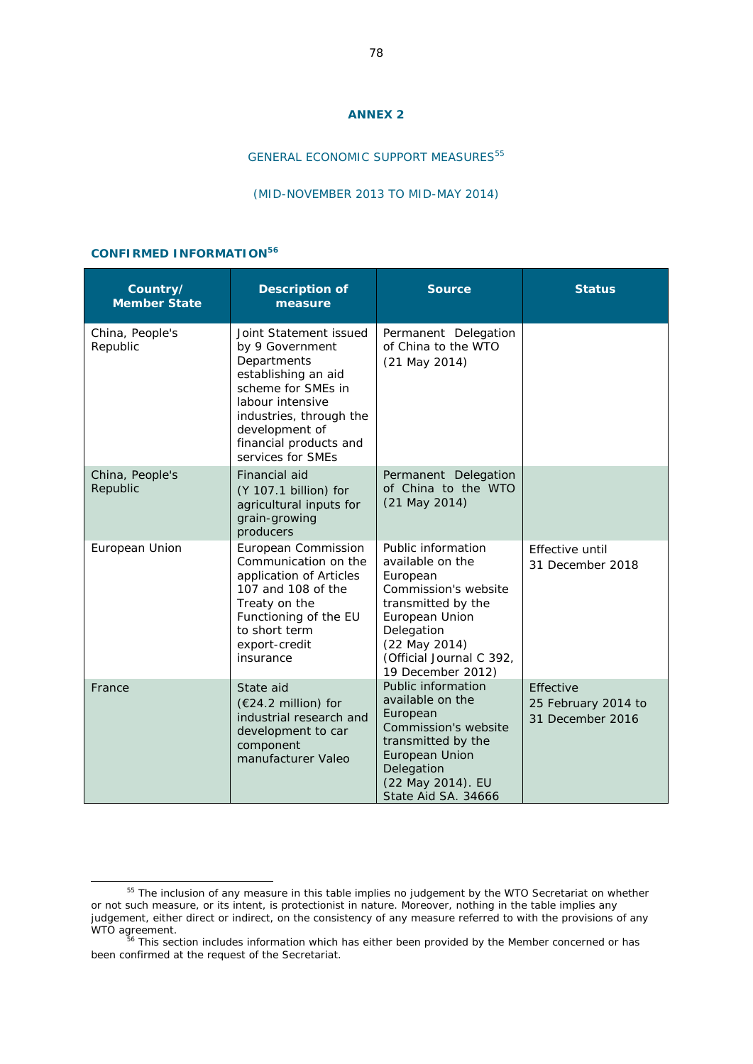## ANNEX 2

### GENERAL ECONOMIC SUPPORT MEASURES[55]

### (MID-NOVEMBER 2013 TO MID-MAY 2014)

### CONFIRMED INFORMATION[56]

| Country/ Member State | Description of measure | Source | Status |
|---|---|---|---|
| China, People's Republic | Joint Statement issued by 9 Government Departments establishing an aid scheme for SMEs in labour intensive industries, through the development of financial products and services for SMEs | Permanent Delegation of China to the WTO (21 May 2014) | |
| China, People's Republic | Financial aid (Y 107.1 billion) for agricultural inputs for grain-growing producers | Permanent Delegation of China to the WTO (21 May 2014) | |
| European Union | European Commission Communication on the application of Articles 107 and 108 of the Treaty on the Functioning of the EU to short term export-credit insurance | Public information available on the European Commission's website transmitted by the European Union Delegation (22 May 2014) (Official Journal C 392, 19 December 2012) | Effective until 31 December 2018 |
| France | State aid (€24.2 million) for industrial research and development to car component manufacturer Valeo | Public information available on the European Commission's website transmitted by the European Union Delegation (22 May 2014). EU State Aid SA. 34666 | Effective 25 February 2014 to 31 December 2016 |

---

[55] The inclusion of any measure in this table implies no judgement by the WTO Secretariat on whether or not such measure, or its intent, is protectionist in nature. Moreover, nothing in the table implies any judgement, either direct or indirect, on the consistency of any measure referred to with the provisions of any WTO agreement.

[56] This section includes information which has either been provided by the Member concerned or has been confirmed at the request of the Secretariat.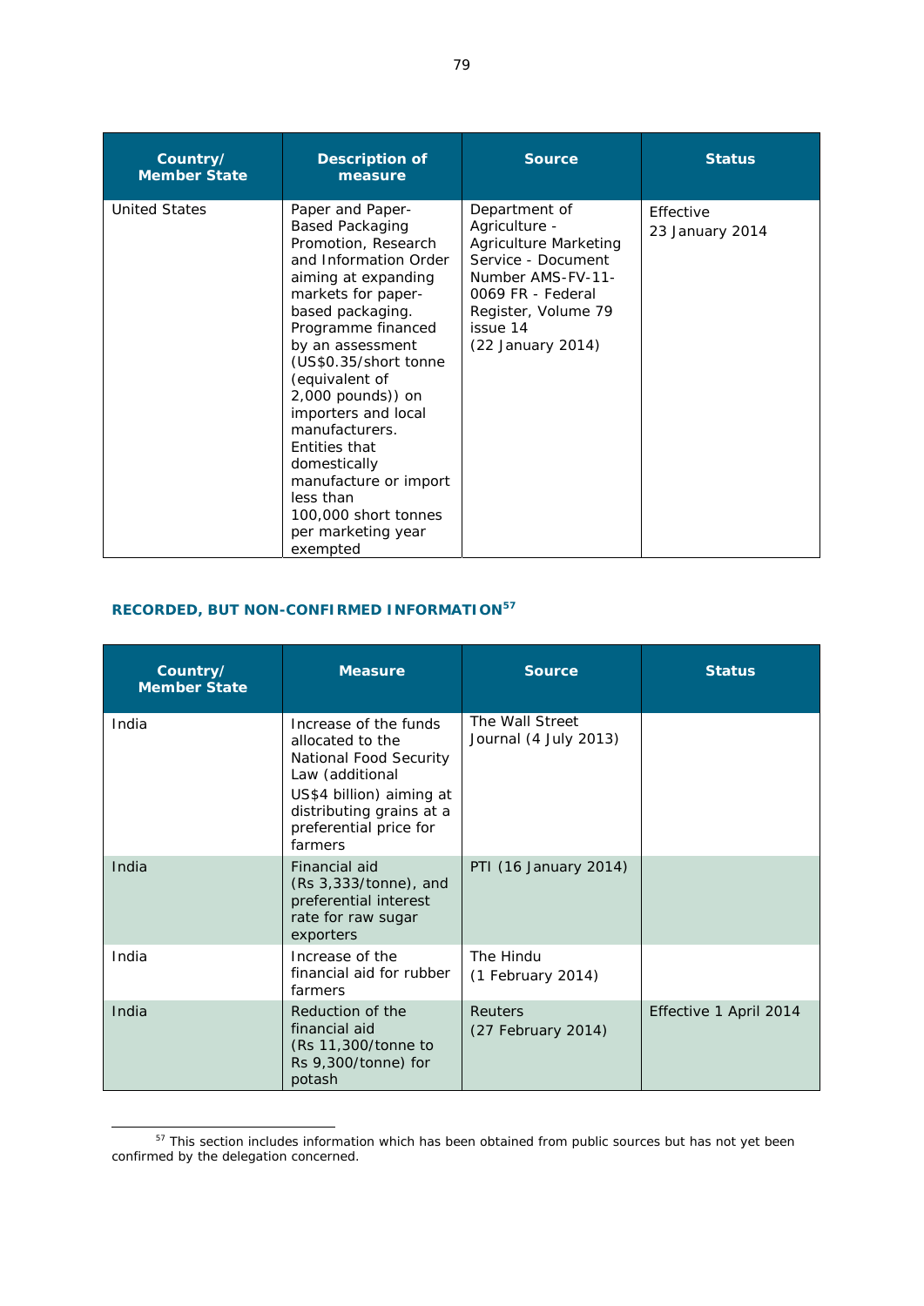| Country/ Member State | Description of measure | Source | Status |
|---|---|---|---|
| United States | Paper and Paper-Based Packaging Promotion, Research and Information Order aiming at expanding markets for paper-based packaging. Programme financed by an assessment (US$0.35/short tonne (equivalent of 2,000 pounds)) on importers and local manufacturers. Entities that domestically manufacture or import less than 100,000 short tonnes per marketing year exempted | Department of Agriculture - Agriculture Marketing Service - Document Number AMS-FV-11-0069 FR - Federal Register, Volume 79 issue 14 (22 January 2014) | Effective 23 January 2014 |

### RECORDED, BUT NON-CONFIRMED INFORMATION[57]

| Country/ Member State | Measure | Source | Status |
|---|---|---|---|
| India | Increase of the funds allocated to the National Food Security Law (additional US$4 billion) aiming at distributing grains at a preferential price for farmers | The Wall Street Journal (4 July 2013) | |
| India | Financial aid (Rs 3,333/tonne), and preferential interest rate for raw sugar exporters | PTI (16 January 2014) | |
| India | Increase of the financial aid for rubber farmers | The Hindu (1 February 2014) | |
| India | Reduction of the financial aid (Rs 11,300/tonne to Rs 9,300/tonne) for potash | Reuters (27 February 2014) | Effective 1 April 2014 |

[57] This section includes information which has been obtained from public sources but has not yet been confirmed by the delegation concerned.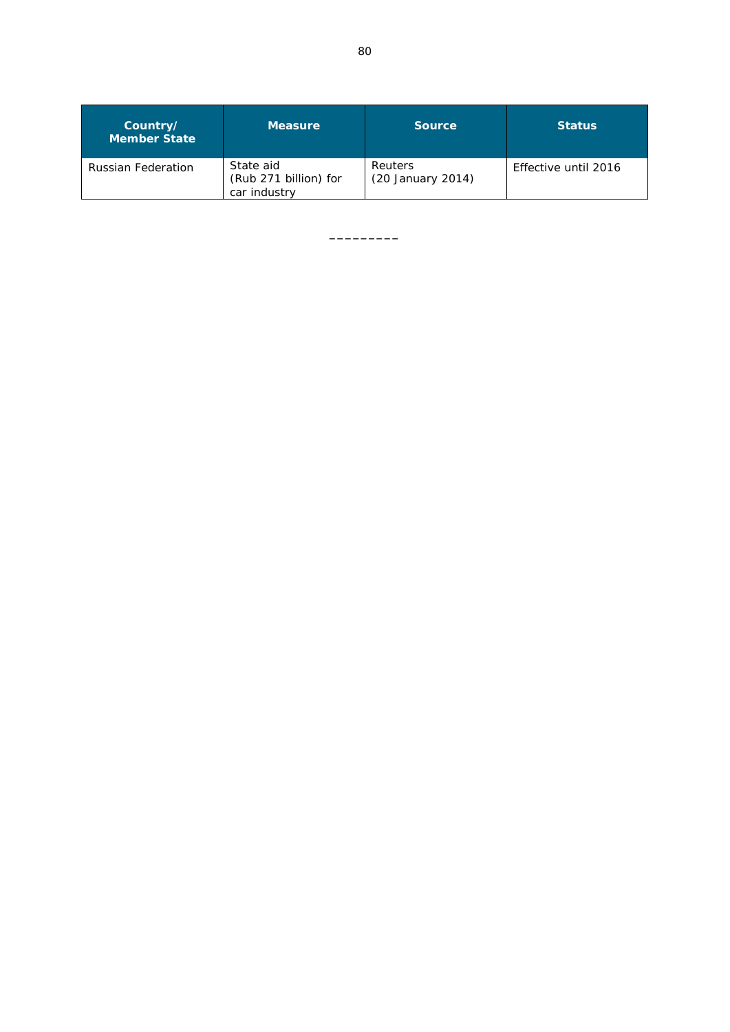| Country/ Member State | Measure | Source | Status |
|---|---|---|---|
| Russian Federation | State aid (Rub 271 billion) for car industry | Reuters (20 January 2014) | Effective until 2016 |

\_\_\_\_\_\_\_\_\_